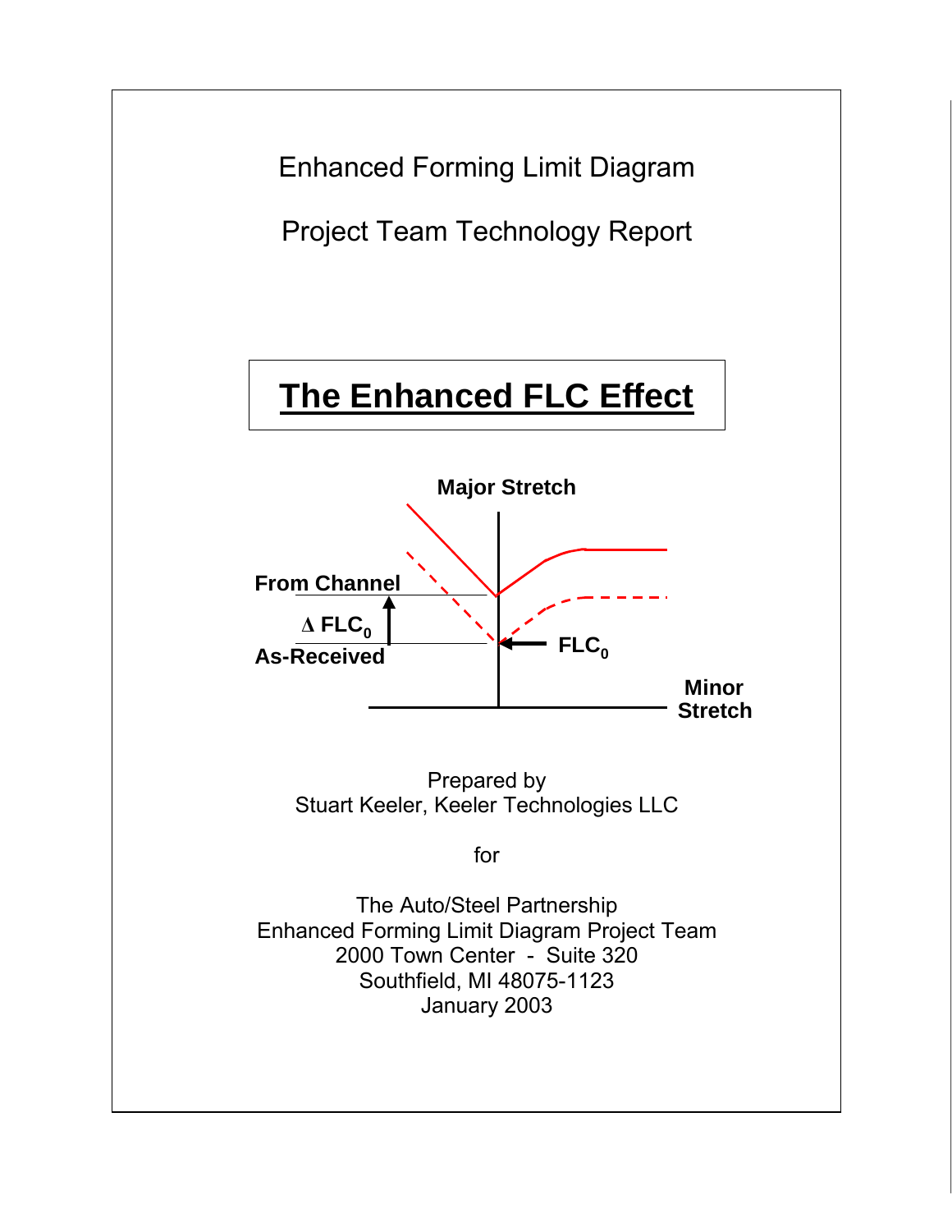# Enhanced Forming Limit Diagram

## Project Team Technology Report

## **The Enhanced FLC Effect**

Major Stretch

From Channel

$\Delta$ $FLC_0$

As-Received

$FLC_0$

Minor Stretch

Prepared by
Stuart Keeler, Keeler Technologies LLC

for

The Auto/Steel Partnership
Enhanced Forming Limit Diagram Project Team
2000 Town Center - Suite 320
Southfield, MI 48075-1123
January 2003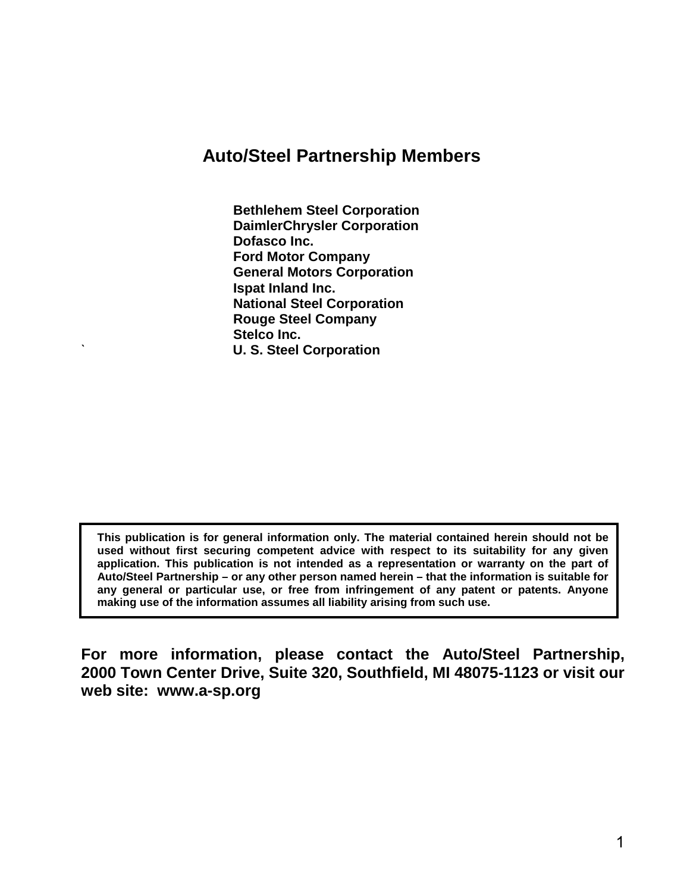## Auto/Steel Partnership Members

**Bethlehem Steel Corporation**
**DaimlerChrysler Corporation**
**Dofasco Inc.**
**Ford Motor Company**
**General Motors Corporation**
**Ispat Inland Inc.**
**National Steel Corporation**
**Rouge Steel Company**
**Stelco Inc.**
**U. S. Steel Corporation**

**This publication is for general information only. The material contained herein should not be used without first securing competent advice with respect to its suitability for any given application. This publication is not intended as a representation or warranty on the part of Auto/Steel Partnership – or any other person named herein – that the information is suitable for any general or particular use, or free from infringement of any patent or patents. Anyone making use of the information assumes all liability arising from such use.**

**For more information, please contact the Auto/Steel Partnership, 2000 Town Center Drive, Suite 320, Southfield, MI 48075-1123 or visit our web site: www.a-sp.org**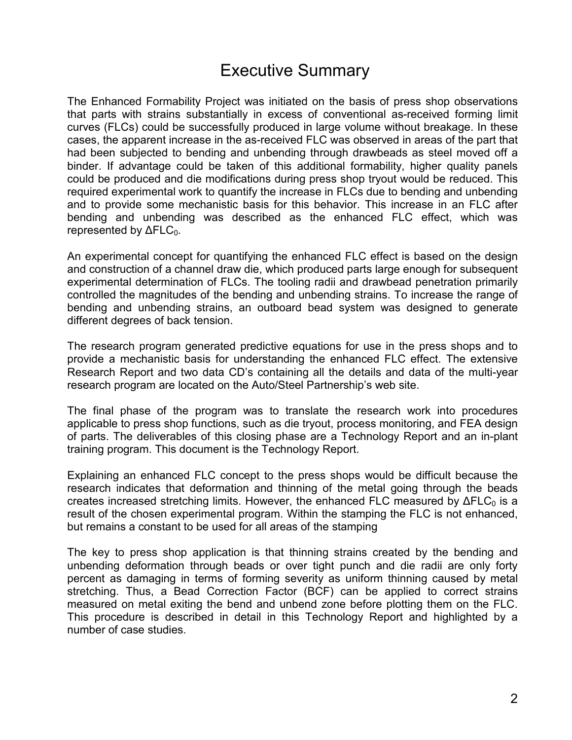# Executive Summary

The Enhanced Formability Project was initiated on the basis of press shop observations that parts with strains substantially in excess of conventional as-received forming limit curves (FLCs) could be successfully produced in large volume without breakage. In these cases, the apparent increase in the as-received FLC was observed in areas of the part that had been subjected to bending and unbending through drawbeads as steel moved off a binder. If advantage could be taken of this additional formability, higher quality panels could be produced and die modifications during press shop tryout would be reduced. This required experimental work to quantify the increase in FLCs due to bending and unbending and to provide some mechanistic basis for this behavior. This increase in an FLC after bending and unbending was described as the enhanced FLC effect, which was represented by $\Delta FLC_0$.

An experimental concept for quantifying the enhanced FLC effect is based on the design and construction of a channel draw die, which produced parts large enough for subsequent experimental determination of FLCs. The tooling radii and drawbead penetration primarily controlled the magnitudes of the bending and unbending strains. To increase the range of bending and unbending strains, an outboard bead system was designed to generate different degrees of back tension.

The research program generated predictive equations for use in the press shops and to provide a mechanistic basis for understanding the enhanced FLC effect. The extensive Research Report and two data CD's containing all the details and data of the multi-year research program are located on the Auto/Steel Partnership's web site.

The final phase of the program was to translate the research work into procedures applicable to press shop functions, such as die tryout, process monitoring, and FEA design of parts. The deliverables of this closing phase are a Technology Report and an in-plant training program. This document is the Technology Report.

Explaining an enhanced FLC concept to the press shops would be difficult because the research indicates that deformation and thinning of the metal going through the beads creates increased stretching limits. However, the enhanced FLC measured by $\Delta FLC_0$ is a result of the chosen experimental program. Within the stamping the FLC is not enhanced, but remains a constant to be used for all areas of the stamping

The key to press shop application is that thinning strains created by the bending and unbending deformation through beads or over tight punch and die radii are only forty percent as damaging in terms of forming severity as uniform thinning caused by metal stretching. Thus, a Bead Correction Factor (BCF) can be applied to correct strains measured on metal exiting the bend and unbend zone before plotting them on the FLC. This procedure is described in detail in this Technology Report and highlighted by a number of case studies.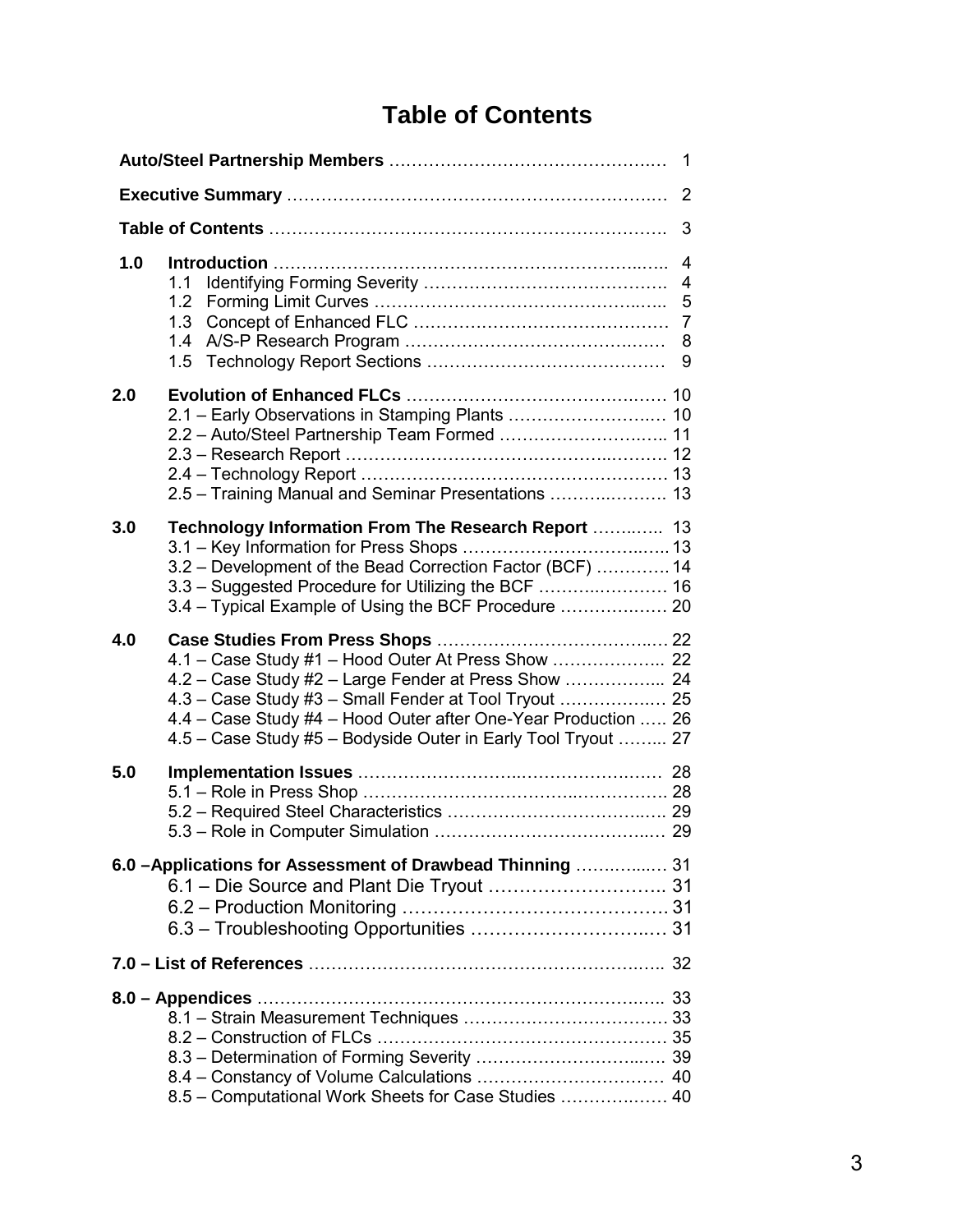# Table of Contents

| | | |
|---|---|---|
| **Auto/Steel Partnership Members** | | 1 |
| **Executive Summary** | | 2 |
| **Table of Contents** | | 3 |
| **1.0** | **Introduction** | 4 |
| | 1.1 Identifying Forming Severity | 4 |
| | 1.2 Forming Limit Curves | 5 |
| | 1.3 Concept of Enhanced FLC | 7 |
| | 1.4 A/S-P Research Program | 8 |
| | 1.5 Technology Report Sections | 9 |
| **2.0** | **Evolution of Enhanced FLCs** | 10 |
| | 2.1 – Early Observations in Stamping Plants | 10 |
| | 2.2 – Auto/Steel Partnership Team Formed | 11 |
| | 2.3 – Research Report | 12 |
| | 2.4 – Technology Report | 13 |
| | 2.5 – Training Manual and Seminar Presentations | 13 |
| **3.0** | **Technology Information From The Research Report** | 13 |
| | 3.1 – Key Information for Press Shops | 13 |
| | 3.2 – Development of the Bead Correction Factor (BCF) | 14 |
| | 3.3 – Suggested Procedure for Utilizing the BCF | 16 |
| | 3.4 – Typical Example of Using the BCF Procedure | 20 |
| **4.0** | **Case Studies From Press Shops** | 22 |
| | 4.1 – Case Study #1 – Hood Outer At Press Show | 22 |
| | 4.2 – Case Study #2 – Large Fender at Press Show | 24 |
| | 4.3 – Case Study #3 – Small Fender at Tool Tryout | 25 |
| | 4.4 – Case Study #4 – Hood Outer after One-Year Production | 26 |
| | 4.5 – Case Study #5 – Bodyside Outer in Early Tool Tryout | 27 |
| **5.0** | **Implementation Issues** | 28 |
| | 5.1 – Role in Press Shop | 28 |
| | 5.2 – Required Steel Characteristics | 29 |
| | 5.3 – Role in Computer Simulation | 29 |
| **6.0 –Applications for Assessment of Drawbead Thinning** | | 31 |
| | 6.1 – Die Source and Plant Die Tryout | 31 |
| | 6.2 – Production Monitoring | 31 |
| | 6.3 – Troubleshooting Opportunities | 31 |
| **7.0 – List of References** | | 32 |
| **8.0 – Appendices** | | 33 |
| | 8.1 – Strain Measurement Techniques | 33 |
| | 8.2 – Construction of FLCs | 35 |
| | 8.3 – Determination of Forming Severity | 39 |
| | 8.4 – Constancy of Volume Calculations | 40 |
| | 8.5 – Computational Work Sheets for Case Studies | 40 |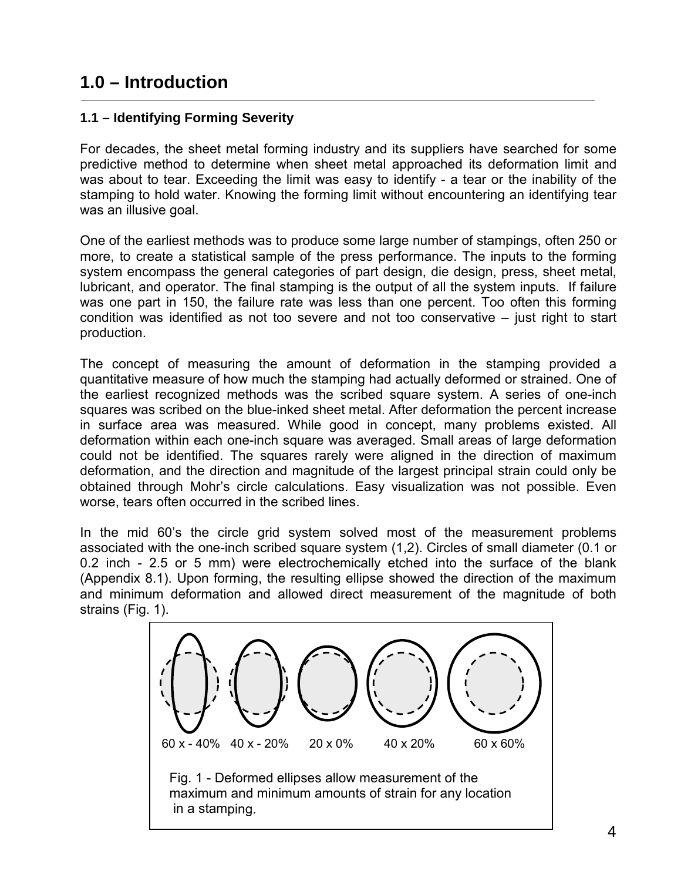# 1.0 – Introduction

### 1.1 – Identifying Forming Severity

For decades, the sheet metal forming industry and its suppliers have searched for some predictive method to determine when sheet metal approached its deformation limit and was about to tear. Exceeding the limit was easy to identify - a tear or the inability of the stamping to hold water. Knowing the forming limit without encountering an identifying tear was an illusive goal.

One of the earliest methods was to produce some large number of stampings, often 250 or more, to create a statistical sample of the press performance. The inputs to the forming system encompass the general categories of part design, die design, press, sheet metal, lubricant, and operator. The final stamping is the output of all the system inputs. If failure was one part in 150, the failure rate was less than one percent. Too often this forming condition was identified as not too severe and not too conservative – just right to start production.

The concept of measuring the amount of deformation in the stamping provided a quantitative measure of how much the stamping had actually deformed or strained. One of the earliest recognized methods was the scribed square system. A series of one-inch squares was scribed on the blue-inked sheet metal. After deformation the percent increase in surface area was measured. While good in concept, many problems existed. All deformation within each one-inch square was averaged. Small areas of large deformation could not be identified. The squares rarely were aligned in the direction of maximum deformation, and the direction and magnitude of the largest principal strain could only be obtained through Mohr's circle calculations. Easy visualization was not possible. Even worse, tears often occurred in the scribed lines.

In the mid 60's the circle grid system solved most of the measurement problems associated with the one-inch scribed square system (1,2). Circles of small diameter (0.1 or 0.2 inch - 2.5 or 5 mm) were electrochemically etched into the surface of the blank (Appendix 8.1). Upon forming, the resulting ellipse showed the direction of the maximum and minimum deformation and allowed direct measurement of the magnitude of both strains (Fig. 1).

60 x - 40% 40 x - 20% 20 x 0% 40 x 20% 60 x 60%

Fig. 1 - Deformed ellipses allow measurement of the maximum and minimum amounts of strain for any location in a stamping.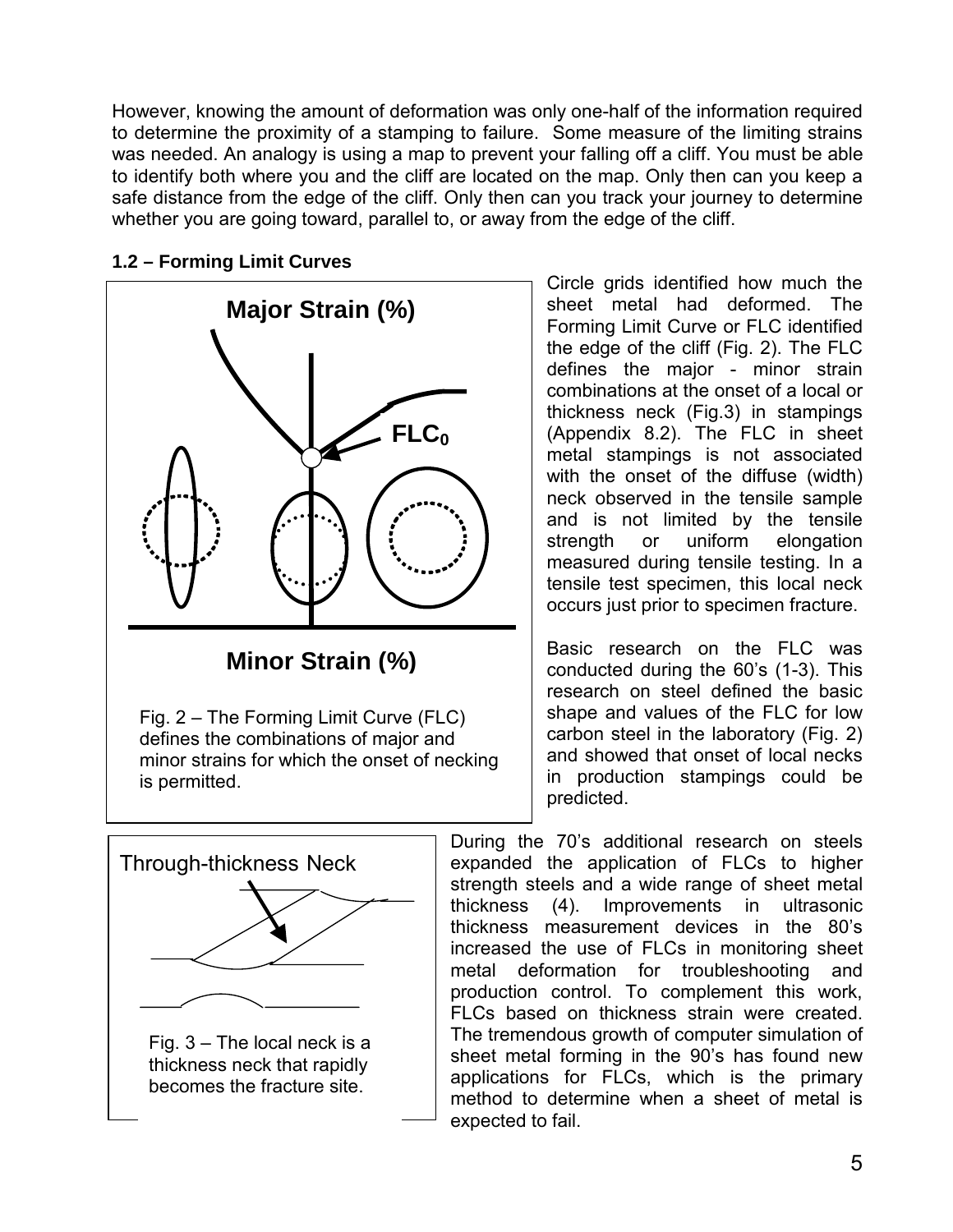However, knowing the amount of deformation was only one-half of the information required to determine the proximity of a stamping to failure. Some measure of the limiting strains was needed. An analogy is using a map to prevent your falling off a cliff. You must be able to identify both where you and the cliff are located on the map. Only then can you keep a safe distance from the edge of the cliff. Only then can you track your journey to determine whether you are going toward, parallel to, or away from the edge of the cliff.

### 1.2 – Forming Limit Curves

Fig. 2 – The Forming Limit Curve (FLC) defines the combinations of major and minor strains for which the onset of necking is permitted.

Circle grids identified how much the sheet metal had deformed. The Forming Limit Curve or FLC identified the edge of the cliff (Fig. 2). The FLC defines the major - minor strain combinations at the onset of a local or thickness neck (Fig.3) in stampings (Appendix 8.2). The FLC in sheet metal stampings is not associated with the onset of the diffuse (width) neck observed in the tensile sample and is not limited by the tensile strength or uniform elongation measured during tensile testing. In a tensile test specimen, this local neck occurs just prior to specimen fracture.

Basic research on the FLC was conducted during the 60's (1-3). This research on steel defined the basic shape and values of the FLC for low carbon steel in the laboratory (Fig. 2) and showed that onset of local necks in production stampings could be predicted.

Fig. 3 – The local neck is a thickness neck that rapidly becomes the fracture site.

During the 70's additional research on steels expanded the application of FLCs to higher strength steels and a wide range of sheet metal thickness (4). Improvements in ultrasonic thickness measurement devices in the 80's increased the use of FLCs in monitoring sheet metal deformation for troubleshooting and production control. To complement this work, FLCs based on thickness strain were created. The tremendous growth of computer simulation of sheet metal forming in the 90's has found new applications for FLCs, which is the primary method to determine when a sheet of metal is expected to fail.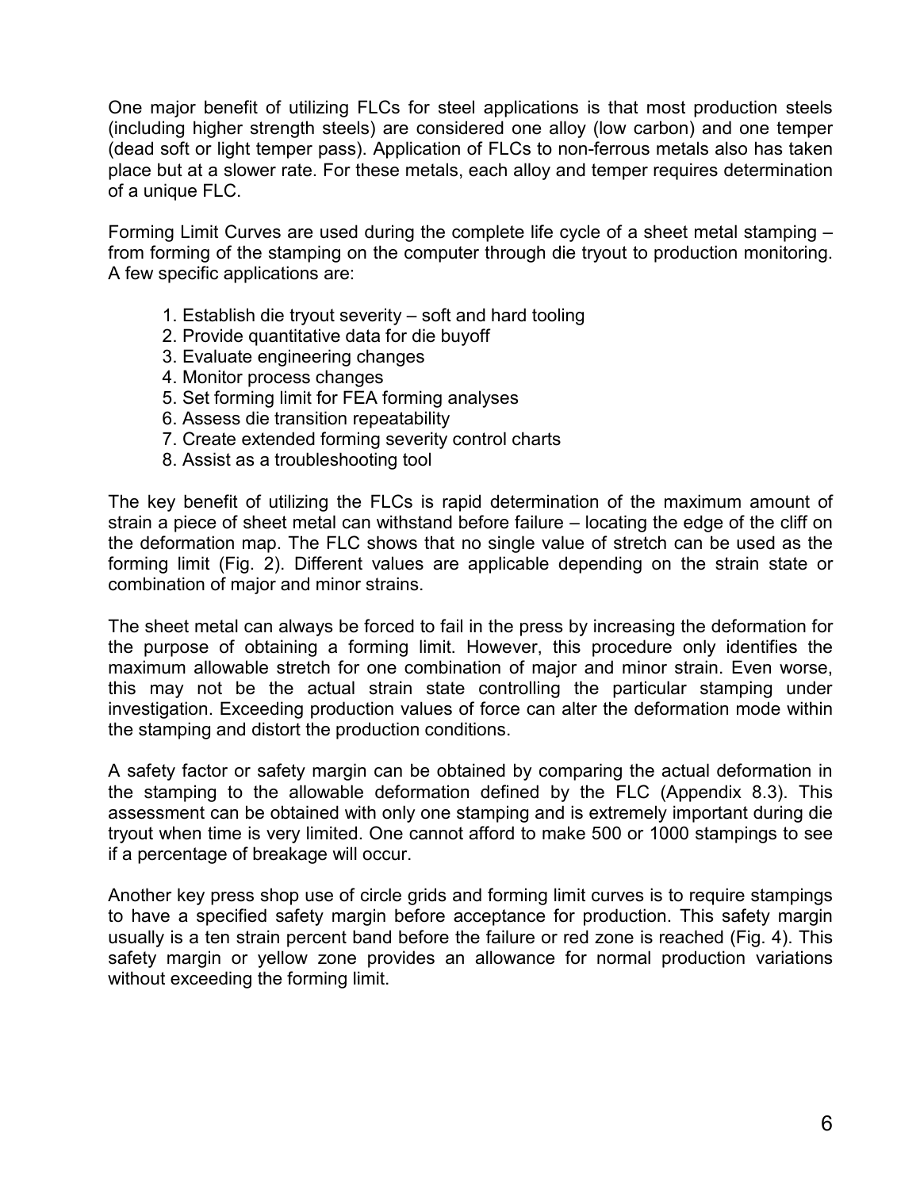One major benefit of utilizing FLCs for steel applications is that most production steels (including higher strength steels) are considered one alloy (low carbon) and one temper (dead soft or light temper pass). Application of FLCs to non-ferrous metals also has taken place but at a slower rate. For these metals, each alloy and temper requires determination of a unique FLC.

Forming Limit Curves are used during the complete life cycle of a sheet metal stamping – from forming of the stamping on the computer through die tryout to production monitoring. A few specific applications are:

1. Establish die tryout severity – soft and hard tooling
2. Provide quantitative data for die buyoff
3. Evaluate engineering changes
4. Monitor process changes
5. Set forming limit for FEA forming analyses
6. Assess die transition repeatability
7. Create extended forming severity control charts
8. Assist as a troubleshooting tool

The key benefit of utilizing the FLCs is rapid determination of the maximum amount of strain a piece of sheet metal can withstand before failure – locating the edge of the cliff on the deformation map. The FLC shows that no single value of stretch can be used as the forming limit (Fig. 2). Different values are applicable depending on the strain state or combination of major and minor strains.

The sheet metal can always be forced to fail in the press by increasing the deformation for the purpose of obtaining a forming limit. However, this procedure only identifies the maximum allowable stretch for one combination of major and minor strain. Even worse, this may not be the actual strain state controlling the particular stamping under investigation. Exceeding production values of force can alter the deformation mode within the stamping and distort the production conditions.

A safety factor or safety margin can be obtained by comparing the actual deformation in the stamping to the allowable deformation defined by the FLC (Appendix 8.3). This assessment can be obtained with only one stamping and is extremely important during die tryout when time is very limited. One cannot afford to make 500 or 1000 stampings to see if a percentage of breakage will occur.

Another key press shop use of circle grids and forming limit curves is to require stampings to have a specified safety margin before acceptance for production. This safety margin usually is a ten strain percent band before the failure or red zone is reached (Fig. 4). This safety margin or yellow zone provides an allowance for normal production variations without exceeding the forming limit.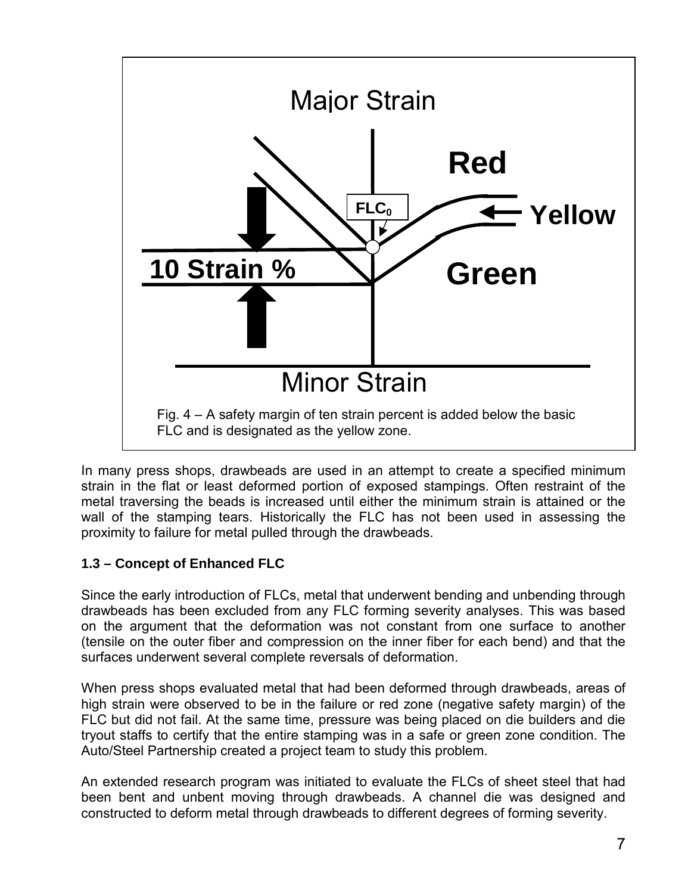Fig. 4 – A safety margin of ten strain percent is added below the basic FLC and is designated as the yellow zone.

In many press shops, drawbeads are used in an attempt to create a specified minimum strain in the flat or least deformed portion of exposed stampings. Often restraint of the metal traversing the beads is increased until either the minimum strain is attained or the wall of the stamping tears. Historically the FLC has not been used in assessing the proximity to failure for metal pulled through the drawbeads.

### 1.3 – Concept of Enhanced FLC

Since the early introduction of FLCs, metal that underwent bending and unbending through drawbeads has been excluded from any FLC forming severity analyses. This was based on the argument that the deformation was not constant from one surface to another (tensile on the outer fiber and compression on the inner fiber for each bend) and that the surfaces underwent several complete reversals of deformation.

When press shops evaluated metal that had been deformed through drawbeads, areas of high strain were observed to be in the failure or red zone (negative safety margin) of the FLC but did not fail. At the same time, pressure was being placed on die builders and die tryout staffs to certify that the entire stamping was in a safe or green zone condition. The Auto/Steel Partnership created a project team to study this problem.

An extended research program was initiated to evaluate the FLCs of sheet steel that had been bent and unbent moving through drawbeads. A channel die was designed and constructed to deform metal through drawbeads to different degrees of forming severity.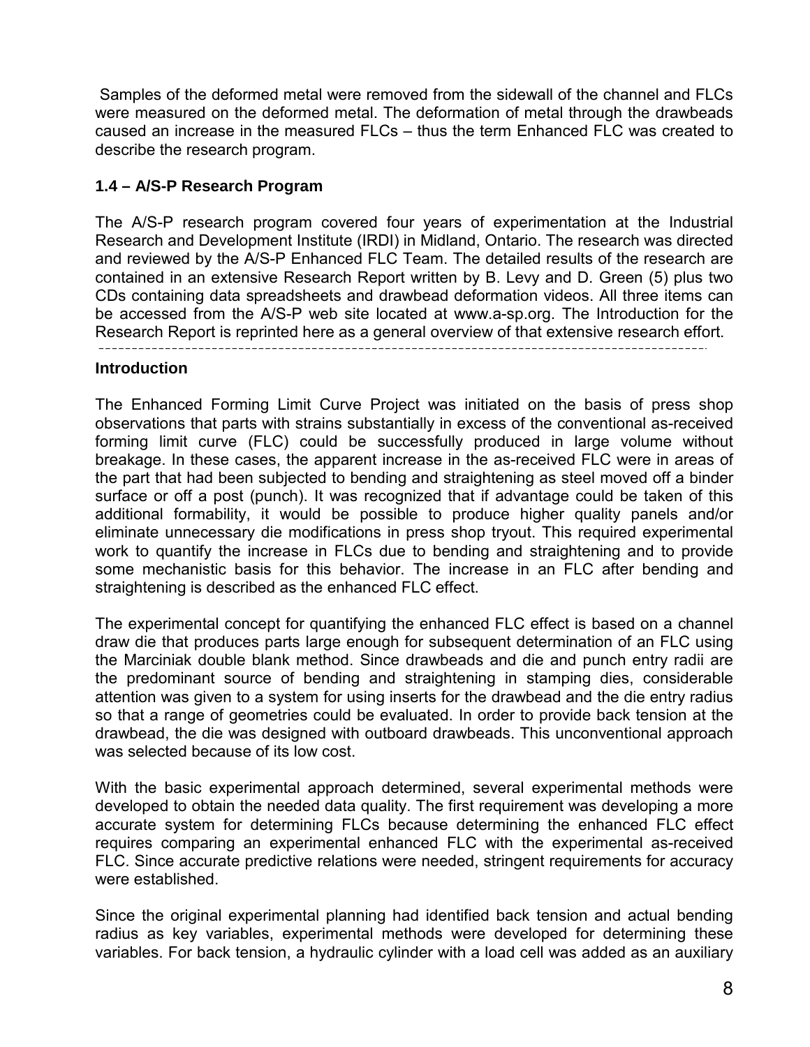Samples of the deformed metal were removed from the sidewall of the channel and FLCs were measured on the deformed metal. The deformation of metal through the drawbeads caused an increase in the measured FLCs – thus the term Enhanced FLC was created to describe the research program.

### 1.4 – A/S-P Research Program

The A/S-P research program covered four years of experimentation at the Industrial Research and Development Institute (IRDI) in Midland, Ontario. The research was directed and reviewed by the A/S-P Enhanced FLC Team. The detailed results of the research are contained in an extensive Research Report written by B. Levy and D. Green (5) plus two CDs containing data spreadsheets and drawbead deformation videos. All three items can be accessed from the A/S-P web site located at www.a-sp.org. The Introduction for the Research Report is reprinted here as a general overview of that extensive research effort.

---

**Introduction**

The Enhanced Forming Limit Curve Project was initiated on the basis of press shop observations that parts with strains substantially in excess of the conventional as-received forming limit curve (FLC) could be successfully produced in large volume without breakage. In these cases, the apparent increase in the as-received FLC were in areas of the part that had been subjected to bending and straightening as steel moved off a binder surface or off a post (punch). It was recognized that if advantage could be taken of this additional formability, it would be possible to produce higher quality panels and/or eliminate unnecessary die modifications in press shop tryout. This required experimental work to quantify the increase in FLCs due to bending and straightening and to provide some mechanistic basis for this behavior. The increase in an FLC after bending and straightening is described as the enhanced FLC effect.

The experimental concept for quantifying the enhanced FLC effect is based on a channel draw die that produces parts large enough for subsequent determination of an FLC using the Marciniak double blank method. Since drawbeads and die and punch entry radii are the predominant source of bending and straightening in stamping dies, considerable attention was given to a system for using inserts for the drawbead and the die entry radius so that a range of geometries could be evaluated. In order to provide back tension at the drawbead, the die was designed with outboard drawbeads. This unconventional approach was selected because of its low cost.

With the basic experimental approach determined, several experimental methods were developed to obtain the needed data quality. The first requirement was developing a more accurate system for determining FLCs because determining the enhanced FLC effect requires comparing an experimental enhanced FLC with the experimental as-received FLC. Since accurate predictive relations were needed, stringent requirements for accuracy were established.

Since the original experimental planning had identified back tension and actual bending radius as key variables, experimental methods were developed for determining these variables. For back tension, a hydraulic cylinder with a load cell was added as an auxiliary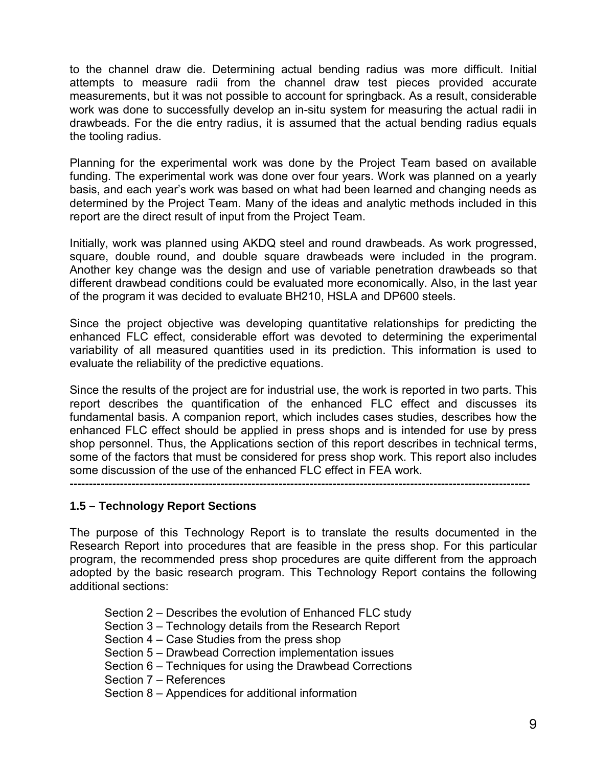to the channel draw die. Determining actual bending radius was more difficult. Initial attempts to measure radii from the channel draw test pieces provided accurate measurements, but it was not possible to account for springback. As a result, considerable work was done to successfully develop an in-situ system for measuring the actual radii in drawbeads. For the die entry radius, it is assumed that the actual bending radius equals the tooling radius.

Planning for the experimental work was done by the Project Team based on available funding. The experimental work was done over four years. Work was planned on a yearly basis, and each year's work was based on what had been learned and changing needs as determined by the Project Team. Many of the ideas and analytic methods included in this report are the direct result of input from the Project Team.

Initially, work was planned using AKDQ steel and round drawbeads. As work progressed, square, double round, and double square drawbeads were included in the program. Another key change was the design and use of variable penetration drawbeads so that different drawbead conditions could be evaluated more economically. Also, in the last year of the program it was decided to evaluate BH210, HSLA and DP600 steels.

Since the project objective was developing quantitative relationships for predicting the enhanced FLC effect, considerable effort was devoted to determining the experimental variability of all measured quantities used in its prediction. This information is used to evaluate the reliability of the predictive equations.

Since the results of the project are for industrial use, the work is reported in two parts. This report describes the quantification of the enhanced FLC effect and discusses its fundamental basis. A companion report, which includes cases studies, describes how the enhanced FLC effect should be applied in press shops and is intended for use by press shop personnel. Thus, the Applications section of this report describes in technical terms, some of the factors that must be considered for press shop work. This report also includes some discussion of the use of the enhanced FLC effect in FEA work.

---

### 1.5 – Technology Report Sections

The purpose of this Technology Report is to translate the results documented in the Research Report into procedures that are feasible in the press shop. For this particular program, the recommended press shop procedures are quite different from the approach adopted by the basic research program. This Technology Report contains the following additional sections:

- Section 2 – Describes the evolution of Enhanced FLC study
- Section 3 – Technology details from the Research Report
- Section 4 – Case Studies from the press shop
- Section 5 – Drawbead Correction implementation issues
- Section 6 – Techniques for using the Drawbead Corrections
- Section 7 – References
- Section 8 – Appendices for additional information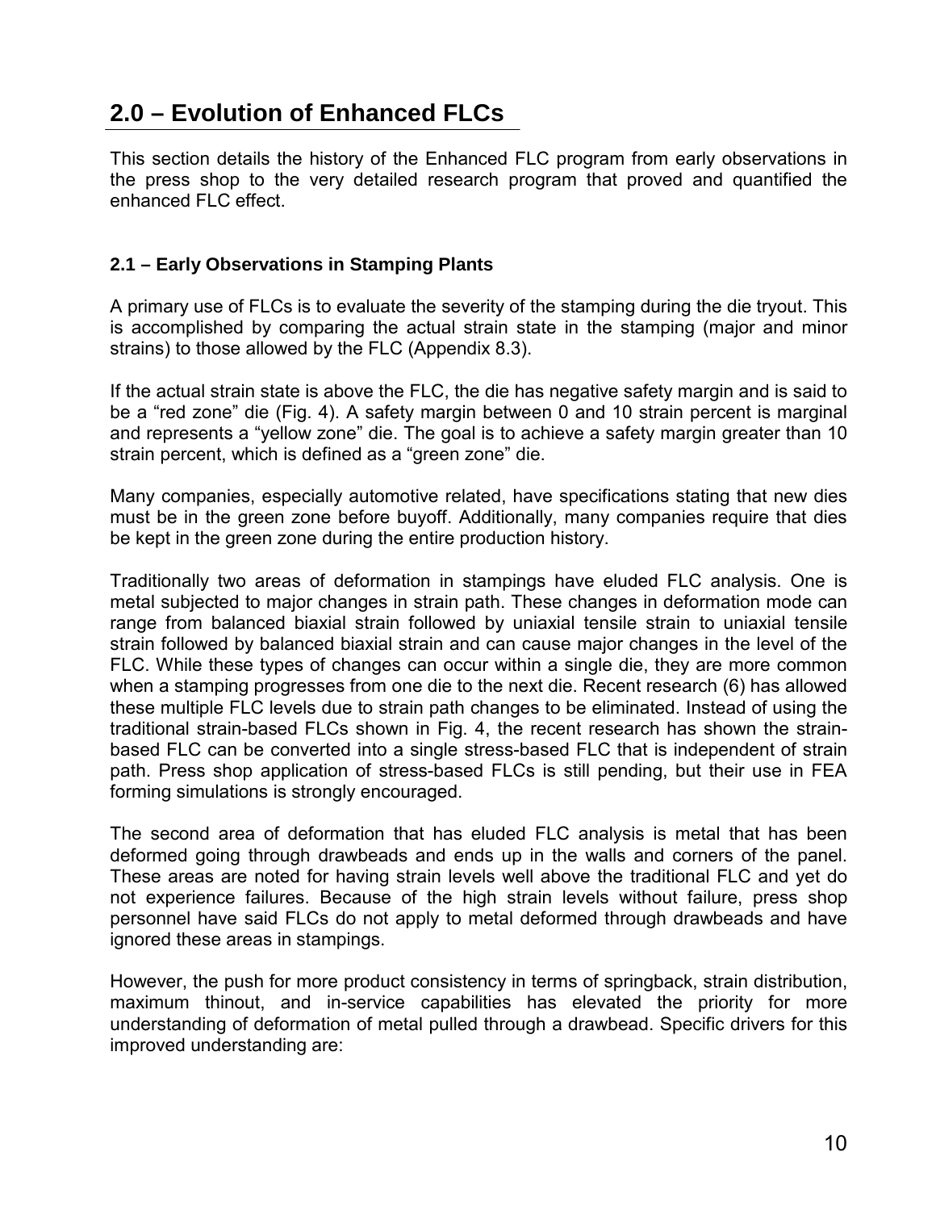## 2.0 – Evolution of Enhanced FLCs

This section details the history of the Enhanced FLC program from early observations in the press shop to the very detailed research program that proved and quantified the enhanced FLC effect.

### 2.1 – Early Observations in Stamping Plants

A primary use of FLCs is to evaluate the severity of the stamping during the die tryout. This is accomplished by comparing the actual strain state in the stamping (major and minor strains) to those allowed by the FLC (Appendix 8.3).

If the actual strain state is above the FLC, the die has negative safety margin and is said to be a "red zone" die (Fig. 4). A safety margin between 0 and 10 strain percent is marginal and represents a "yellow zone" die. The goal is to achieve a safety margin greater than 10 strain percent, which is defined as a "green zone" die.

Many companies, especially automotive related, have specifications stating that new dies must be in the green zone before buyoff. Additionally, many companies require that dies be kept in the green zone during the entire production history.

Traditionally two areas of deformation in stampings have eluded FLC analysis. One is metal subjected to major changes in strain path. These changes in deformation mode can range from balanced biaxial strain followed by uniaxial tensile strain to uniaxial tensile strain followed by balanced biaxial strain and can cause major changes in the level of the FLC. While these types of changes can occur within a single die, they are more common when a stamping progresses from one die to the next die. Recent research (6) has allowed these multiple FLC levels due to strain path changes to be eliminated. Instead of using the traditional strain-based FLCs shown in Fig. 4, the recent research has shown the strain-based FLC can be converted into a single stress-based FLC that is independent of strain path. Press shop application of stress-based FLCs is still pending, but their use in FEA forming simulations is strongly encouraged.

The second area of deformation that has eluded FLC analysis is metal that has been deformed going through drawbeads and ends up in the walls and corners of the panel. These areas are noted for having strain levels well above the traditional FLC and yet do not experience failures. Because of the high strain levels without failure, press shop personnel have said FLCs do not apply to metal deformed through drawbeads and have ignored these areas in stampings.

However, the push for more product consistency in terms of springback, strain distribution, maximum thinout, and in-service capabilities has elevated the priority for more understanding of deformation of metal pulled through a drawbead. Specific drivers for this improved understanding are: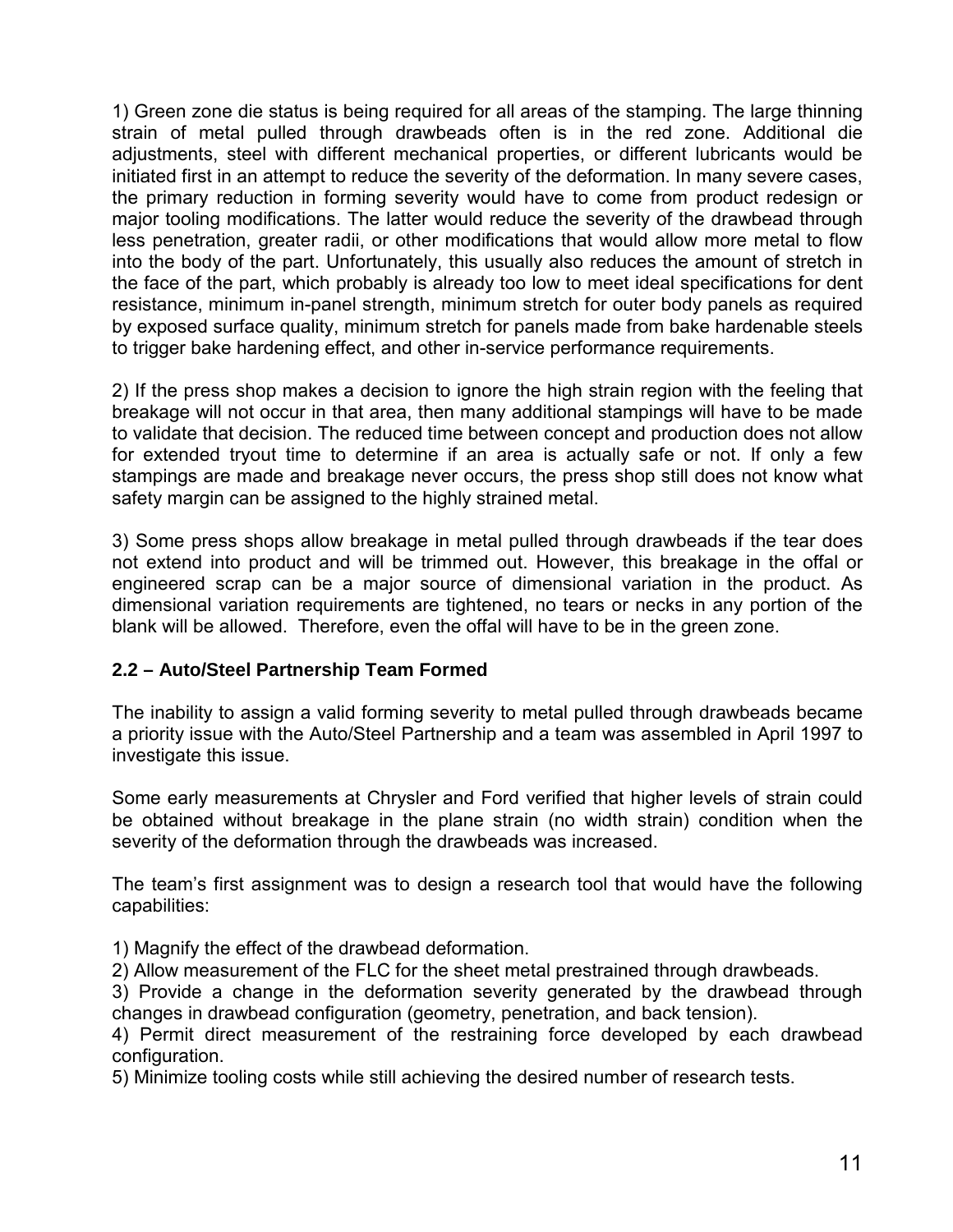1) Green zone die status is being required for all areas of the stamping. The large thinning strain of metal pulled through drawbeads often is in the red zone. Additional die adjustments, steel with different mechanical properties, or different lubricants would be initiated first in an attempt to reduce the severity of the deformation. In many severe cases, the primary reduction in forming severity would have to come from product redesign or major tooling modifications. The latter would reduce the severity of the drawbead through less penetration, greater radii, or other modifications that would allow more metal to flow into the body of the part. Unfortunately, this usually also reduces the amount of stretch in the face of the part, which probably is already too low to meet ideal specifications for dent resistance, minimum in-panel strength, minimum stretch for outer body panels as required by exposed surface quality, minimum stretch for panels made from bake hardenable steels to trigger bake hardening effect, and other in-service performance requirements.

2) If the press shop makes a decision to ignore the high strain region with the feeling that breakage will not occur in that area, then many additional stampings will have to be made to validate that decision. The reduced time between concept and production does not allow for extended tryout time to determine if an area is actually safe or not. If only a few stampings are made and breakage never occurs, the press shop still does not know what safety margin can be assigned to the highly strained metal.

3) Some press shops allow breakage in metal pulled through drawbeads if the tear does not extend into product and will be trimmed out. However, this breakage in the offal or engineered scrap can be a major source of dimensional variation in the product. As dimensional variation requirements are tightened, no tears or necks in any portion of the blank will be allowed. Therefore, even the offal will have to be in the green zone.

### 2.2 – Auto/Steel Partnership Team Formed

The inability to assign a valid forming severity to metal pulled through drawbeads became a priority issue with the Auto/Steel Partnership and a team was assembled in April 1997 to investigate this issue.

Some early measurements at Chrysler and Ford verified that higher levels of strain could be obtained without breakage in the plane strain (no width strain) condition when the severity of the deformation through the drawbeads was increased.

The team's first assignment was to design a research tool that would have the following capabilities:

1) Magnify the effect of the drawbead deformation.
2) Allow measurement of the FLC for the sheet metal prestrained through drawbeads.
3) Provide a change in the deformation severity generated by the drawbead through changes in drawbead configuration (geometry, penetration, and back tension).
4) Permit direct measurement of the restraining force developed by each drawbead configuration.
5) Minimize tooling costs while still achieving the desired number of research tests.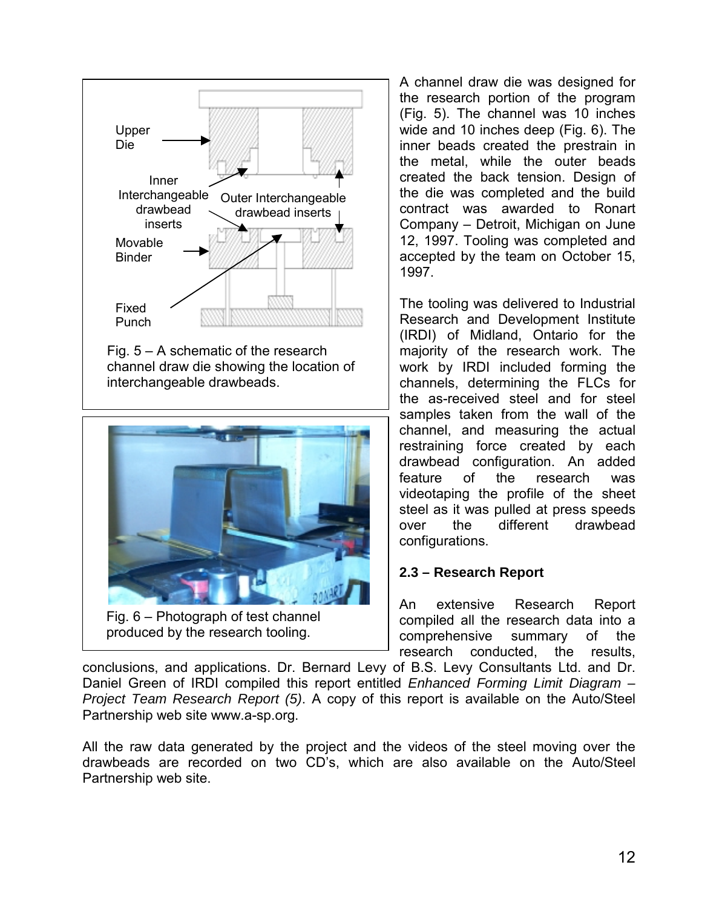Fig. 5 – A schematic of the research channel draw die showing the location of interchangeable drawbeads.

Fig. 6 – Photograph of test channel produced by the research tooling.

A channel draw die was designed for the research portion of the program (Fig. 5). The channel was 10 inches wide and 10 inches deep (Fig. 6). The inner beads created the prestrain in the metal, while the outer beads created the back tension. Design of the die was completed and the build contract was awarded to Ronart Company – Detroit, Michigan on June 12, 1997. Tooling was completed and accepted by the team on October 15, 1997.

The tooling was delivered to Industrial Research and Development Institute (IRDI) of Midland, Ontario for the majority of the research work. The work by IRDI included forming the channels, determining the FLCs for the as-received steel and for steel samples taken from the wall of the channel, and measuring the actual restraining force created by each drawbead configuration. An added feature of the research was videotaping the profile of the sheet steel as it was pulled at press speeds over the different drawbead configurations.

### 2.3 – Research Report

An extensive Research Report compiled all the research data into a comprehensive summary of the research conducted, the results, conclusions, and applications. Dr. Bernard Levy of B.S. Levy Consultants Ltd. and Dr. Daniel Green of IRDI compiled this report entitled *Enhanced Forming Limit Diagram – Project Team Research Report (5)*. A copy of this report is available on the Auto/Steel Partnership web site www.a-sp.org.

All the raw data generated by the project and the videos of the steel moving over the drawbeads are recorded on two CD's, which are also available on the Auto/Steel Partnership web site.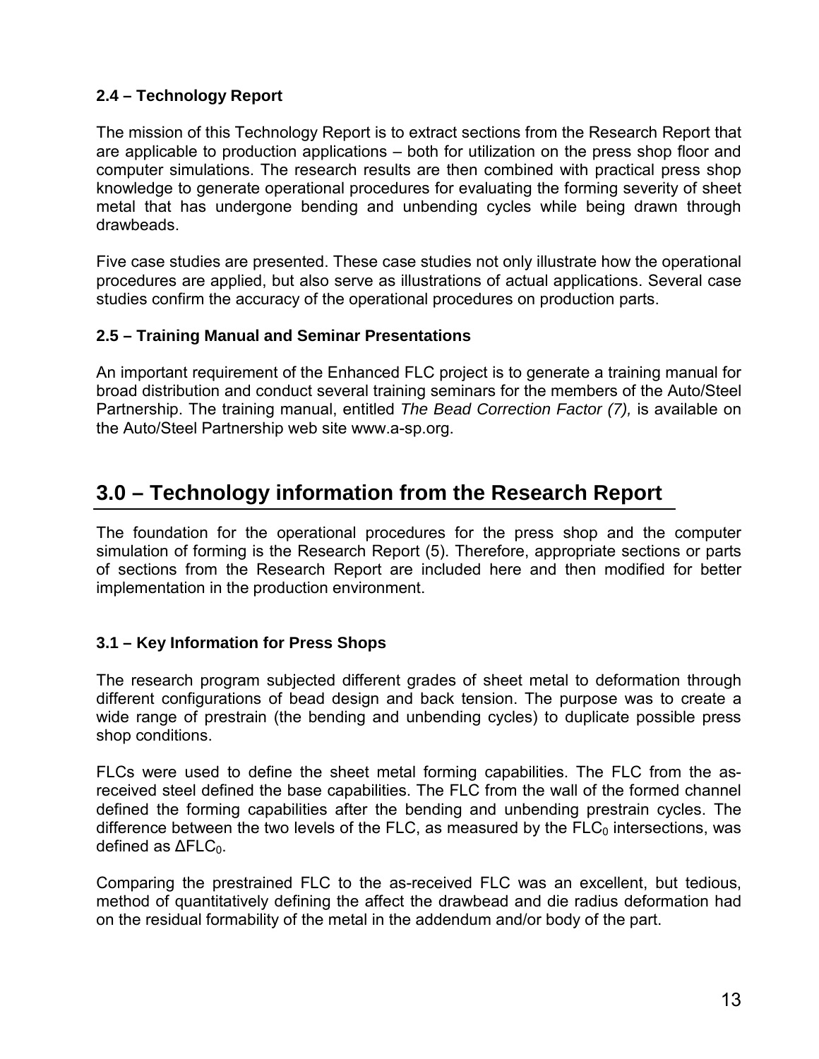### 2.4 – Technology Report

The mission of this Technology Report is to extract sections from the Research Report that are applicable to production applications – both for utilization on the press shop floor and computer simulations. The research results are then combined with practical press shop knowledge to generate operational procedures for evaluating the forming severity of sheet metal that has undergone bending and unbending cycles while being drawn through drawbeads.

Five case studies are presented. These case studies not only illustrate how the operational procedures are applied, but also serve as illustrations of actual applications. Several case studies confirm the accuracy of the operational procedures on production parts.

### 2.5 – Training Manual and Seminar Presentations

An important requirement of the Enhanced FLC project is to generate a training manual for broad distribution and conduct several training seminars for the members of the Auto/Steel Partnership. The training manual, entitled *The Bead Correction Factor (7),* is available on the Auto/Steel Partnership web site www.a-sp.org.

## 3.0 – Technology information from the Research Report

The foundation for the operational procedures for the press shop and the computer simulation of forming is the Research Report (5). Therefore, appropriate sections or parts of sections from the Research Report are included here and then modified for better implementation in the production environment.

### 3.1 – Key Information for Press Shops

The research program subjected different grades of sheet metal to deformation through different configurations of bead design and back tension. The purpose was to create a wide range of prestrain (the bending and unbending cycles) to duplicate possible press shop conditions.

FLCs were used to define the sheet metal forming capabilities. The FLC from the as-received steel defined the base capabilities. The FLC from the wall of the formed channel defined the forming capabilities after the bending and unbending prestrain cycles. The difference between the two levels of the FLC, as measured by the $FLC_0$ intersections, was defined as $\Delta FLC_0$.

Comparing the prestrained FLC to the as-received FLC was an excellent, but tedious, method of quantitatively defining the affect the drawbead and die radius deformation had on the residual formability of the metal in the addendum and/or body of the part.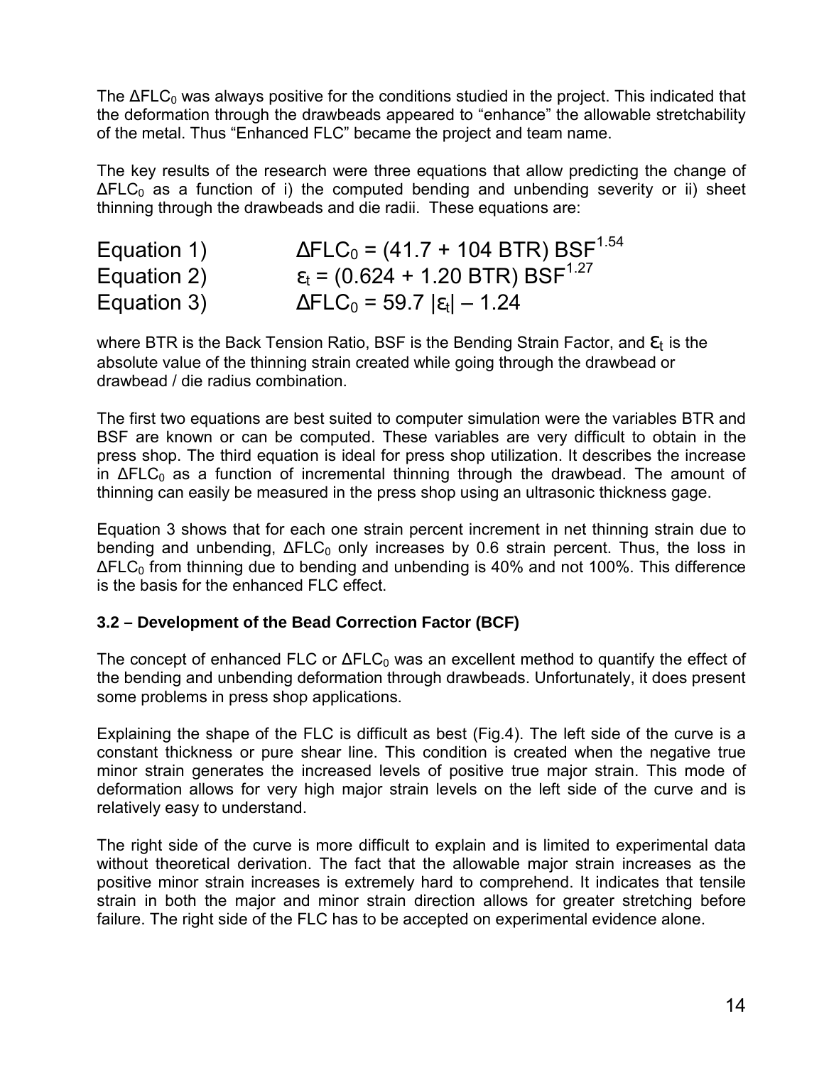The $\Delta FLC_0$ was always positive for the conditions studied in the project. This indicated that the deformation through the drawbeads appeared to "enhance" the allowable stretchability of the metal. Thus "Enhanced FLC" became the project and team name.

The key results of the research were three equations that allow predicting the change of $\Delta FLC_0$ as a function of i) the computed bending and unbending severity or ii) sheet thinning through the drawbeads and die radii. These equations are:

Equation 1) $$\Delta FLC_0 = (41.7 + 104\ BTR)\ BSF^{1.54}$$

Equation 2) $$\varepsilon_t = (0.624 + 1.20\ BTR)\ BSF^{1.27}$$

Equation 3) $$\Delta FLC_0 = 59.7\ |\varepsilon_t| - 1.24$$

where BTR is the Back Tension Ratio, BSF is the Bending Strain Factor, and $\varepsilon_t$ is the absolute value of the thinning strain created while going through the drawbead or drawbead / die radius combination.

The first two equations are best suited to computer simulation were the variables BTR and BSF are known or can be computed. These variables are very difficult to obtain in the press shop. The third equation is ideal for press shop utilization. It describes the increase in $\Delta FLC_0$ as a function of incremental thinning through the drawbead. The amount of thinning can easily be measured in the press shop using an ultrasonic thickness gage.

Equation 3 shows that for each one strain percent increment in net thinning strain due to bending and unbending, $\Delta FLC_0$ only increases by 0.6 strain percent. Thus, the loss in $\Delta FLC_0$ from thinning due to bending and unbending is 40% and not 100%. This difference is the basis for the enhanced FLC effect.

### 3.2 – Development of the Bead Correction Factor (BCF)

The concept of enhanced FLC or $\Delta FLC_0$ was an excellent method to quantify the effect of the bending and unbending deformation through drawbeads. Unfortunately, it does present some problems in press shop applications.

Explaining the shape of the FLC is difficult as best (Fig.4). The left side of the curve is a constant thickness or pure shear line. This condition is created when the negative true minor strain generates the increased levels of positive true major strain. This mode of deformation allows for very high major strain levels on the left side of the curve and is relatively easy to understand.

The right side of the curve is more difficult to explain and is limited to experimental data without theoretical derivation. The fact that the allowable major strain increases as the positive minor strain increases is extremely hard to comprehend. It indicates that tensile strain in both the major and minor strain direction allows for greater stretching before failure. The right side of the FLC has to be accepted on experimental evidence alone.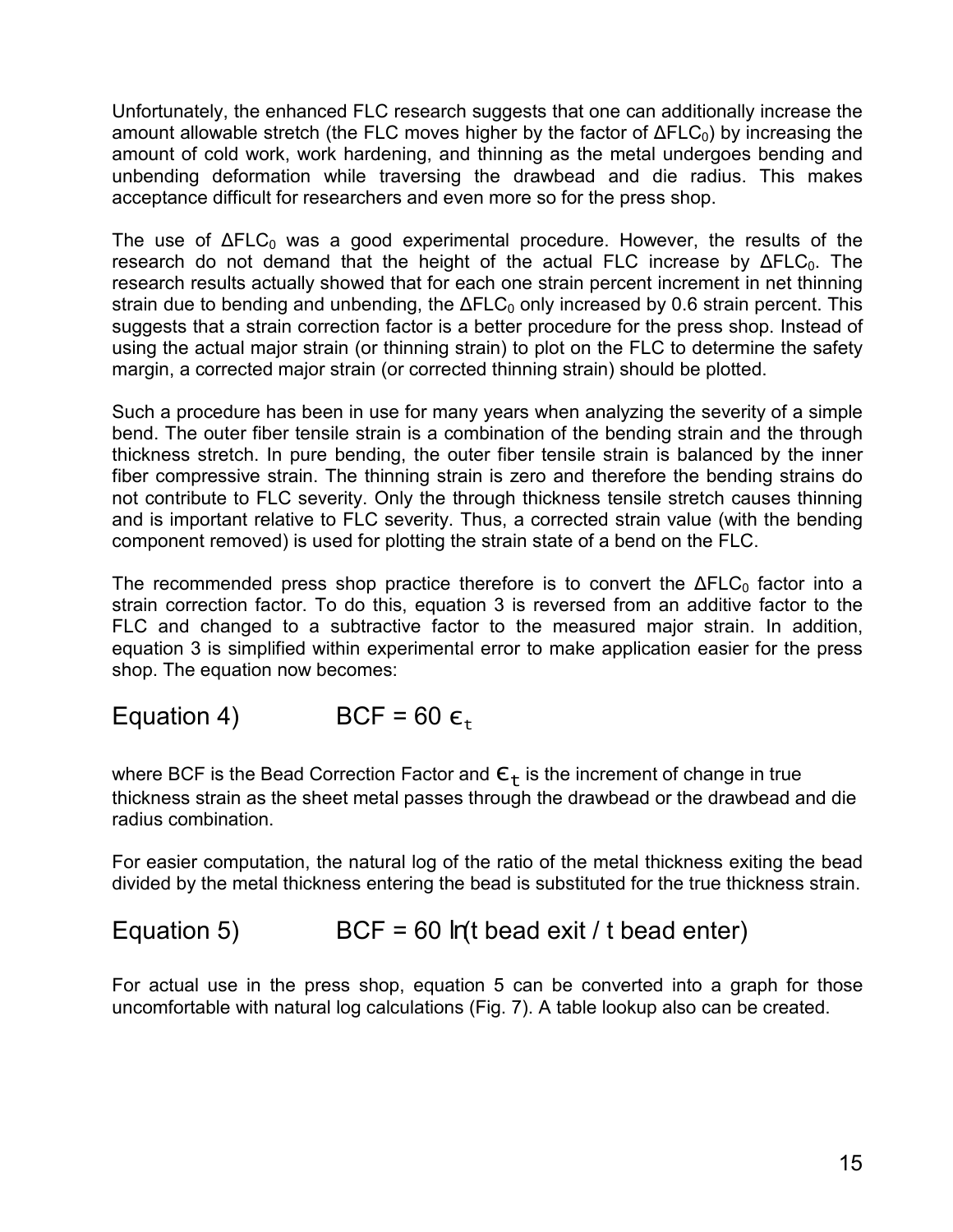Unfortunately, the enhanced FLC research suggests that one can additionally increase the amount allowable stretch (the FLC moves higher by the factor of $\Delta FLC_0$) by increasing the amount of cold work, work hardening, and thinning as the metal undergoes bending and unbending deformation while traversing the drawbead and die radius. This makes acceptance difficult for researchers and even more so for the press shop.

The use of $\Delta FLC_0$ was a good experimental procedure. However, the results of the research do not demand that the height of the actual FLC increase by $\Delta FLC_0$. The research results actually showed that for each one strain percent increment in net thinning strain due to bending and unbending, the $\Delta FLC_0$ only increased by 0.6 strain percent. This suggests that a strain correction factor is a better procedure for the press shop. Instead of using the actual major strain (or thinning strain) to plot on the FLC to determine the safety margin, a corrected major strain (or corrected thinning strain) should be plotted.

Such a procedure has been in use for many years when analyzing the severity of a simple bend. The outer fiber tensile strain is a combination of the bending strain and the through thickness stretch. In pure bending, the outer fiber tensile strain is balanced by the inner fiber compressive strain. The thinning strain is zero and therefore the bending strains do not contribute to FLC severity. Only the through thickness tensile stretch causes thinning and is important relative to FLC severity. Thus, a corrected strain value (with the bending component removed) is used for plotting the strain state of a bend on the FLC.

The recommended press shop practice therefore is to convert the $\Delta FLC_0$ factor into a strain correction factor. To do this, equation 3 is reversed from an additive factor to the FLC and changed to a subtractive factor to the measured major strain. In addition, equation 3 is simplified within experimental error to make application easier for the press shop. The equation now becomes:

Equation 4) $$BCF = 60\ \epsilon_t$$

where BCF is the Bead Correction Factor and $\epsilon_t$ is the increment of change in true thickness strain as the sheet metal passes through the drawbead or the drawbead and die radius combination.

For easier computation, the natural log of the ratio of the metal thickness exiting the bead divided by the metal thickness entering the bead is substituted for the true thickness strain.

Equation 5) $$BCF = 60\ \ln(t\text{ bead exit} / t\text{ bead enter})$$

For actual use in the press shop, equation 5 can be converted into a graph for those uncomfortable with natural log calculations (Fig. 7). A table lookup also can be created.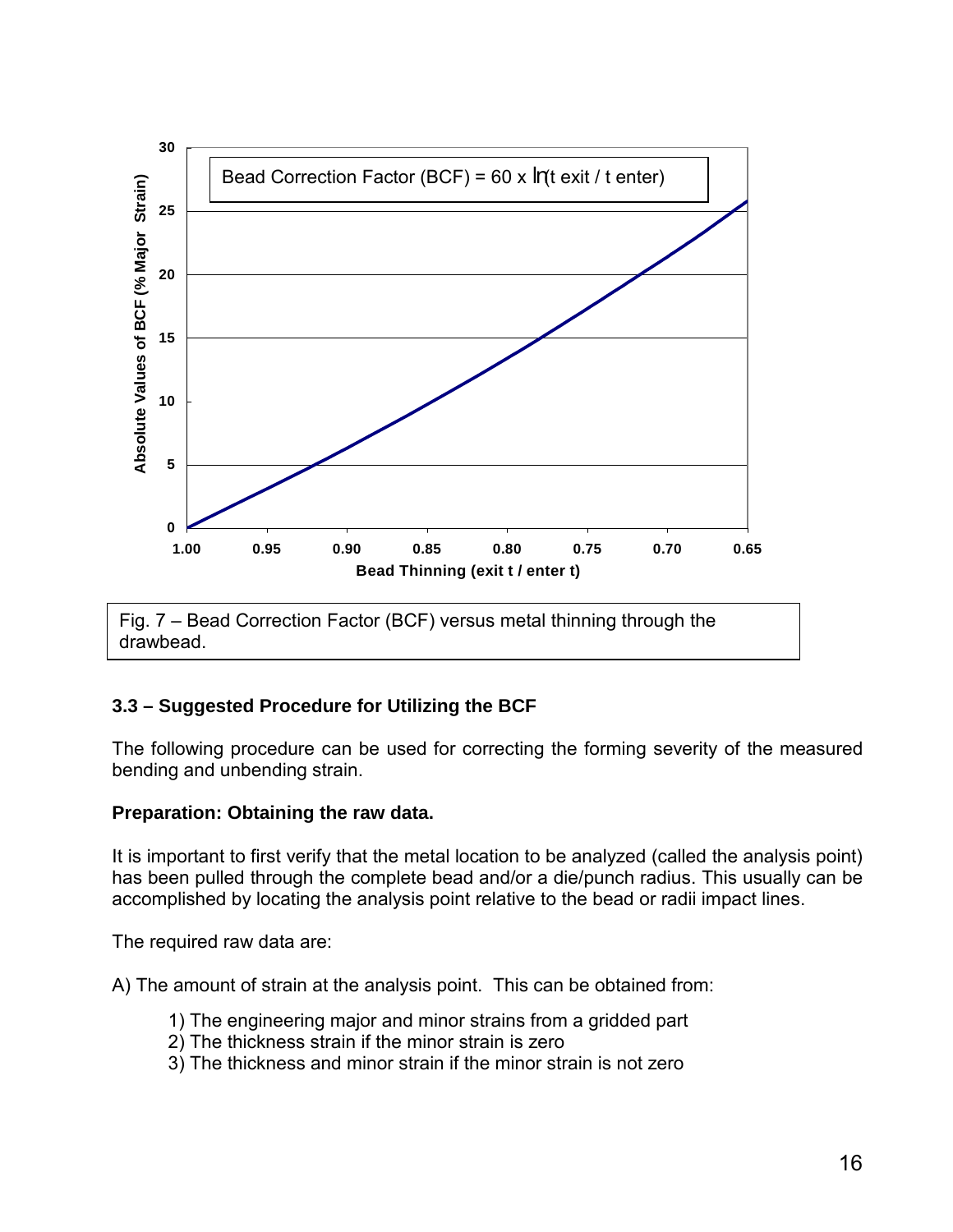Fig. 7 – Bead Correction Factor (BCF) versus metal thinning through the drawbead.

### 3.3 – Suggested Procedure for Utilizing the BCF

The following procedure can be used for correcting the forming severity of the measured bending and unbending strain.

**Preparation: Obtaining the raw data.**

It is important to first verify that the metal location to be analyzed (called the analysis point) has been pulled through the complete bead and/or a die/punch radius. This usually can be accomplished by locating the analysis point relative to the bead or radii impact lines.

The required raw data are:

A) The amount of strain at the analysis point. This can be obtained from:

1) The engineering major and minor strains from a gridded part
2) The thickness strain if the minor strain is zero
3) The thickness and minor strain if the minor strain is not zero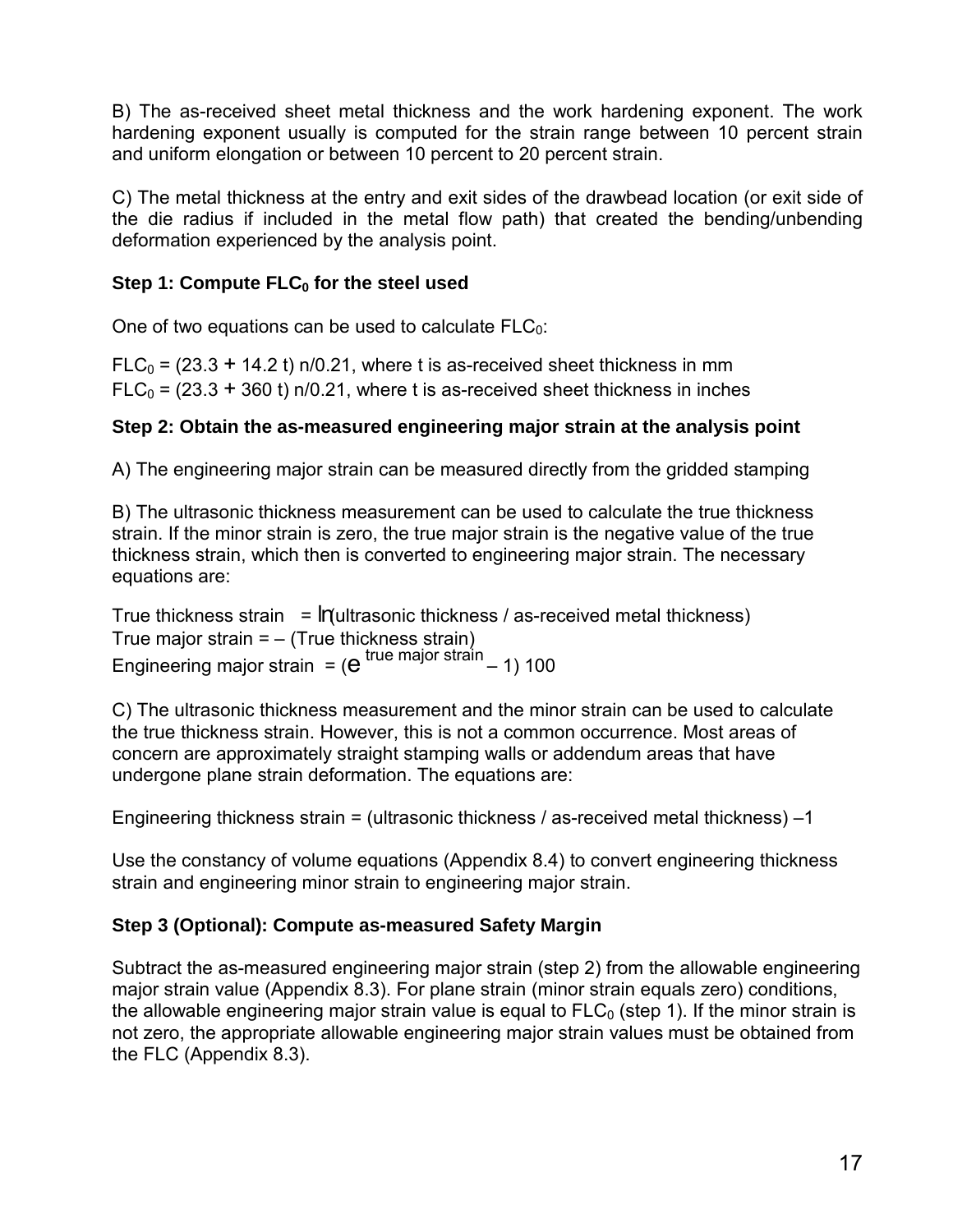B) The as-received sheet metal thickness and the work hardening exponent. The work hardening exponent usually is computed for the strain range between 10 percent strain and uniform elongation or between 10 percent to 20 percent strain.

C) The metal thickness at the entry and exit sides of the drawbead location (or exit side of the die radius if included in the metal flow path) that created the bending/unbending deformation experienced by the analysis point.

### Step 1: Compute $FLC_0$ for the steel used

One of two equations can be used to calculate $FLC_0$:

$FLC_0 = (23.3 + 14.2\ t)\ n/0.21$, where t is as-received sheet thickness in mm
$FLC_0 = (23.3 + 360\ t)\ n/0.21$, where t is as-received sheet thickness in inches

### Step 2: Obtain the as-measured engineering major strain at the analysis point

A) The engineering major strain can be measured directly from the gridded stamping

B) The ultrasonic thickness measurement can be used to calculate the true thickness strain. If the minor strain is zero, the true major strain is the negative value of the true thickness strain, which then is converted to engineering major strain. The necessary equations are:

True thickness strain $= \ln(\text{ultrasonic thickness / as-received metal thickness})$
True major strain = – (True thickness strain)
Engineering major strain $= (e^{\text{true major strain}} - 1)\ 100$

C) The ultrasonic thickness measurement and the minor strain can be used to calculate the true thickness strain. However, this is not a common occurrence. Most areas of concern are approximately straight stamping walls or addendum areas that have undergone plane strain deformation. The equations are:

Engineering thickness strain = (ultrasonic thickness / as-received metal thickness) –1

Use the constancy of volume equations (Appendix 8.4) to convert engineering thickness strain and engineering minor strain to engineering major strain.

### Step 3 (Optional): Compute as-measured Safety Margin

Subtract the as-measured engineering major strain (step 2) from the allowable engineering major strain value (Appendix 8.3). For plane strain (minor strain equals zero) conditions, the allowable engineering major strain value is equal to $FLC_0$ (step 1). If the minor strain is not zero, the appropriate allowable engineering major strain values must be obtained from the FLC (Appendix 8.3).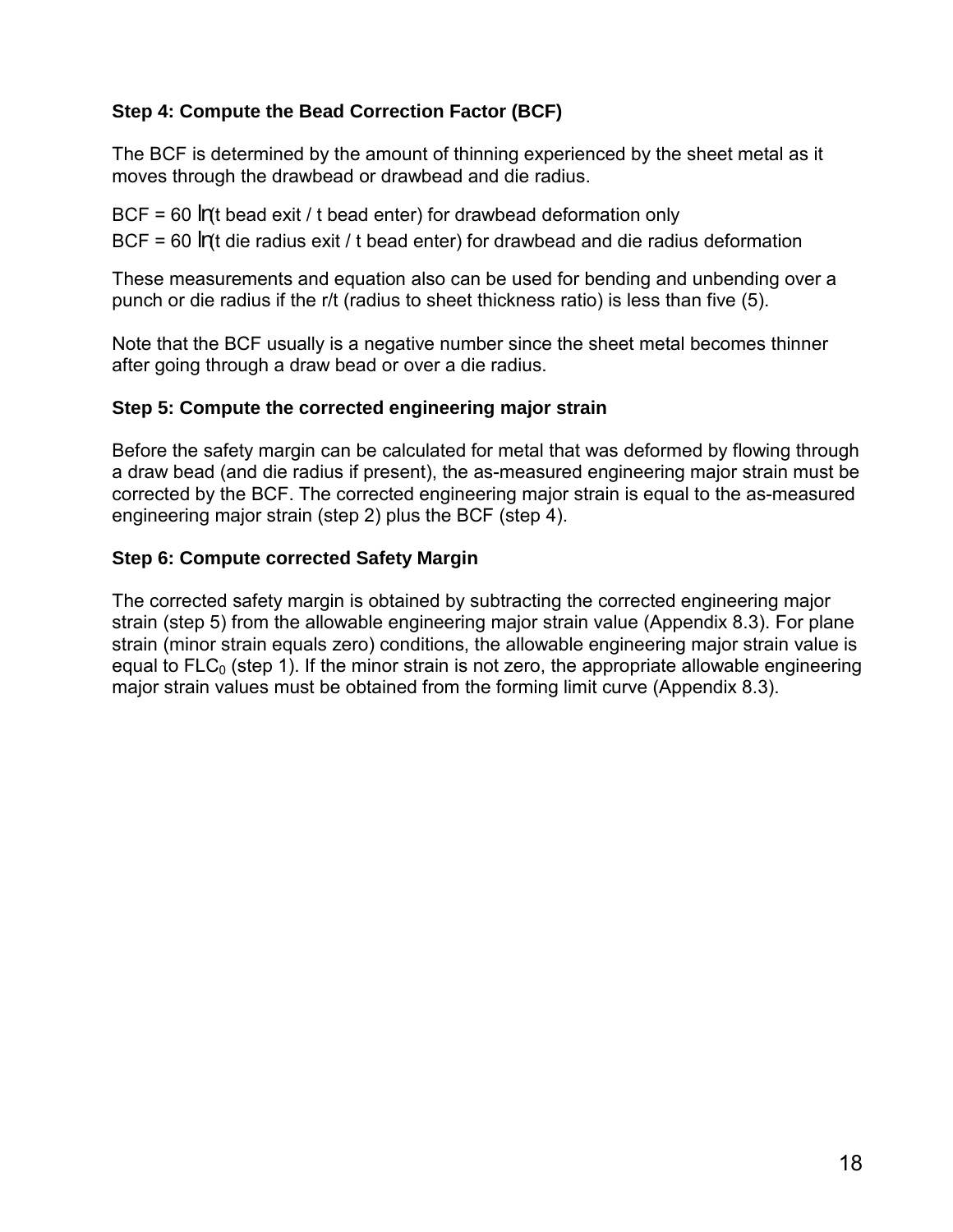### Step 4: Compute the Bead Correction Factor (BCF)

The BCF is determined by the amount of thinning experienced by the sheet metal as it moves through the drawbead or drawbead and die radius.

BCF = 60 $\ln$(t bead exit / t bead enter) for drawbead deformation only

BCF = 60 $\ln$(t die radius exit / t bead enter) for drawbead and die radius deformation

These measurements and equation also can be used for bending and unbending over a punch or die radius if the r/t (radius to sheet thickness ratio) is less than five (5).

Note that the BCF usually is a negative number since the sheet metal becomes thinner after going through a draw bead or over a die radius.

### Step 5: Compute the corrected engineering major strain

Before the safety margin can be calculated for metal that was deformed by flowing through a draw bead (and die radius if present), the as-measured engineering major strain must be corrected by the BCF. The corrected engineering major strain is equal to the as-measured engineering major strain (step 2) plus the BCF (step 4).

### Step 6: Compute corrected Safety Margin

The corrected safety margin is obtained by subtracting the corrected engineering major strain (step 5) from the allowable engineering major strain value (Appendix 8.3). For plane strain (minor strain equals zero) conditions, the allowable engineering major strain value is equal to $FLC_0$ (step 1). If the minor strain is not zero, the appropriate allowable engineering major strain values must be obtained from the forming limit curve (Appendix 8.3).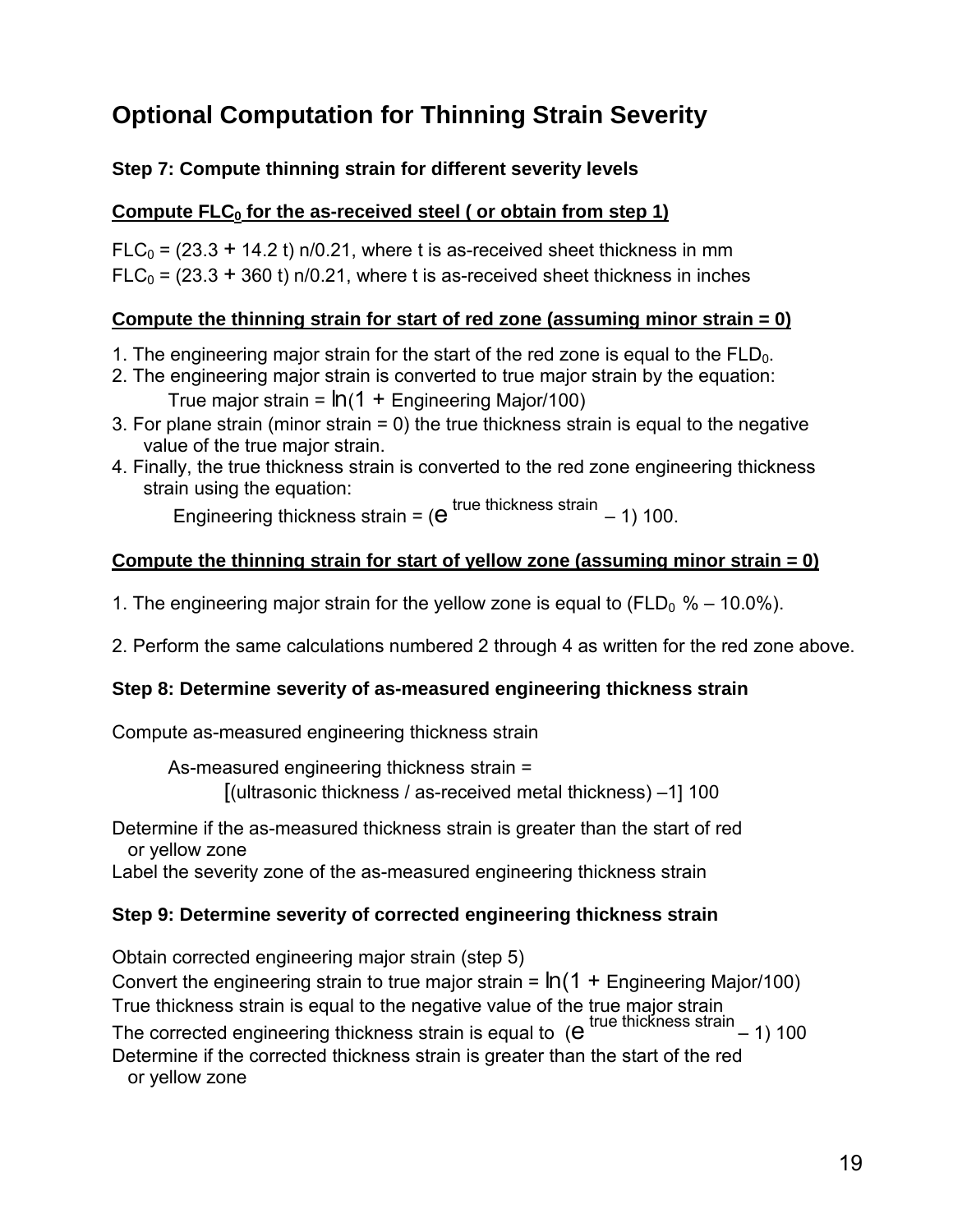# Optional Computation for Thinning Strain Severity

**Step 7: Compute thinning strain for different severity levels**

**Compute $FLC_0$ for the as-received steel ( or obtain from step 1)**

$FLC_0$ = (23.3 + 14.2 t) n/0.21, where t is as-received sheet thickness in mm
$FLC_0$ = (23.3 + 360 t) n/0.21, where t is as-received sheet thickness in inches

**Compute the thinning strain for start of red zone (assuming minor strain = 0)**

1. The engineering major strain for the start of the red zone is equal to the $FLD_0$.
2. The engineering major strain is converted to true major strain by the equation:
   True major strain = ln(1 + Engineering Major/100)
3. For plane strain (minor strain = 0) the true thickness strain is equal to the negative value of the true major strain.
4. Finally, the true thickness strain is converted to the red zone engineering thickness strain using the equation:
   Engineering thickness strain = ($e^{\text{true thickness strain}}$ – 1) 100.

**Compute the thinning strain for start of yellow zone (assuming minor strain = 0)**

1. The engineering major strain for the yellow zone is equal to ($FLD_0$ % – 10.0%).

2. Perform the same calculations numbered 2 through 4 as written for the red zone above.

**Step 8: Determine severity of as-measured engineering thickness strain**

Compute as-measured engineering thickness strain

As-measured engineering thickness strain =
[(ultrasonic thickness / as-received metal thickness) –1] 100

Determine if the as-measured thickness strain is greater than the start of red or yellow zone
Label the severity zone of the as-measured engineering thickness strain

**Step 9: Determine severity of corrected engineering thickness strain**

Obtain corrected engineering major strain (step 5)
Convert the engineering strain to true major strain = ln(1 + Engineering Major/100)
True thickness strain is equal to the negative value of the true major strain
The corrected engineering thickness strain is equal to ($e^{\text{true thickness strain}}$ – 1) 100
Determine if the corrected thickness strain is greater than the start of the red or yellow zone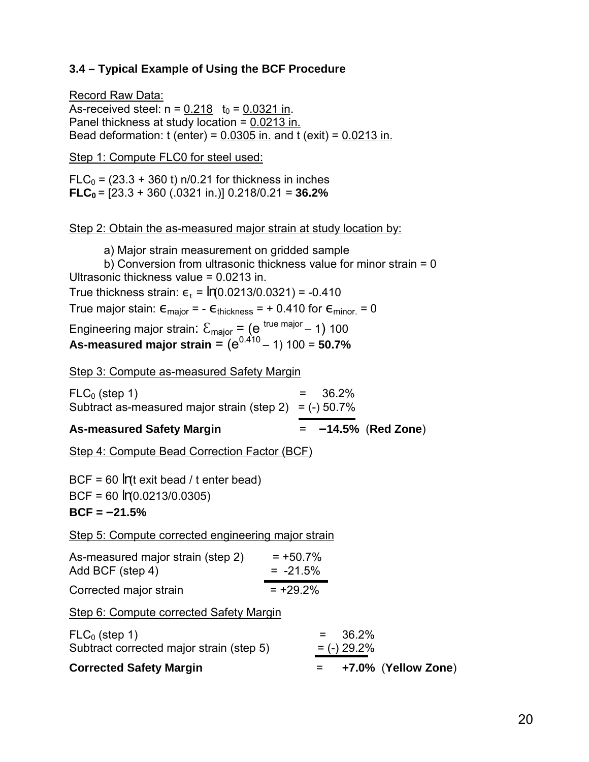### 3.4 – Typical Example of Using the BCF Procedure

Record Raw Data:

As-received steel: $n$ = 0.218 $t_0$ = 0.0321 in.
Panel thickness at study location = 0.0213 in.
Bead deformation: t (enter) = 0.0305 in. and t (exit) = 0.0213 in.

Step 1: Compute FLC0 for steel used:

$FLC_0 = (23.3 + 360\ t)\ n/0.21$ for thickness in inches
**$FLC_0$** = [23.3 + 360 (.0321 in.)] 0.218/0.21 = **36.2%**

Step 2: Obtain the as-measured major strain at study location by:

a) Major strain measurement on gridded sample
b) Conversion from ultrasonic thickness value for minor strain = 0

Ultrasonic thickness value = 0.0213 in.

True thickness strain: $\epsilon_t = \ln(0.0213/0.0321) = -0.410$

True major stain: $\epsilon_{major} = -\epsilon_{thickness} = +0.410$ for $\epsilon_{minor.} = 0$

Engineering major strain: $\mathcal{E}_{major} = (e^{\text{true major}} - 1)\ 100$

**As-measured major strain** = $(e^{0.410} - 1)\ 100$ = **50.7%**

Step 3: Compute as-measured Safety Margin

| | | |
|---|---|---|
| $FLC_0$ (step 1) | = | 36.2% |
| Subtract as-measured major strain (step 2) | = | (-) 50.7% |
| **As-measured Safety Margin** | = | **–14.5%** (**Red Zone**) |

Step 4: Compute Bead Correction Factor (BCF)

BCF = 60 ln(t exit bead / t enter bead)

BCF = 60 ln(0.0213/0.0305)

**BCF = –21.5%**

Step 5: Compute corrected engineering major strain

| | | |
|---|---|---|
| As-measured major strain (step 2) | = | +50.7% |
| Add BCF (step 4) | = | -21.5% |
| Corrected major strain | = | +29.2% |

Step 6: Compute corrected Safety Margin

| | | |
|---|---|---|
| $FLC_0$ (step 1) | = | 36.2% |
| Subtract corrected major strain (step 5) | = | (-) 29.2% |
| **Corrected Safety Margin** | = | **+7.0%** (**Yellow Zone**) |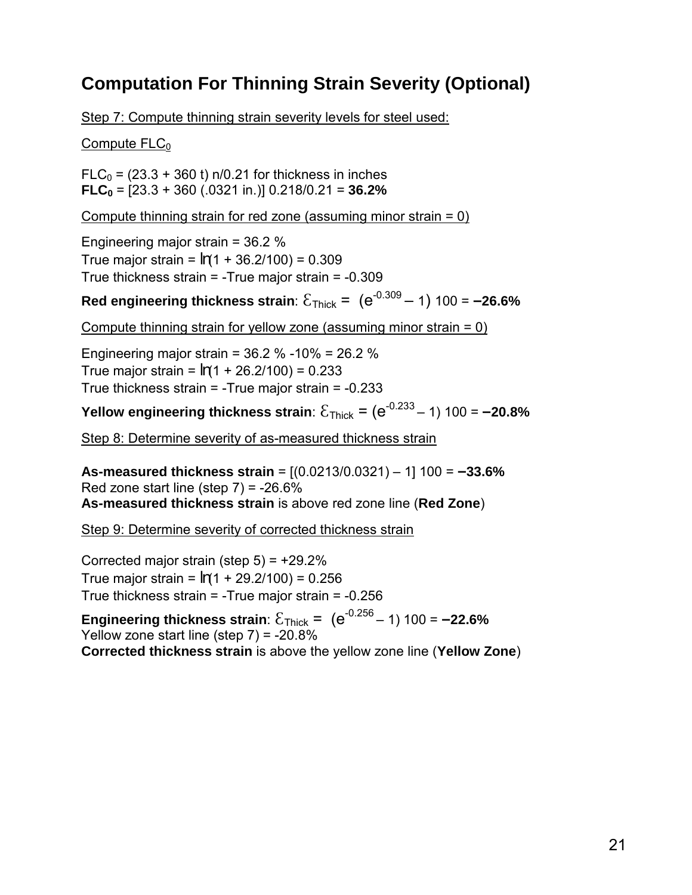## Computation For Thinning Strain Severity (Optional)

Step 7: Compute thinning strain severity levels for steel used:

Compute $FLC_0$

$FLC_0 = (23.3 + 360\ t)\ n/0.21$ for thickness in inches
**$FLC_0$** = [23.3 + 360 (.0321 in.)] 0.218/0.21 = **36.2%**

Compute thinning strain for red zone (assuming minor strain = 0)

Engineering major strain = 36.2 %
True major strain = $\ln(1 + 36.2/100) = 0.309$
True thickness strain = -True major strain = -0.309

**Red engineering thickness strain**: $\varepsilon_{Thick} = (e^{-0.309} - 1)\ 100 =$ **–26.6%**

Compute thinning strain for yellow zone (assuming minor strain = 0)

Engineering major strain = 36.2 % -10% = 26.2 %
True major strain = $\ln(1 + 26.2/100) = 0.233$
True thickness strain = -True major strain = -0.233

**Yellow engineering thickness strain**: $\varepsilon_{Thick} = (e^{-0.233} - 1)\ 100 =$ **–20.8%**

Step 8: Determine severity of as-measured thickness strain

**As-measured thickness strain** = [(0.0213/0.0321) – 1] 100 = **–33.6%**
Red zone start line (step 7) = -26.6%
**As-measured thickness strain** is above red zone line (**Red Zone**)

Step 9: Determine severity of corrected thickness strain

Corrected major strain (step 5) = +29.2%
True major strain = $\ln(1 + 29.2/100) = 0.256$
True thickness strain = -True major strain = -0.256

**Engineering thickness strain**: $\varepsilon_{Thick} = (e^{-0.256} - 1)\ 100 =$ **–22.6%**
Yellow zone start line (step 7) = -20.8%
**Corrected thickness strain** is above the yellow zone line (**Yellow Zone**)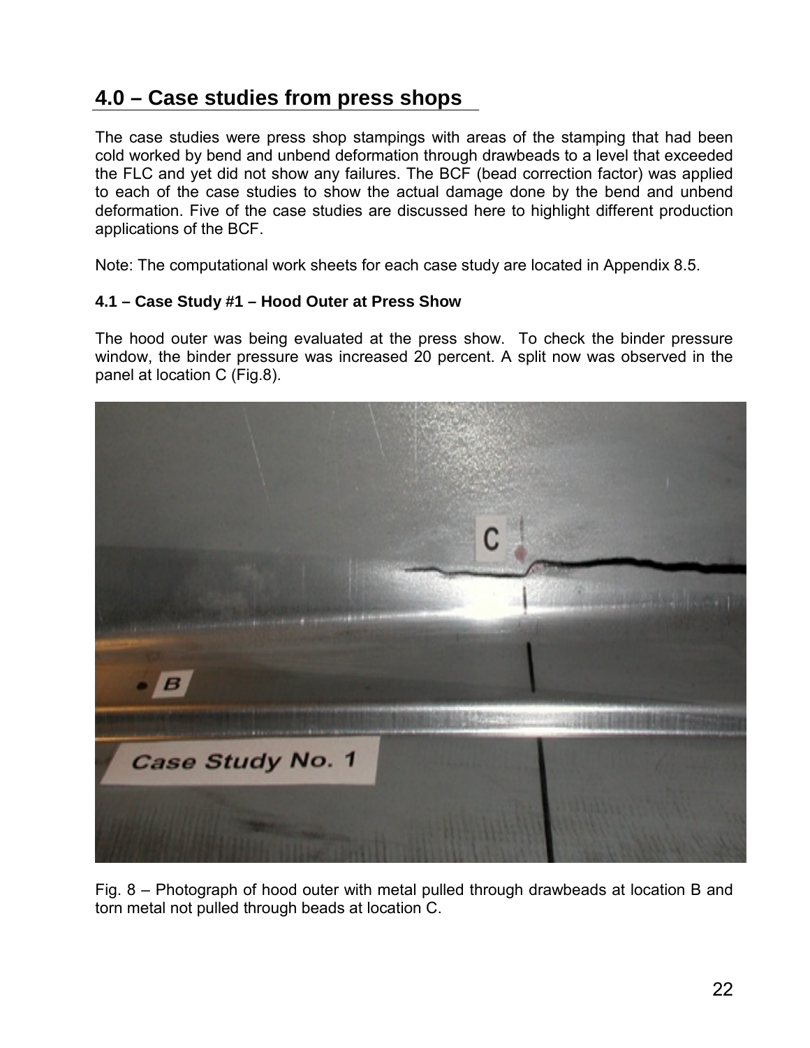## 4.0 – Case studies from press shops

The case studies were press shop stampings with areas of the stamping that had been cold worked by bend and unbend deformation through drawbeads to a level that exceeded the FLC and yet did not show any failures. The BCF (bead correction factor) was applied to each of the case studies to show the actual damage done by the bend and unbend deformation. Five of the case studies are discussed here to highlight different production applications of the BCF.

Note: The computational work sheets for each case study are located in Appendix 8.5.

### 4.1 – Case Study #1 – Hood Outer at Press Show

The hood outer was being evaluated at the press show. To check the binder pressure window, the binder pressure was increased 20 percent. A split now was observed in the panel at location C (Fig.8).

Fig. 8 – Photograph of hood outer with metal pulled through drawbeads at location B and torn metal not pulled through beads at location C.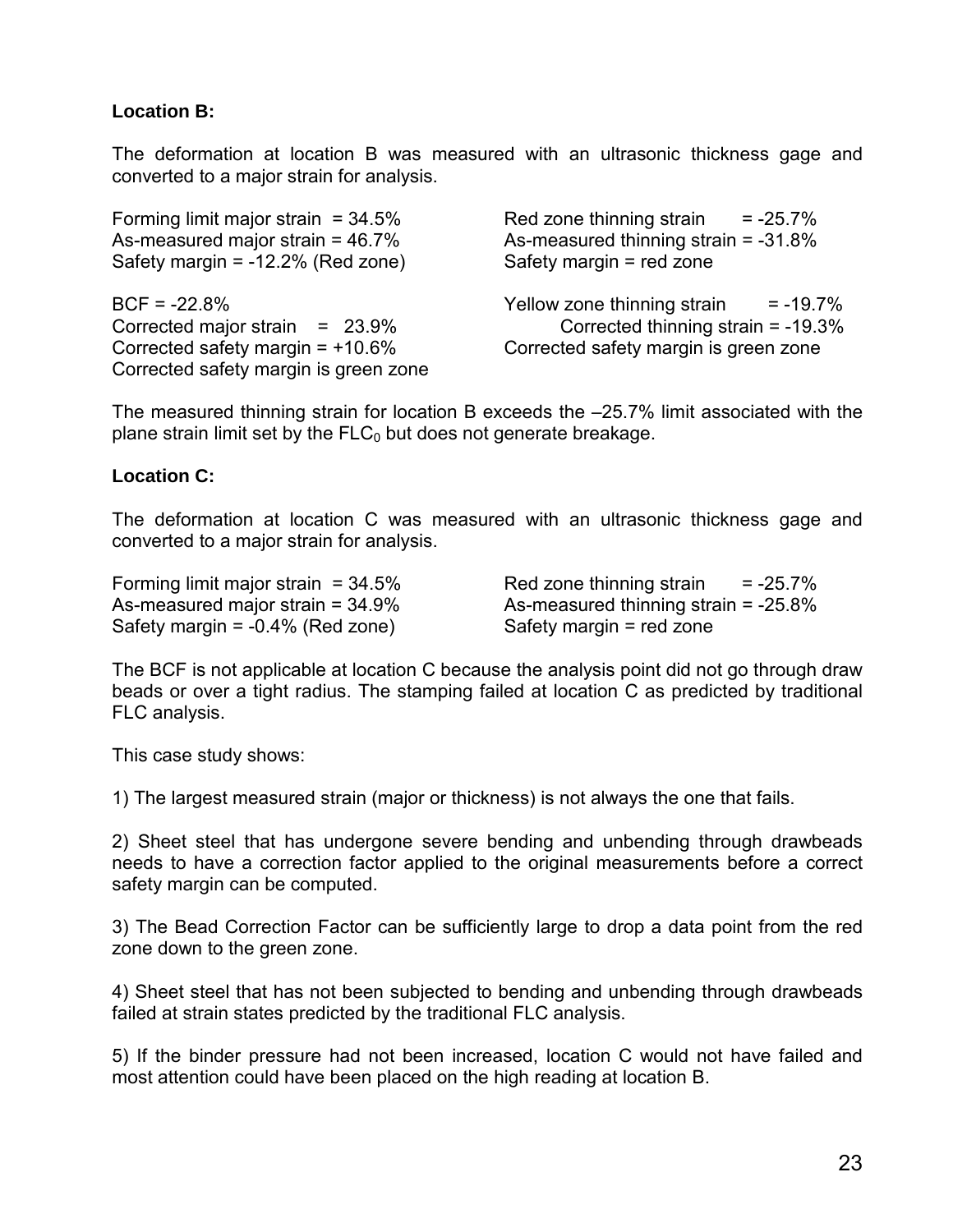**Location B:**

The deformation at location B was measured with an ultrasonic thickness gage and converted to a major strain for analysis.

Forming limit major strain = 34.5%
As-measured major strain = 46.7%
Safety margin = -12.2% (Red zone)

BCF = -22.8%
Corrected major strain = 23.9%
Corrected safety margin = +10.6%
Corrected safety margin is green zone

Red zone thinning strain = -25.7%
As-measured thinning strain = -31.8%
Safety margin = red zone

Yellow zone thinning strain = -19.7%
Corrected thinning strain = -19.3%
Corrected safety margin is green zone

The measured thinning strain for location B exceeds the –25.7% limit associated with the plane strain limit set by the $FLC_0$ but does not generate breakage.

**Location C:**

The deformation at location C was measured with an ultrasonic thickness gage and converted to a major strain for analysis.

Forming limit major strain = 34.5%
As-measured major strain = 34.9%
Safety margin = -0.4% (Red zone)

Red zone thinning strain = -25.7%
As-measured thinning strain = -25.8%
Safety margin = red zone

The BCF is not applicable at location C because the analysis point did not go through draw beads or over a tight radius. The stamping failed at location C as predicted by traditional FLC analysis.

This case study shows:

1) The largest measured strain (major or thickness) is not always the one that fails.

2) Sheet steel that has undergone severe bending and unbending through drawbeads needs to have a correction factor applied to the original measurements before a correct safety margin can be computed.

3) The Bead Correction Factor can be sufficiently large to drop a data point from the red zone down to the green zone.

4) Sheet steel that has not been subjected to bending and unbending through drawbeads failed at strain states predicted by the traditional FLC analysis.

5) If the binder pressure had not been increased, location C would not have failed and most attention could have been placed on the high reading at location B.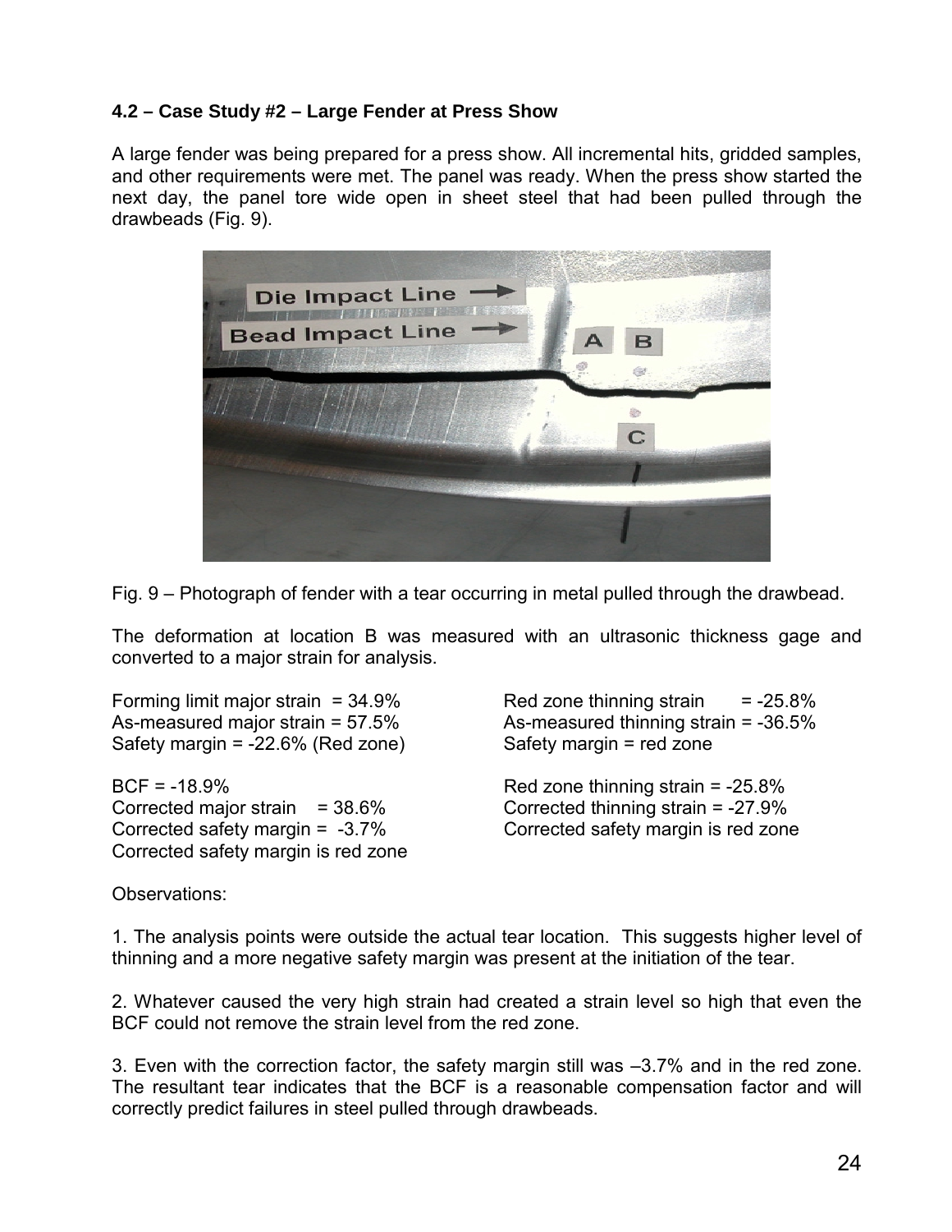#### 4.2 – Case Study #2 – Large Fender at Press Show

A large fender was being prepared for a press show. All incremental hits, gridded samples, and other requirements were met. The panel was ready. When the press show started the next day, the panel tore wide open in sheet steel that had been pulled through the drawbeads (Fig. 9).

Fig. 9 – Photograph of fender with a tear occurring in metal pulled through the drawbead.

The deformation at location B was measured with an ultrasonic thickness gage and converted to a major strain for analysis.

Forming limit major strain = 34.9%
As-measured major strain = 57.5%
Safety margin = -22.6% (Red zone)

BCF = -18.9%
Corrected major strain = 38.6%
Corrected safety margin = -3.7%
Corrected safety margin is red zone

Red zone thinning strain = -25.8%
As-measured thinning strain = -36.5%
Safety margin = red zone

Red zone thinning strain = -25.8%
Corrected thinning strain = -27.9%
Corrected safety margin is red zone

Observations:

1. The analysis points were outside the actual tear location. This suggests higher level of thinning and a more negative safety margin was present at the initiation of the tear.

2. Whatever caused the very high strain had created a strain level so high that even the BCF could not remove the strain level from the red zone.

3. Even with the correction factor, the safety margin still was –3.7% and in the red zone. The resultant tear indicates that the BCF is a reasonable compensation factor and will correctly predict failures in steel pulled through drawbeads.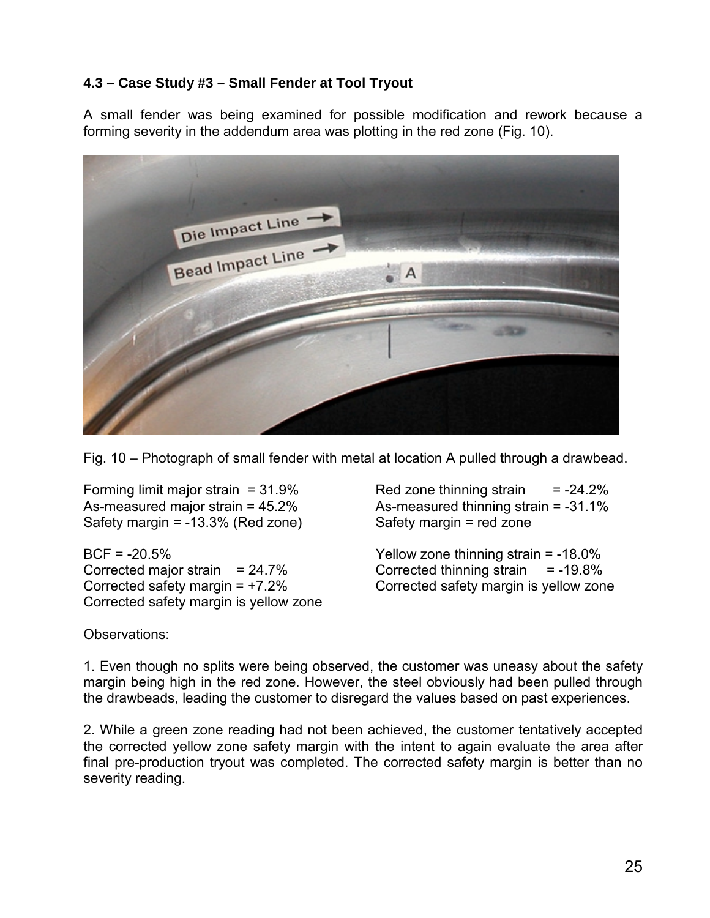### 4.3 – Case Study #3 – Small Fender at Tool Tryout

A small fender was being examined for possible modification and rework because a forming severity in the addendum area was plotting in the red zone (Fig. 10).

Fig. 10 – Photograph of small fender with metal at location A pulled through a drawbead.

Forming limit major strain = 31.9%
As-measured major strain = 45.2%
Safety margin = -13.3% (Red zone)

BCF = -20.5%
Corrected major strain = 24.7%
Corrected safety margin = +7.2%
Corrected safety margin is yellow zone

Red zone thinning strain = -24.2%
As-measured thinning strain = -31.1%
Safety margin = red zone

Yellow zone thinning strain = -18.0%
Corrected thinning strain = -19.8%
Corrected safety margin is yellow zone

Observations:

1. Even though no splits were being observed, the customer was uneasy about the safety margin being high in the red zone. However, the steel obviously had been pulled through the drawbeads, leading the customer to disregard the values based on past experiences.

2. While a green zone reading had not been achieved, the customer tentatively accepted the corrected yellow zone safety margin with the intent to again evaluate the area after final pre-production tryout was completed. The corrected safety margin is better than no severity reading.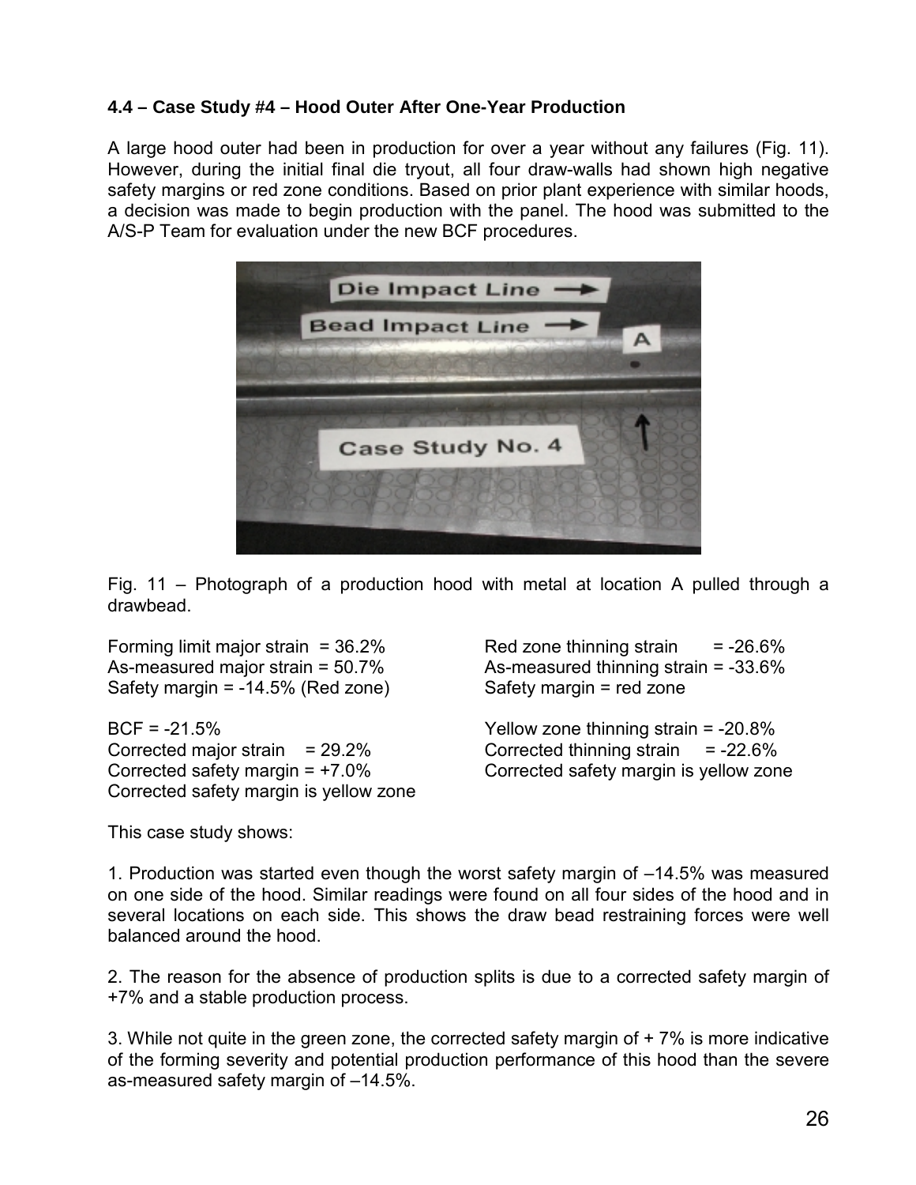### 4.4 – Case Study #4 – Hood Outer After One-Year Production

A large hood outer had been in production for over a year without any failures (Fig. 11). However, during the initial final die tryout, all four draw-walls had shown high negative safety margins or red zone conditions. Based on prior plant experience with similar hoods, a decision was made to begin production with the panel. The hood was submitted to the A/S-P Team for evaluation under the new BCF procedures.

Fig. 11 – Photograph of a production hood with metal at location A pulled through a drawbead.

Forming limit major strain = 36.2%
As-measured major strain = 50.7%
Safety margin = -14.5% (Red zone)

BCF = -21.5%
Corrected major strain = 29.2%
Corrected safety margin = +7.0%
Corrected safety margin is yellow zone

Red zone thinning strain = -26.6%
As-measured thinning strain = -33.6%
Safety margin = red zone

Yellow zone thinning strain = -20.8%
Corrected thinning strain = -22.6%
Corrected safety margin is yellow zone

This case study shows:

1. Production was started even though the worst safety margin of –14.5% was measured on one side of the hood. Similar readings were found on all four sides of the hood and in several locations on each side. This shows the draw bead restraining forces were well balanced around the hood.

2. The reason for the absence of production splits is due to a corrected safety margin of +7% and a stable production process.

3. While not quite in the green zone, the corrected safety margin of + 7% is more indicative of the forming severity and potential production performance of this hood than the severe as-measured safety margin of –14.5%.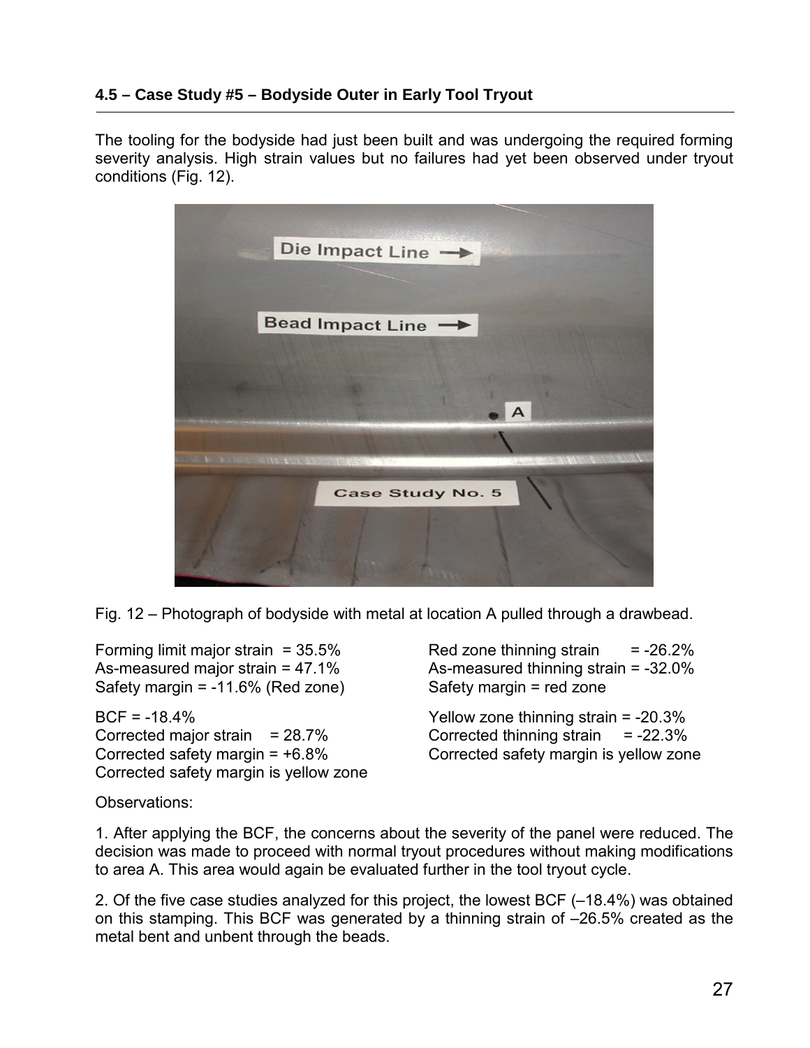### 4.5 – Case Study #5 – Bodyside Outer in Early Tool Tryout

The tooling for the bodyside had just been built and was undergoing the required forming severity analysis. High strain values but no failures had yet been observed under tryout conditions (Fig. 12).

Fig. 12 – Photograph of bodyside with metal at location A pulled through a drawbead.

Forming limit major strain = 35.5%
As-measured major strain = 47.1%
Safety margin = -11.6% (Red zone)

BCF = -18.4%
Corrected major strain = 28.7%
Corrected safety margin = +6.8%
Corrected safety margin is yellow zone

Red zone thinning strain = -26.2%
As-measured thinning strain = -32.0%
Safety margin = red zone

Yellow zone thinning strain = -20.3%
Corrected thinning strain = -22.3%
Corrected safety margin is yellow zone

Observations:

1. After applying the BCF, the concerns about the severity of the panel were reduced. The decision was made to proceed with normal tryout procedures without making modifications to area A. This area would again be evaluated further in the tool tryout cycle.

2. Of the five case studies analyzed for this project, the lowest BCF (–18.4%) was obtained on this stamping. This BCF was generated by a thinning strain of –26.5% created as the metal bent and unbent through the beads.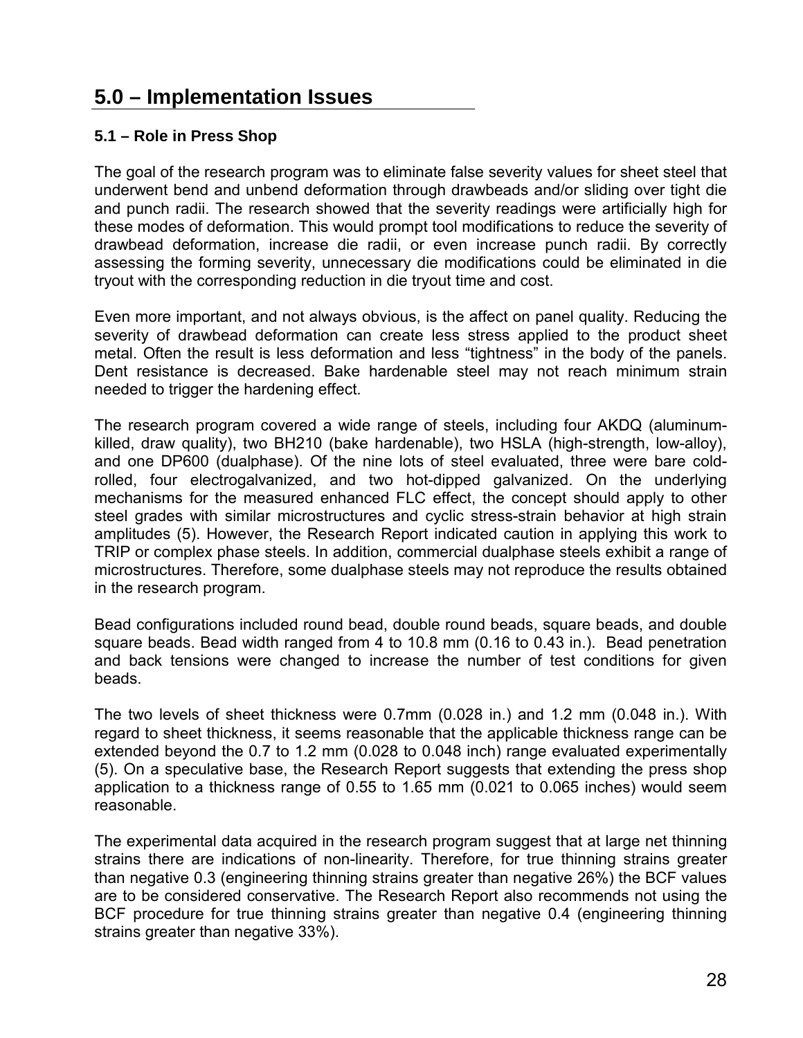# 5.0 – Implementation Issues

### 5.1 – Role in Press Shop

The goal of the research program was to eliminate false severity values for sheet steel that underwent bend and unbend deformation through drawbeads and/or sliding over tight die and punch radii. The research showed that the severity readings were artificially high for these modes of deformation. This would prompt tool modifications to reduce the severity of drawbead deformation, increase die radii, or even increase punch radii. By correctly assessing the forming severity, unnecessary die modifications could be eliminated in die tryout with the corresponding reduction in die tryout time and cost.

Even more important, and not always obvious, is the affect on panel quality. Reducing the severity of drawbead deformation can create less stress applied to the product sheet metal. Often the result is less deformation and less "tightness" in the body of the panels. Dent resistance is decreased. Bake hardenable steel may not reach minimum strain needed to trigger the hardening effect.

The research program covered a wide range of steels, including four AKDQ (aluminum-killed, draw quality), two BH210 (bake hardenable), two HSLA (high-strength, low-alloy), and one DP600 (dualphase). Of the nine lots of steel evaluated, three were bare cold-rolled, four electrogalvanized, and two hot-dipped galvanized. On the underlying mechanisms for the measured enhanced FLC effect, the concept should apply to other steel grades with similar microstructures and cyclic stress-strain behavior at high strain amplitudes (5). However, the Research Report indicated caution in applying this work to TRIP or complex phase steels. In addition, commercial dualphase steels exhibit a range of microstructures. Therefore, some dualphase steels may not reproduce the results obtained in the research program.

Bead configurations included round bead, double round beads, square beads, and double square beads. Bead width ranged from 4 to 10.8 mm (0.16 to 0.43 in.). Bead penetration and back tensions were changed to increase the number of test conditions for given beads.

The two levels of sheet thickness were 0.7mm (0.028 in.) and 1.2 mm (0.048 in.). With regard to sheet thickness, it seems reasonable that the applicable thickness range can be extended beyond the 0.7 to 1.2 mm (0.028 to 0.048 inch) range evaluated experimentally (5). On a speculative base, the Research Report suggests that extending the press shop application to a thickness range of 0.55 to 1.65 mm (0.021 to 0.065 inches) would seem reasonable.

The experimental data acquired in the research program suggest that at large net thinning strains there are indications of non-linearity. Therefore, for true thinning strains greater than negative 0.3 (engineering thinning strains greater than negative 26%) the BCF values are to be considered conservative. The Research Report also recommends not using the BCF procedure for true thinning strains greater than negative 0.4 (engineering thinning strains greater than negative 33%).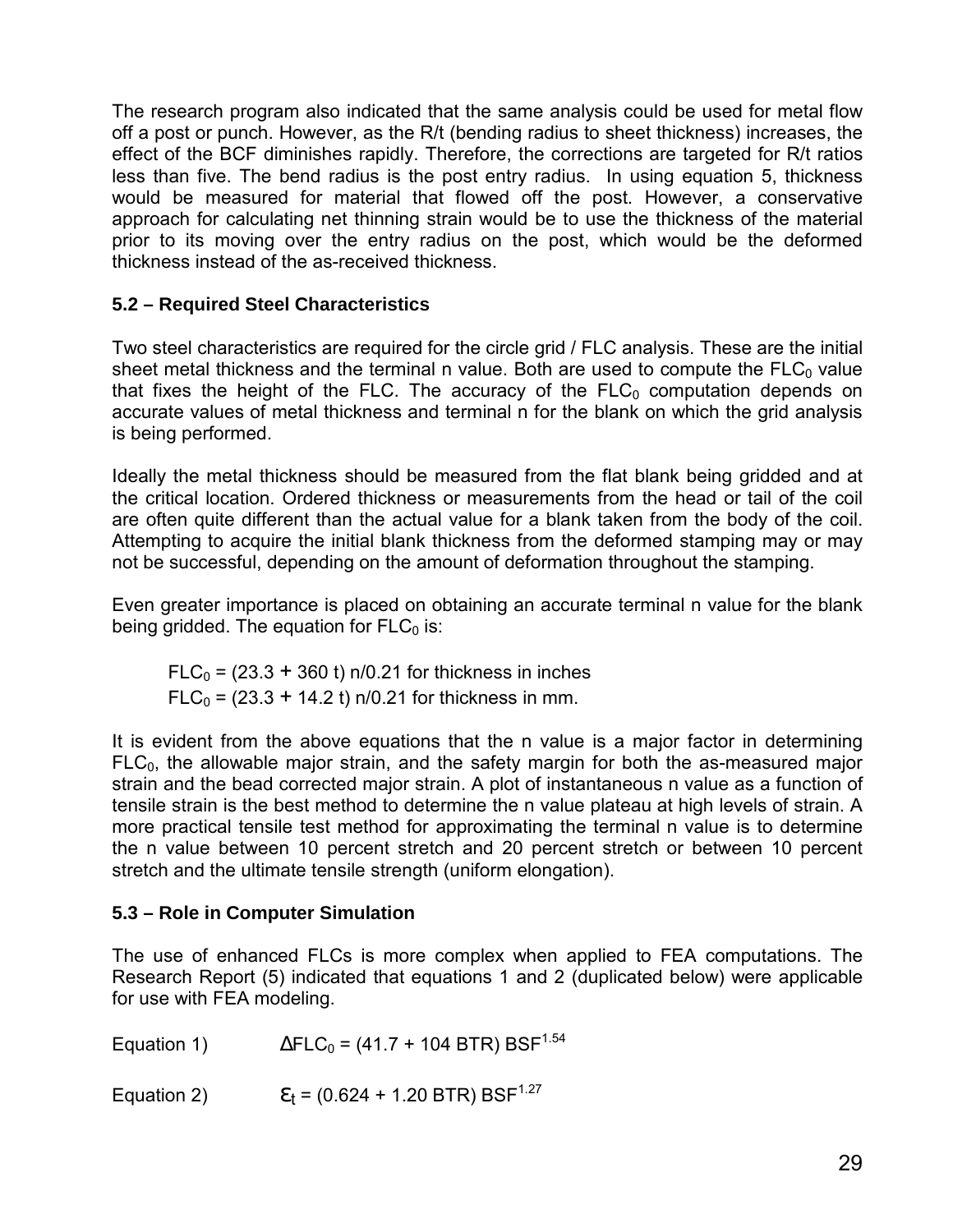The research program also indicated that the same analysis could be used for metal flow off a post or punch. However, as the R/t (bending radius to sheet thickness) increases, the effect of the BCF diminishes rapidly. Therefore, the corrections are targeted for R/t ratios less than five. The bend radius is the post entry radius. In using equation 5, thickness would be measured for material that flowed off the post. However, a conservative approach for calculating net thinning strain would be to use the thickness of the material prior to its moving over the entry radius on the post, which would be the deformed thickness instead of the as-received thickness.

### 5.2 – Required Steel Characteristics

Two steel characteristics are required for the circle grid / FLC analysis. These are the initial sheet metal thickness and the terminal n value. Both are used to compute the $FLC_0$ value that fixes the height of the FLC. The accuracy of the $FLC_0$ computation depends on accurate values of metal thickness and terminal n for the blank on which the grid analysis is being performed.

Ideally the metal thickness should be measured from the flat blank being gridded and at the critical location. Ordered thickness or measurements from the head or tail of the coil are often quite different than the actual value for a blank taken from the body of the coil. Attempting to acquire the initial blank thickness from the deformed stamping may or may not be successful, depending on the amount of deformation throughout the stamping.

Even greater importance is placed on obtaining an accurate terminal n value for the blank being gridded. The equation for $FLC_0$ is:

$FLC_0 = (23.3 + 360\ t)\ n/0.21$ for thickness in inches

$FLC_0 = (23.3 + 14.2\ t)\ n/0.21$ for thickness in mm.

It is evident from the above equations that the n value is a major factor in determining $FLC_0$, the allowable major strain, and the safety margin for both the as-measured major strain and the bead corrected major strain. A plot of instantaneous n value as a function of tensile strain is the best method to determine the n value plateau at high levels of strain. A more practical tensile test method for approximating the terminal n value is to determine the n value between 10 percent stretch and 20 percent stretch or between 10 percent stretch and the ultimate tensile strength (uniform elongation).

### 5.3 – Role in Computer Simulation

The use of enhanced FLCs is more complex when applied to FEA computations. The Research Report (5) indicated that equations 1 and 2 (duplicated below) were applicable for use with FEA modeling.

Equation 1) $\Delta FLC_0 = (41.7 + 104\ BTR)\ BSF^{1.54}$

Equation 2) $\varepsilon_t = (0.624 + 1.20\ BTR)\ BSF^{1.27}$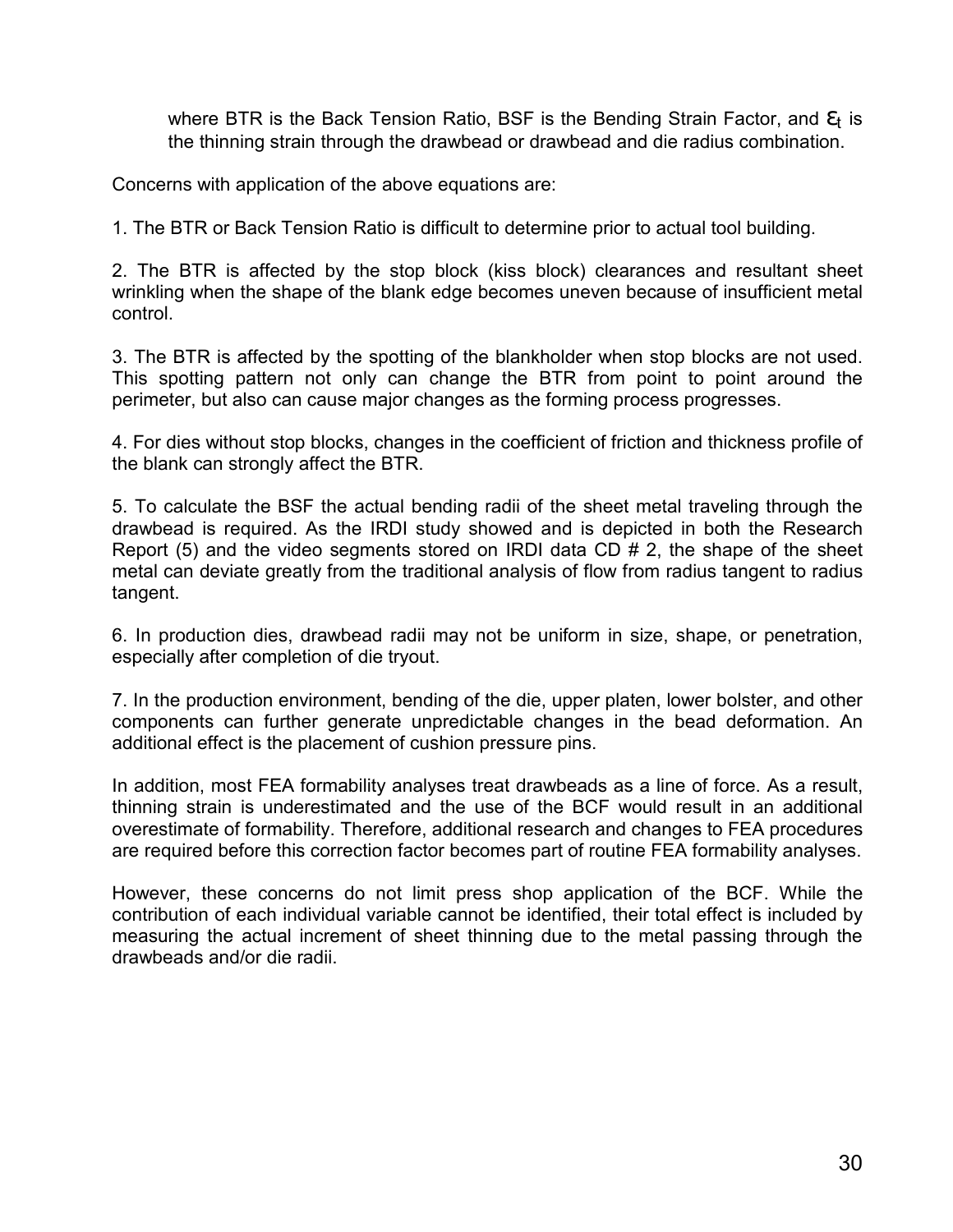where BTR is the Back Tension Ratio, BSF is the Bending Strain Factor, and $\varepsilon_t$ is the thinning strain through the drawbead or drawbead and die radius combination.

Concerns with application of the above equations are:

1. The BTR or Back Tension Ratio is difficult to determine prior to actual tool building.

2. The BTR is affected by the stop block (kiss block) clearances and resultant sheet wrinkling when the shape of the blank edge becomes uneven because of insufficient metal control.

3. The BTR is affected by the spotting of the blankholder when stop blocks are not used. This spotting pattern not only can change the BTR from point to point around the perimeter, but also can cause major changes as the forming process progresses.

4. For dies without stop blocks, changes in the coefficient of friction and thickness profile of the blank can strongly affect the BTR.

5. To calculate the BSF the actual bending radii of the sheet metal traveling through the drawbead is required. As the IRDI study showed and is depicted in both the Research Report (5) and the video segments stored on IRDI data CD # 2, the shape of the sheet metal can deviate greatly from the traditional analysis of flow from radius tangent to radius tangent.

6. In production dies, drawbead radii may not be uniform in size, shape, or penetration, especially after completion of die tryout.

7. In the production environment, bending of the die, upper platen, lower bolster, and other components can further generate unpredictable changes in the bead deformation. An additional effect is the placement of cushion pressure pins.

In addition, most FEA formability analyses treat drawbeads as a line of force. As a result, thinning strain is underestimated and the use of the BCF would result in an additional overestimate of formability. Therefore, additional research and changes to FEA procedures are required before this correction factor becomes part of routine FEA formability analyses.

However, these concerns do not limit press shop application of the BCF. While the contribution of each individual variable cannot be identified, their total effect is included by measuring the actual increment of sheet thinning due to the metal passing through the drawbeads and/or die radii.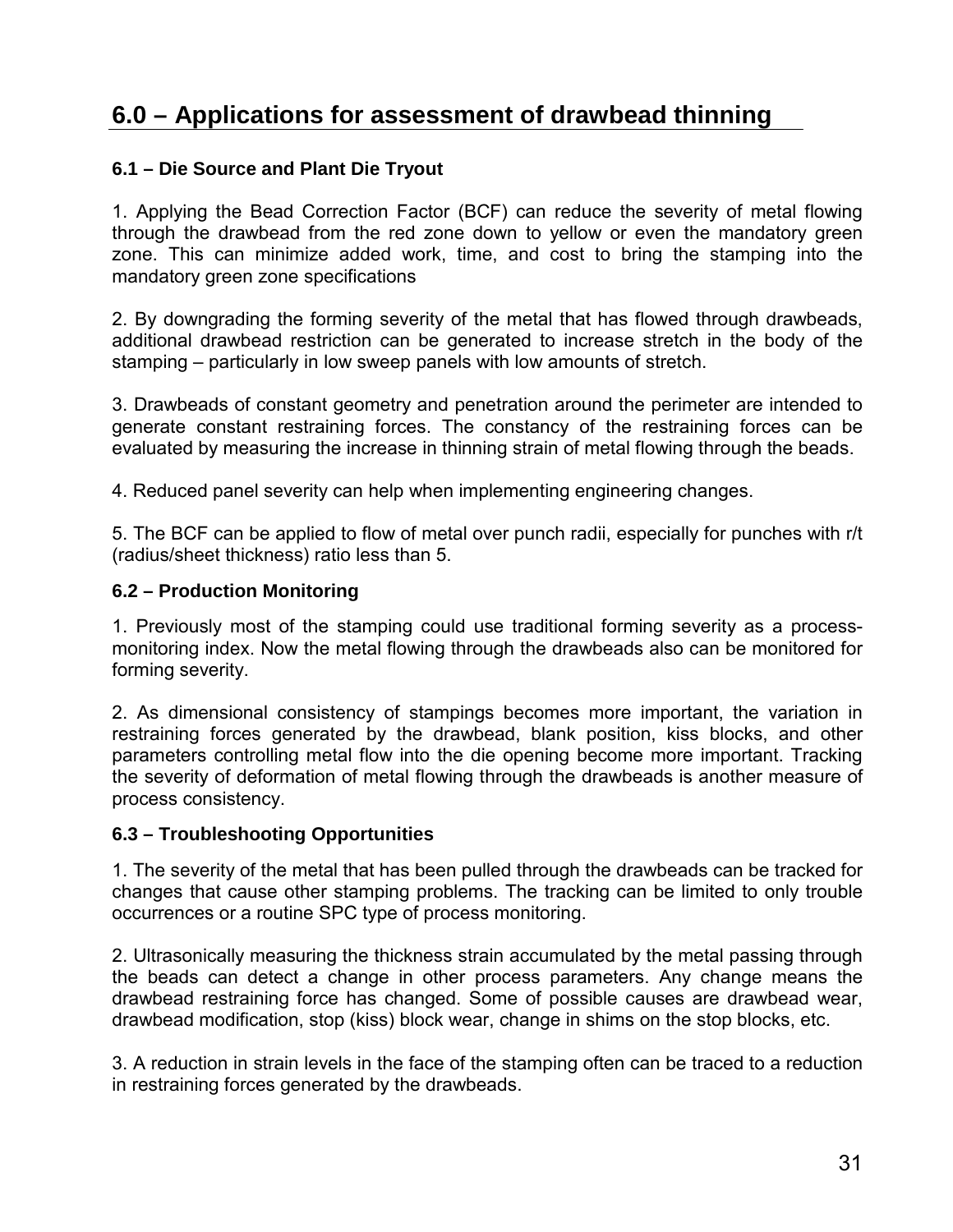# 6.0 – Applications for assessment of drawbead thinning

### 6.1 – Die Source and Plant Die Tryout

1. Applying the Bead Correction Factor (BCF) can reduce the severity of metal flowing through the drawbead from the red zone down to yellow or even the mandatory green zone. This can minimize added work, time, and cost to bring the stamping into the mandatory green zone specifications

2. By downgrading the forming severity of the metal that has flowed through drawbeads, additional drawbead restriction can be generated to increase stretch in the body of the stamping – particularly in low sweep panels with low amounts of stretch.

3. Drawbeads of constant geometry and penetration around the perimeter are intended to generate constant restraining forces. The constancy of the restraining forces can be evaluated by measuring the increase in thinning strain of metal flowing through the beads.

4. Reduced panel severity can help when implementing engineering changes.

5. The BCF can be applied to flow of metal over punch radii, especially for punches with r/t (radius/sheet thickness) ratio less than 5.

### 6.2 – Production Monitoring

1. Previously most of the stamping could use traditional forming severity as a process-monitoring index. Now the metal flowing through the drawbeads also can be monitored for forming severity.

2. As dimensional consistency of stampings becomes more important, the variation in restraining forces generated by the drawbead, blank position, kiss blocks, and other parameters controlling metal flow into the die opening become more important. Tracking the severity of deformation of metal flowing through the drawbeads is another measure of process consistency.

### 6.3 – Troubleshooting Opportunities

1. The severity of the metal that has been pulled through the drawbeads can be tracked for changes that cause other stamping problems. The tracking can be limited to only trouble occurrences or a routine SPC type of process monitoring.

2. Ultrasonically measuring the thickness strain accumulated by the metal passing through the beads can detect a change in other process parameters. Any change means the drawbead restraining force has changed. Some of possible causes are drawbead wear, drawbead modification, stop (kiss) block wear, change in shims on the stop blocks, etc.

3. A reduction in strain levels in the face of the stamping often can be traced to a reduction in restraining forces generated by the drawbeads.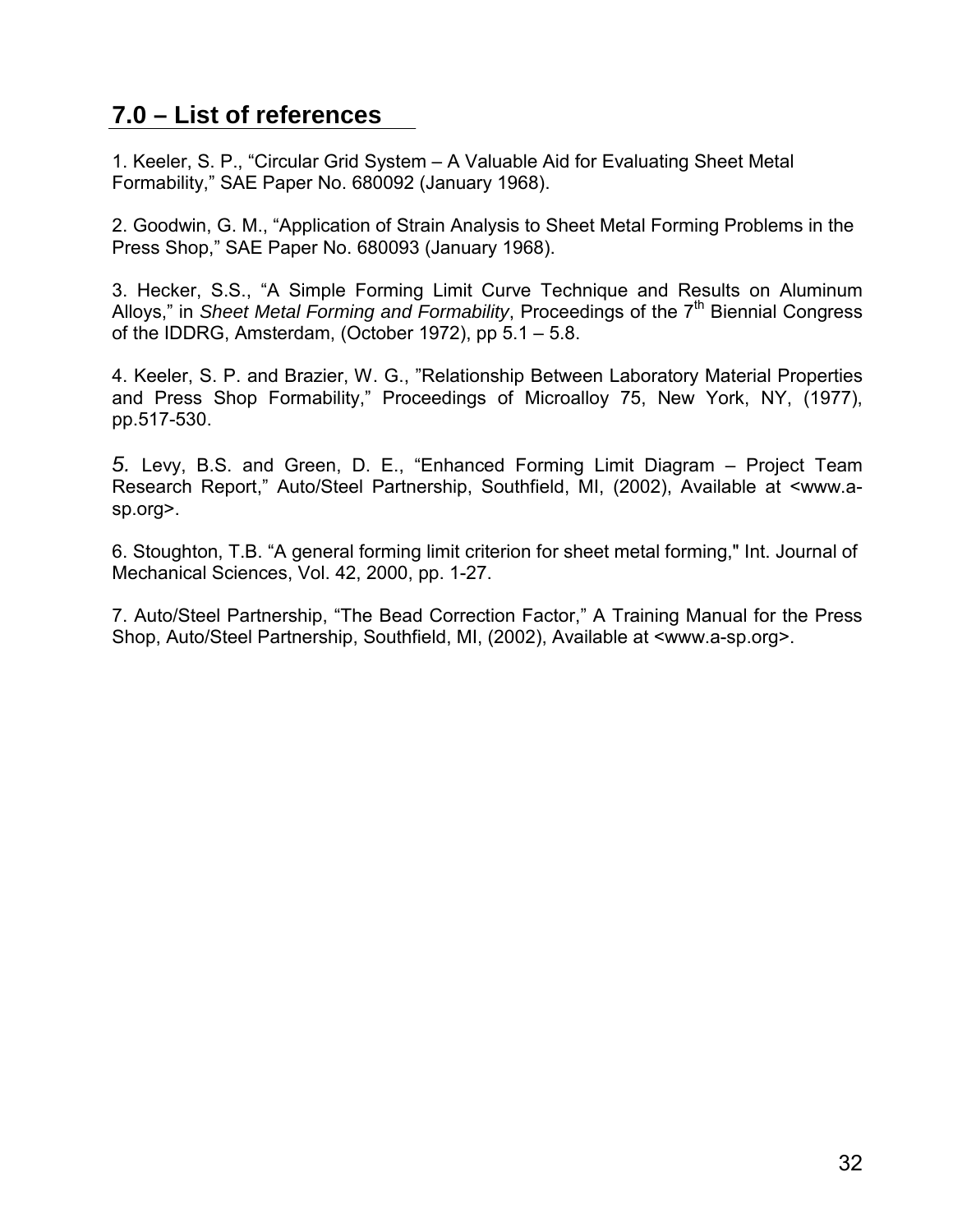## 7.0 – List of references

1. Keeler, S. P., "Circular Grid System – A Valuable Aid for Evaluating Sheet Metal Formability," SAE Paper No. 680092 (January 1968).

2. Goodwin, G. M., "Application of Strain Analysis to Sheet Metal Forming Problems in the Press Shop," SAE Paper No. 680093 (January 1968).

3. Hecker, S.S., "A Simple Forming Limit Curve Technique and Results on Aluminum Alloys," in *Sheet Metal Forming and Formability*, Proceedings of the 7th Biennial Congress of the IDDRG, Amsterdam, (October 1972), pp 5.1 – 5.8.

4. Keeler, S. P. and Brazier, W. G., "Relationship Between Laboratory Material Properties and Press Shop Formability," Proceedings of Microalloy 75, New York, NY, (1977), pp.517-530.

5. Levy, B.S. and Green, D. E., "Enhanced Forming Limit Diagram – Project Team Research Report," Auto/Steel Partnership, Southfield, MI, (2002), Available at <www.a-sp.org>.

6. Stoughton, T.B. "A general forming limit criterion for sheet metal forming," Int. Journal of Mechanical Sciences, Vol. 42, 2000, pp. 1-27.

7. Auto/Steel Partnership, "The Bead Correction Factor," A Training Manual for the Press Shop, Auto/Steel Partnership, Southfield, MI, (2002), Available at <www.a-sp.org>.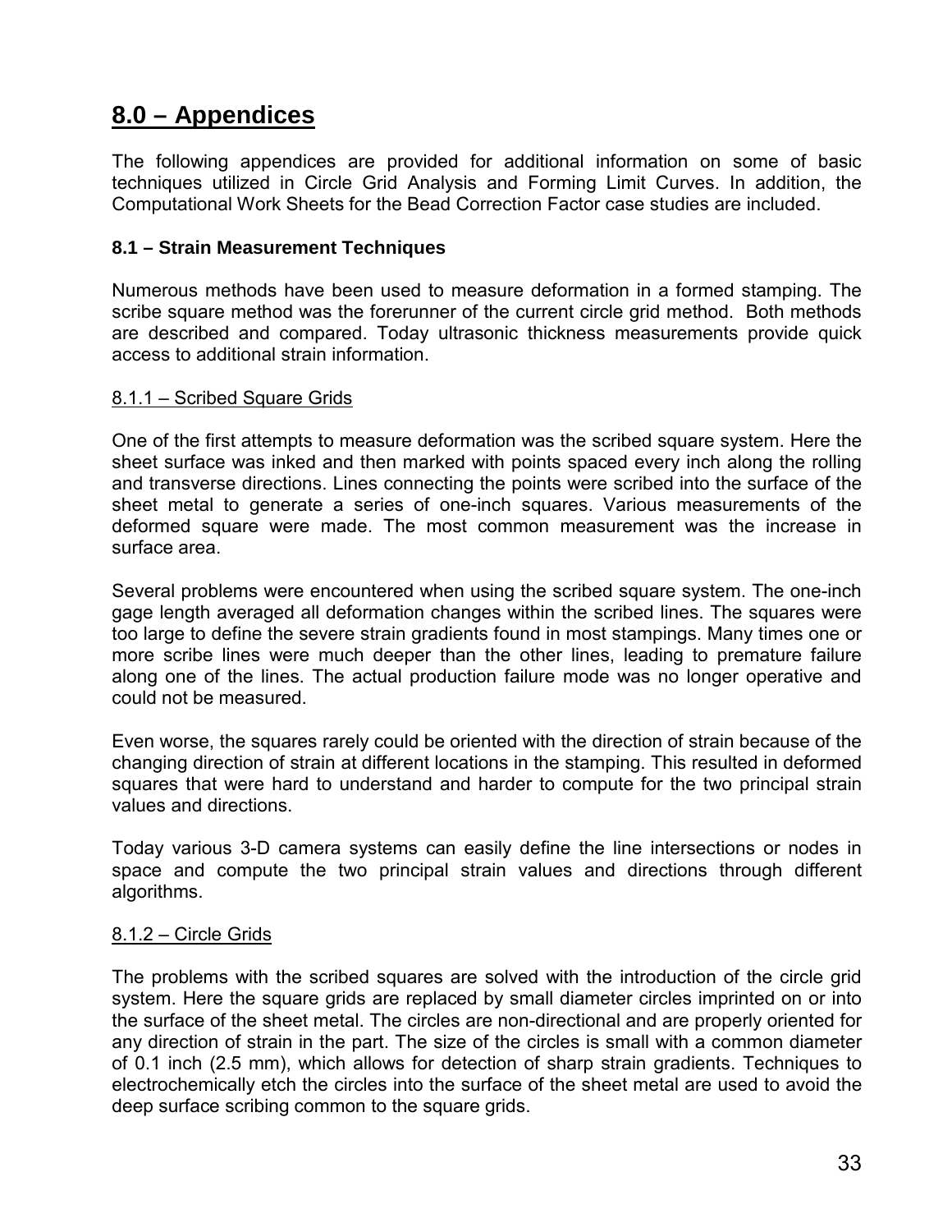# 8.0 – Appendices

The following appendices are provided for additional information on some of basic techniques utilized in Circle Grid Analysis and Forming Limit Curves. In addition, the Computational Work Sheets for the Bead Correction Factor case studies are included.

### 8.1 – Strain Measurement Techniques

Numerous methods have been used to measure deformation in a formed stamping. The scribe square method was the forerunner of the current circle grid method. Both methods are described and compared. Today ultrasonic thickness measurements provide quick access to additional strain information.

#### 8.1.1 – Scribed Square Grids

One of the first attempts to measure deformation was the scribed square system. Here the sheet surface was inked and then marked with points spaced every inch along the rolling and transverse directions. Lines connecting the points were scribed into the surface of the sheet metal to generate a series of one-inch squares. Various measurements of the deformed square were made. The most common measurement was the increase in surface area.

Several problems were encountered when using the scribed square system. The one-inch gage length averaged all deformation changes within the scribed lines. The squares were too large to define the severe strain gradients found in most stampings. Many times one or more scribe lines were much deeper than the other lines, leading to premature failure along one of the lines. The actual production failure mode was no longer operative and could not be measured.

Even worse, the squares rarely could be oriented with the direction of strain because of the changing direction of strain at different locations in the stamping. This resulted in deformed squares that were hard to understand and harder to compute for the two principal strain values and directions.

Today various 3-D camera systems can easily define the line intersections or nodes in space and compute the two principal strain values and directions through different algorithms.

#### 8.1.2 – Circle Grids

The problems with the scribed squares are solved with the introduction of the circle grid system. Here the square grids are replaced by small diameter circles imprinted on or into the surface of the sheet metal. The circles are non-directional and are properly oriented for any direction of strain in the part. The size of the circles is small with a common diameter of 0.1 inch (2.5 mm), which allows for detection of sharp strain gradients. Techniques to electrochemically etch the circles into the surface of the sheet metal are used to avoid the deep surface scribing common to the square grids.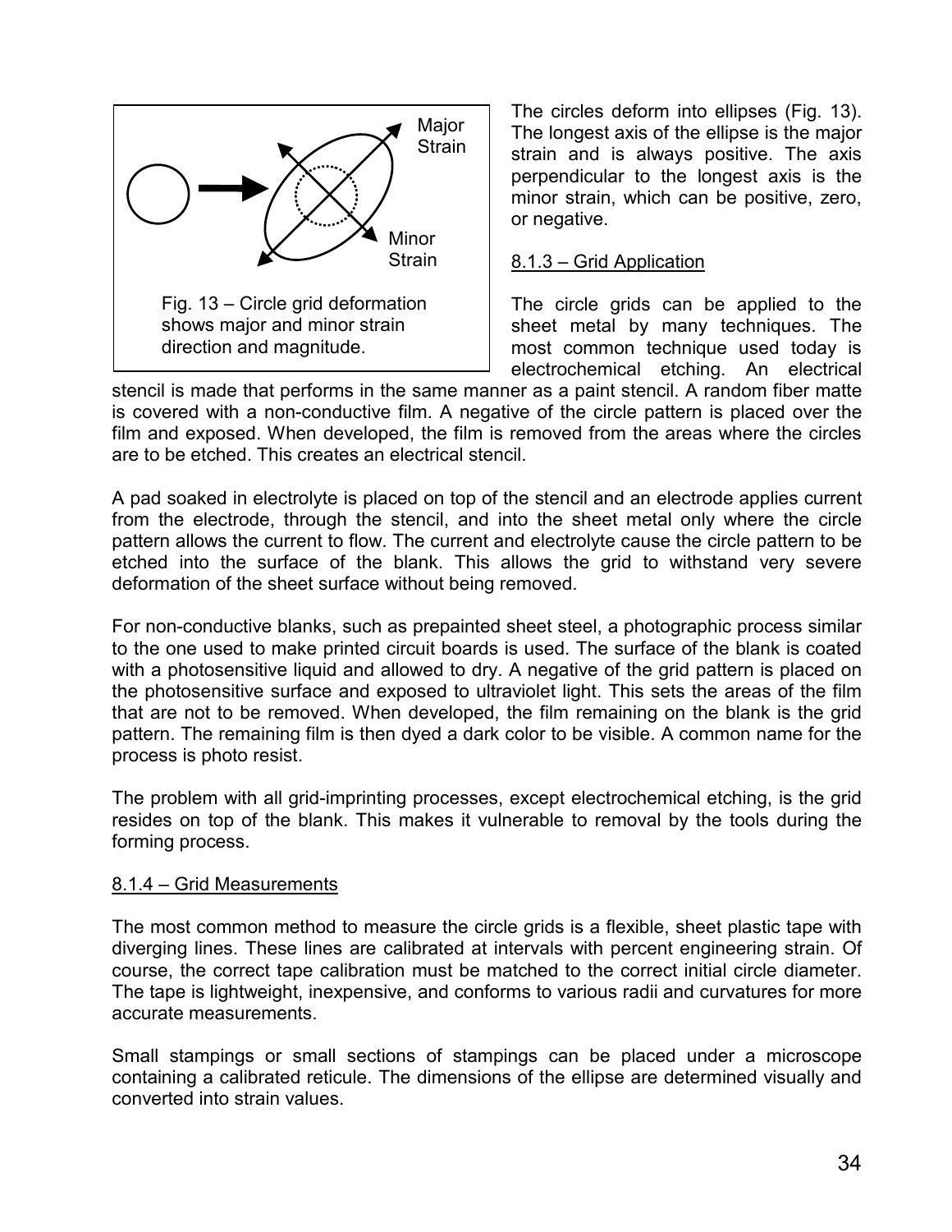Fig. 13 – Circle grid deformation shows major and minor strain direction and magnitude.

The circles deform into ellipses (Fig. 13). The longest axis of the ellipse is the major strain and is always positive. The axis perpendicular to the longest axis is the minor strain, which can be positive, zero, or negative.

8.1.3 – Grid Application

The circle grids can be applied to the sheet metal by many techniques. The most common technique used today is electrochemical etching. An electrical stencil is made that performs in the same manner as a paint stencil. A random fiber matte is covered with a non-conductive film. A negative of the circle pattern is placed over the film and exposed. When developed, the film is removed from the areas where the circles are to be etched. This creates an electrical stencil.

A pad soaked in electrolyte is placed on top of the stencil and an electrode applies current from the electrode, through the stencil, and into the sheet metal only where the circle pattern allows the current to flow. The current and electrolyte cause the circle pattern to be etched into the surface of the blank. This allows the grid to withstand very severe deformation of the sheet surface without being removed.

For non-conductive blanks, such as prepainted sheet steel, a photographic process similar to the one used to make printed circuit boards is used. The surface of the blank is coated with a photosensitive liquid and allowed to dry. A negative of the grid pattern is placed on the photosensitive surface and exposed to ultraviolet light. This sets the areas of the film that are not to be removed. When developed, the film remaining on the blank is the grid pattern. The remaining film is then dyed a dark color to be visible. A common name for the process is photo resist.

The problem with all grid-imprinting processes, except electrochemical etching, is the grid resides on top of the blank. This makes it vulnerable to removal by the tools during the forming process.

8.1.4 – Grid Measurements

The most common method to measure the circle grids is a flexible, sheet plastic tape with diverging lines. These lines are calibrated at intervals with percent engineering strain. Of course, the correct tape calibration must be matched to the correct initial circle diameter. The tape is lightweight, inexpensive, and conforms to various radii and curvatures for more accurate measurements.

Small stampings or small sections of stampings can be placed under a microscope containing a calibrated reticule. The dimensions of the ellipse are determined visually and converted into strain values.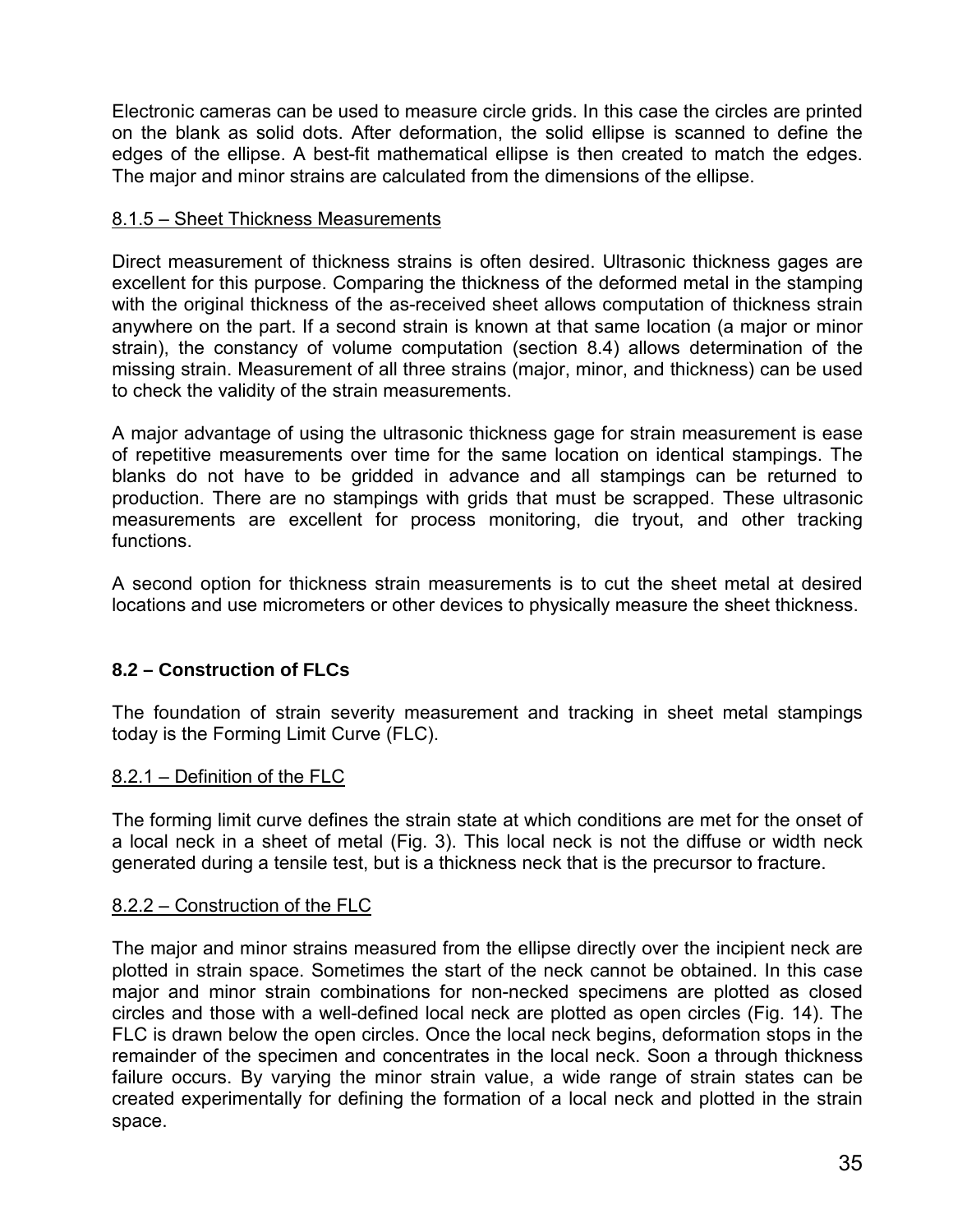Electronic cameras can be used to measure circle grids. In this case the circles are printed on the blank as solid dots. After deformation, the solid ellipse is scanned to define the edges of the ellipse. A best-fit mathematical ellipse is then created to match the edges. The major and minor strains are calculated from the dimensions of the ellipse.

#### 8.1.5 – Sheet Thickness Measurements

Direct measurement of thickness strains is often desired. Ultrasonic thickness gages are excellent for this purpose. Comparing the thickness of the deformed metal in the stamping with the original thickness of the as-received sheet allows computation of thickness strain anywhere on the part. If a second strain is known at that same location (a major or minor strain), the constancy of volume computation (section 8.4) allows determination of the missing strain. Measurement of all three strains (major, minor, and thickness) can be used to check the validity of the strain measurements.

A major advantage of using the ultrasonic thickness gage for strain measurement is ease of repetitive measurements over time for the same location on identical stampings. The blanks do not have to be gridded in advance and all stampings can be returned to production. There are no stampings with grids that must be scrapped. These ultrasonic measurements are excellent for process monitoring, die tryout, and other tracking functions.

A second option for thickness strain measurements is to cut the sheet metal at desired locations and use micrometers or other devices to physically measure the sheet thickness.

## 8.2 – Construction of FLCs

The foundation of strain severity measurement and tracking in sheet metal stampings today is the Forming Limit Curve (FLC).

#### 8.2.1 – Definition of the FLC

The forming limit curve defines the strain state at which conditions are met for the onset of a local neck in a sheet of metal (Fig. 3). This local neck is not the diffuse or width neck generated during a tensile test, but is a thickness neck that is the precursor to fracture.

#### 8.2.2 – Construction of the FLC

The major and minor strains measured from the ellipse directly over the incipient neck are plotted in strain space. Sometimes the start of the neck cannot be obtained. In this case major and minor strain combinations for non-necked specimens are plotted as closed circles and those with a well-defined local neck are plotted as open circles (Fig. 14). The FLC is drawn below the open circles. Once the local neck begins, deformation stops in the remainder of the specimen and concentrates in the local neck. Soon a through thickness failure occurs. By varying the minor strain value, a wide range of strain states can be created experimentally for defining the formation of a local neck and plotted in the strain space.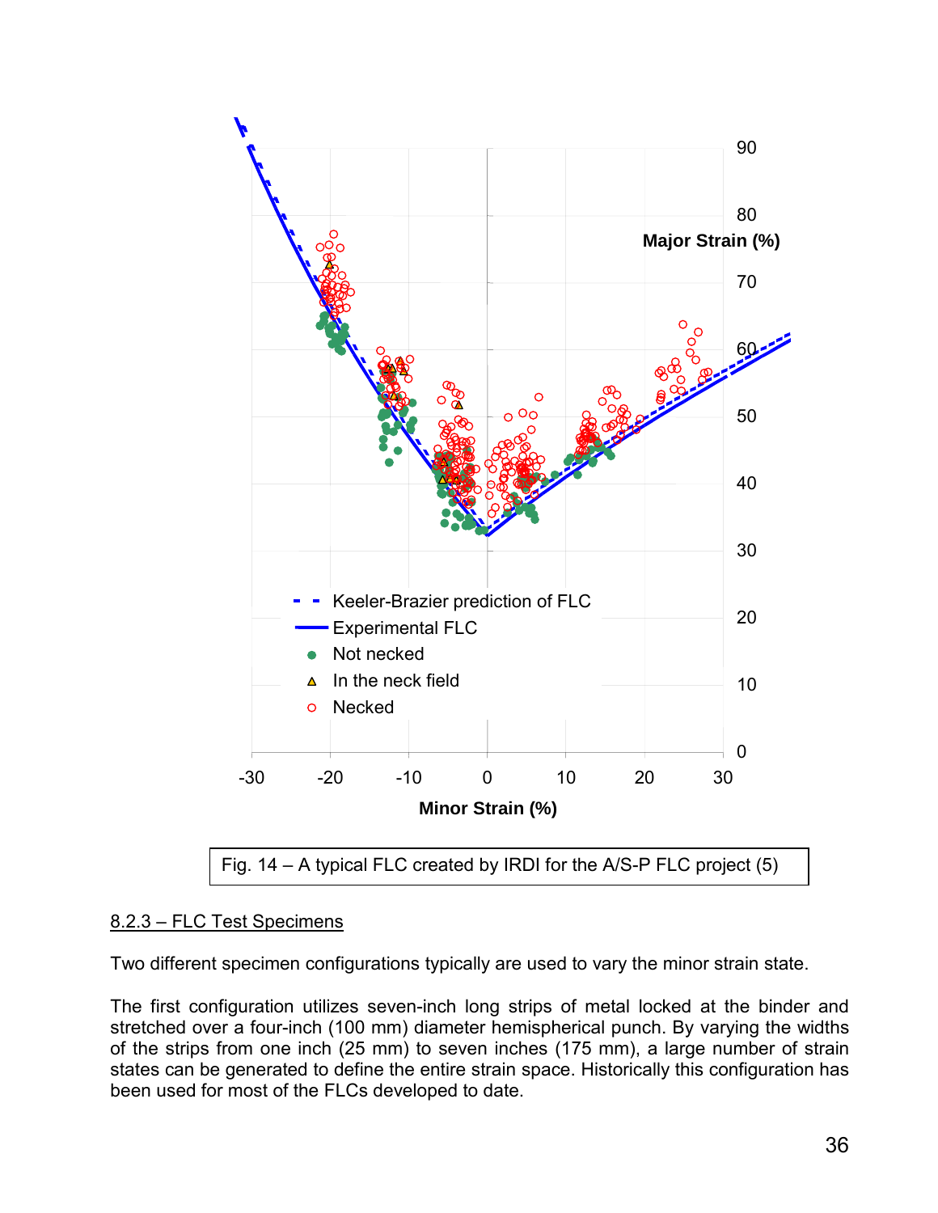Fig. 14 – A typical FLC created by IRDI for the A/S-P FLC project (5)

### 8.2.3 – FLC Test Specimens

Two different specimen configurations typically are used to vary the minor strain state.

The first configuration utilizes seven-inch long strips of metal locked at the binder and stretched over a four-inch (100 mm) diameter hemispherical punch. By varying the widths of the strips from one inch (25 mm) to seven inches (175 mm), a large number of strain states can be generated to define the entire strain space. Historically this configuration has been used for most of the FLCs developed to date.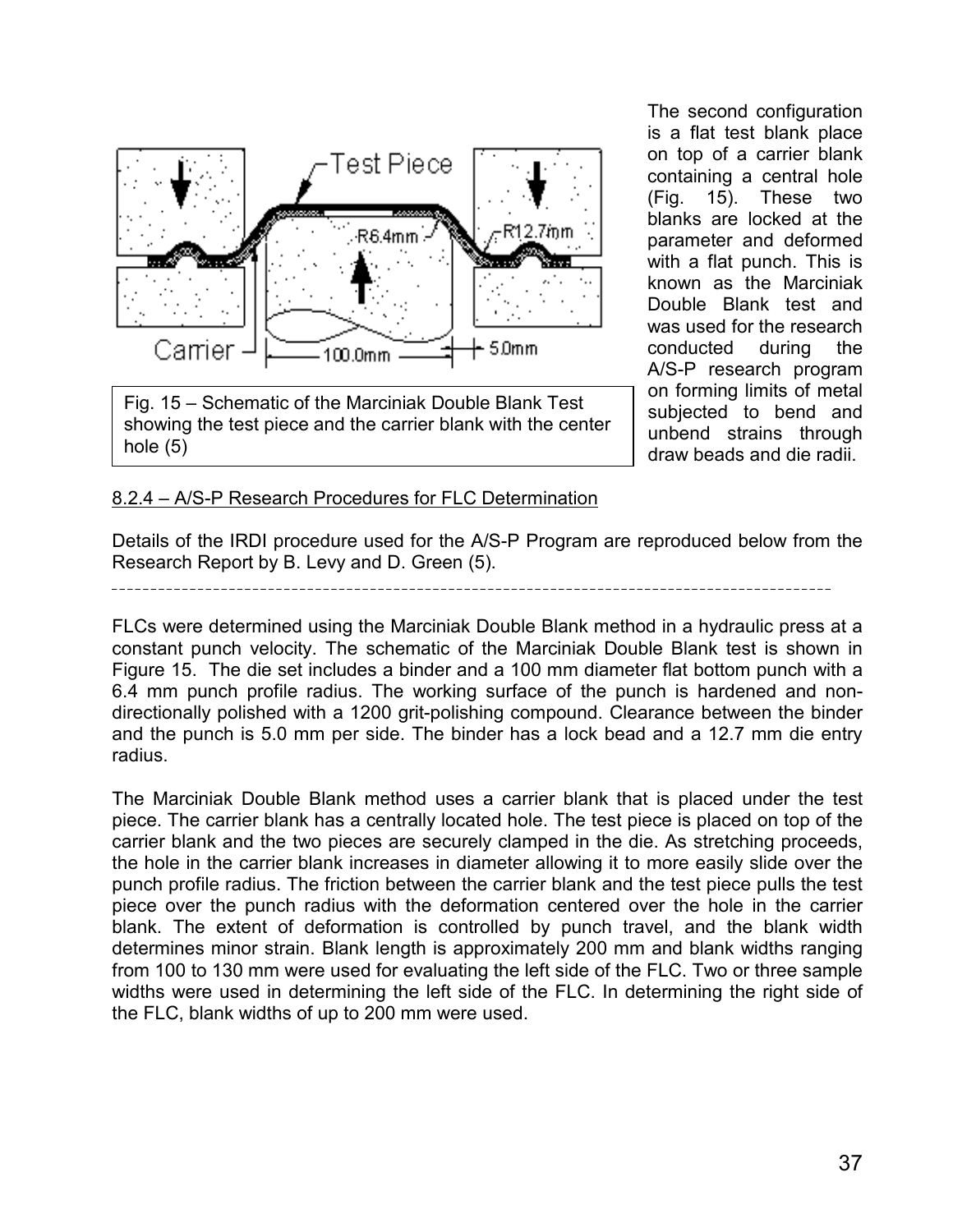Fig. 15 – Schematic of the Marciniak Double Blank Test showing the test piece and the carrier blank with the center hole (5)

The second configuration is a flat test blank place on top of a carrier blank containing a central hole (Fig. 15). These two blanks are locked at the parameter and deformed with a flat punch. This is known as the Marciniak Double Blank test and was used for the research conducted during the A/S-P research program on forming limits of metal subjected to bend and unbend strains through draw beads and die radii.

8.2.4 – A/S-P Research Procedures for FLC Determination

Details of the IRDI procedure used for the A/S-P Program are reproduced below from the Research Report by B. Levy and D. Green (5).

---

FLCs were determined using the Marciniak Double Blank method in a hydraulic press at a constant punch velocity. The schematic of the Marciniak Double Blank test is shown in Figure 15. The die set includes a binder and a 100 mm diameter flat bottom punch with a 6.4 mm punch profile radius. The working surface of the punch is hardened and non-directionally polished with a 1200 grit-polishing compound. Clearance between the binder and the punch is 5.0 mm per side. The binder has a lock bead and a 12.7 mm die entry radius.

The Marciniak Double Blank method uses a carrier blank that is placed under the test piece. The carrier blank has a centrally located hole. The test piece is placed on top of the carrier blank and the two pieces are securely clamped in the die. As stretching proceeds, the hole in the carrier blank increases in diameter allowing it to more easily slide over the punch profile radius. The friction between the carrier blank and the test piece pulls the test piece over the punch radius with the deformation centered over the hole in the carrier blank. The extent of deformation is controlled by punch travel, and the blank width determines minor strain. Blank length is approximately 200 mm and blank widths ranging from 100 to 130 mm were used for evaluating the left side of the FLC. Two or three sample widths were used in determining the left side of the FLC. In determining the right side of the FLC, blank widths of up to 200 mm were used.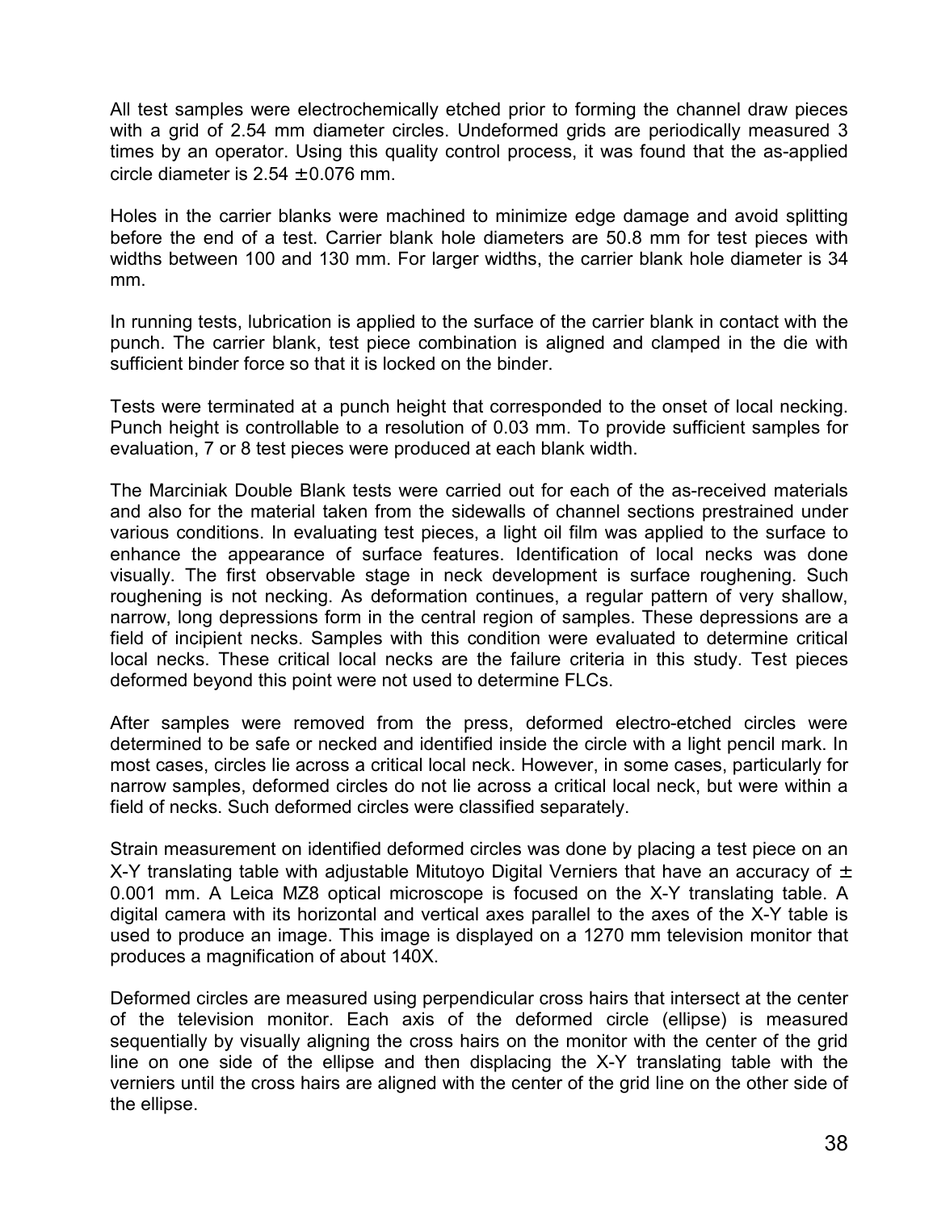All test samples were electrochemically etched prior to forming the channel draw pieces with a grid of 2.54 mm diameter circles. Undeformed grids are periodically measured 3 times by an operator. Using this quality control process, it was found that the as-applied circle diameter is 2.54 $\pm$0.076 mm.

Holes in the carrier blanks were machined to minimize edge damage and avoid splitting before the end of a test. Carrier blank hole diameters are 50.8 mm for test pieces with widths between 100 and 130 mm. For larger widths, the carrier blank hole diameter is 34 mm.

In running tests, lubrication is applied to the surface of the carrier blank in contact with the punch. The carrier blank, test piece combination is aligned and clamped in the die with sufficient binder force so that it is locked on the binder.

Tests were terminated at a punch height that corresponded to the onset of local necking. Punch height is controllable to a resolution of 0.03 mm. To provide sufficient samples for evaluation, 7 or 8 test pieces were produced at each blank width.

The Marciniak Double Blank tests were carried out for each of the as-received materials and also for the material taken from the sidewalls of channel sections prestrained under various conditions. In evaluating test pieces, a light oil film was applied to the surface to enhance the appearance of surface features. Identification of local necks was done visually. The first observable stage in neck development is surface roughening. Such roughening is not necking. As deformation continues, a regular pattern of very shallow, narrow, long depressions form in the central region of samples. These depressions are a field of incipient necks. Samples with this condition were evaluated to determine critical local necks. These critical local necks are the failure criteria in this study. Test pieces deformed beyond this point were not used to determine FLCs.

After samples were removed from the press, deformed electro-etched circles were determined to be safe or necked and identified inside the circle with a light pencil mark. In most cases, circles lie across a critical local neck. However, in some cases, particularly for narrow samples, deformed circles do not lie across a critical local neck, but were within a field of necks. Such deformed circles were classified separately.

Strain measurement on identified deformed circles was done by placing a test piece on an X-Y translating table with adjustable Mitutoyo Digital Verniers that have an accuracy of $\pm$ 0.001 mm. A Leica MZ8 optical microscope is focused on the X-Y translating table. A digital camera with its horizontal and vertical axes parallel to the axes of the X-Y table is used to produce an image. This image is displayed on a 1270 mm television monitor that produces a magnification of about 140X.

Deformed circles are measured using perpendicular cross hairs that intersect at the center of the television monitor. Each axis of the deformed circle (ellipse) is measured sequentially by visually aligning the cross hairs on the monitor with the center of the grid line on one side of the ellipse and then displacing the X-Y translating table with the verniers until the cross hairs are aligned with the center of the grid line on the other side of the ellipse.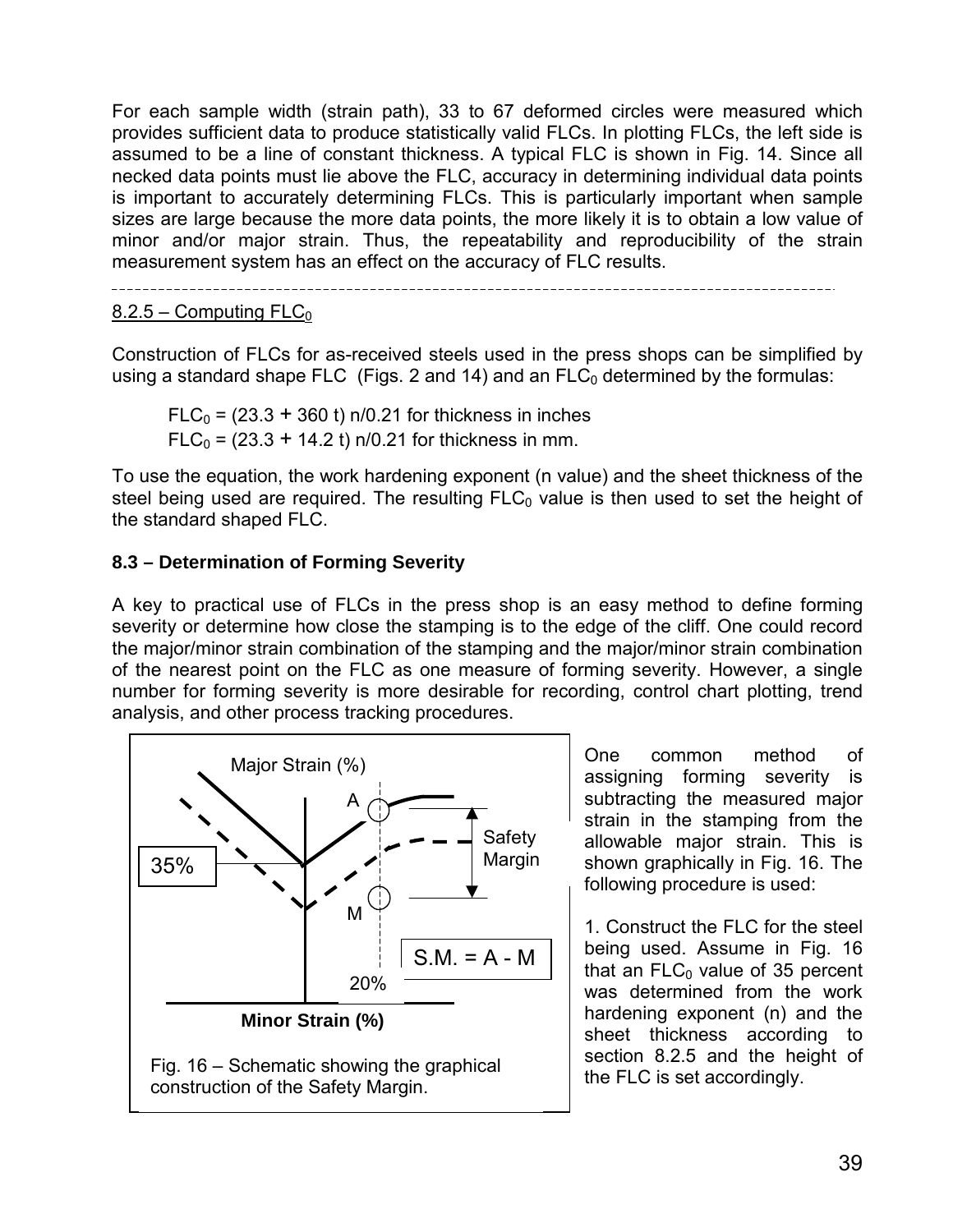For each sample width (strain path), 33 to 67 deformed circles were measured which provides sufficient data to produce statistically valid FLCs. In plotting FLCs, the left side is assumed to be a line of constant thickness. A typical FLC is shown in Fig. 14. Since all necked data points must lie above the FLC, accuracy in determining individual data points is important to accurately determining FLCs. This is particularly important when sample sizes are large because the more data points, the more likely it is to obtain a low value of minor and/or major strain. Thus, the repeatability and reproducibility of the strain measurement system has an effect on the accuracy of FLC results.

---

8.2.5 – Computing $FLC_0$

Construction of FLCs for as-received steels used in the press shops can be simplified by using a standard shape FLC (Figs. 2 and 14) and an $FLC_0$ determined by the formulas:

$FLC_0 = (23.3 + 360\ t)\ n/0.21$ for thickness in inches

$FLC_0 = (23.3 + 14.2\ t)\ n/0.21$ for thickness in mm.

To use the equation, the work hardening exponent (n value) and the sheet thickness of the steel being used are required. The resulting $FLC_0$ value is then used to set the height of the standard shaped FLC.

**8.3 – Determination of Forming Severity**

A key to practical use of FLCs in the press shop is an easy method to define forming severity or determine how close the stamping is to the edge of the cliff. One could record the major/minor strain combination of the stamping and the major/minor strain combination of the nearest point on the FLC as one measure of forming severity. However, a single number for forming severity is more desirable for recording, control chart plotting, trend analysis, and other process tracking procedures.

Major Strain (%)

35%

A

M

Safety Margin

S.M. = A - M

20%

Minor Strain (%)

Fig. 16 – Schematic showing the graphical construction of the Safety Margin.

One common method of assigning forming severity is subtracting the measured major strain in the stamping from the allowable major strain. This is shown graphically in Fig. 16. The following procedure is used:

1. Construct the FLC for the steel being used. Assume in Fig. 16 that an $FLC_0$ value of 35 percent was determined from the work hardening exponent (n) and the sheet thickness according to section 8.2.5 and the height of the FLC is set accordingly.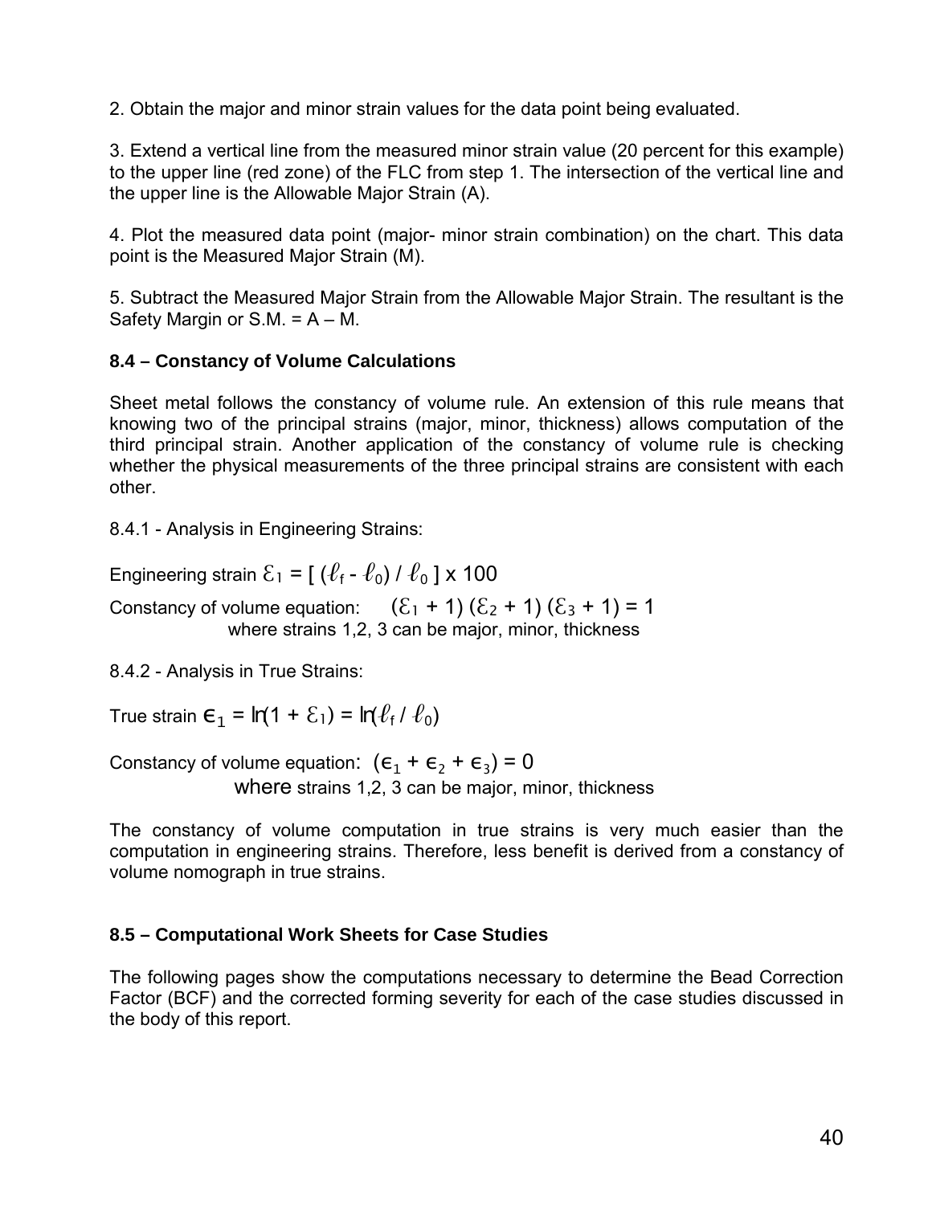2. Obtain the major and minor strain values for the data point being evaluated.

3. Extend a vertical line from the measured minor strain value (20 percent for this example) to the upper line (red zone) of the FLC from step 1. The intersection of the vertical line and the upper line is the Allowable Major Strain (A).

4. Plot the measured data point (major- minor strain combination) on the chart. This data point is the Measured Major Strain (M).

5. Subtract the Measured Major Strain from the Allowable Major Strain. The resultant is the Safety Margin or S.M. = A – M.

### 8.4 – Constancy of Volume Calculations

Sheet metal follows the constancy of volume rule. An extension of this rule means that knowing two of the principal strains (major, minor, thickness) allows computation of the third principal strain. Another application of the constancy of volume rule is checking whether the physical measurements of the three principal strains are consistent with each other.

8.4.1 - Analysis in Engineering Strains:

Engineering strain $\mathcal{E}_1 = [\,(\ell_f - \ell_0) / \ell_0\,] \times 100$

Constancy of volume equation: $(\mathcal{E}_1 + 1)\,(\mathcal{E}_2 + 1)\,(\mathcal{E}_3 + 1) = 1$
where strains 1,2, 3 can be major, minor, thickness

8.4.2 - Analysis in True Strains:

True strain $\epsilon_1 = \ln(1 + \mathcal{E}_1) = \ln(\ell_f / \ell_0)$

Constancy of volume equation: $(\epsilon_1 + \epsilon_2 + \epsilon_3) = 0$
where strains 1,2, 3 can be major, minor, thickness

The constancy of volume computation in true strains is very much easier than the computation in engineering strains. Therefore, less benefit is derived from a constancy of volume nomograph in true strains.

### 8.5 – Computational Work Sheets for Case Studies

The following pages show the computations necessary to determine the Bead Correction Factor (BCF) and the corrected forming severity for each of the case studies discussed in the body of this report.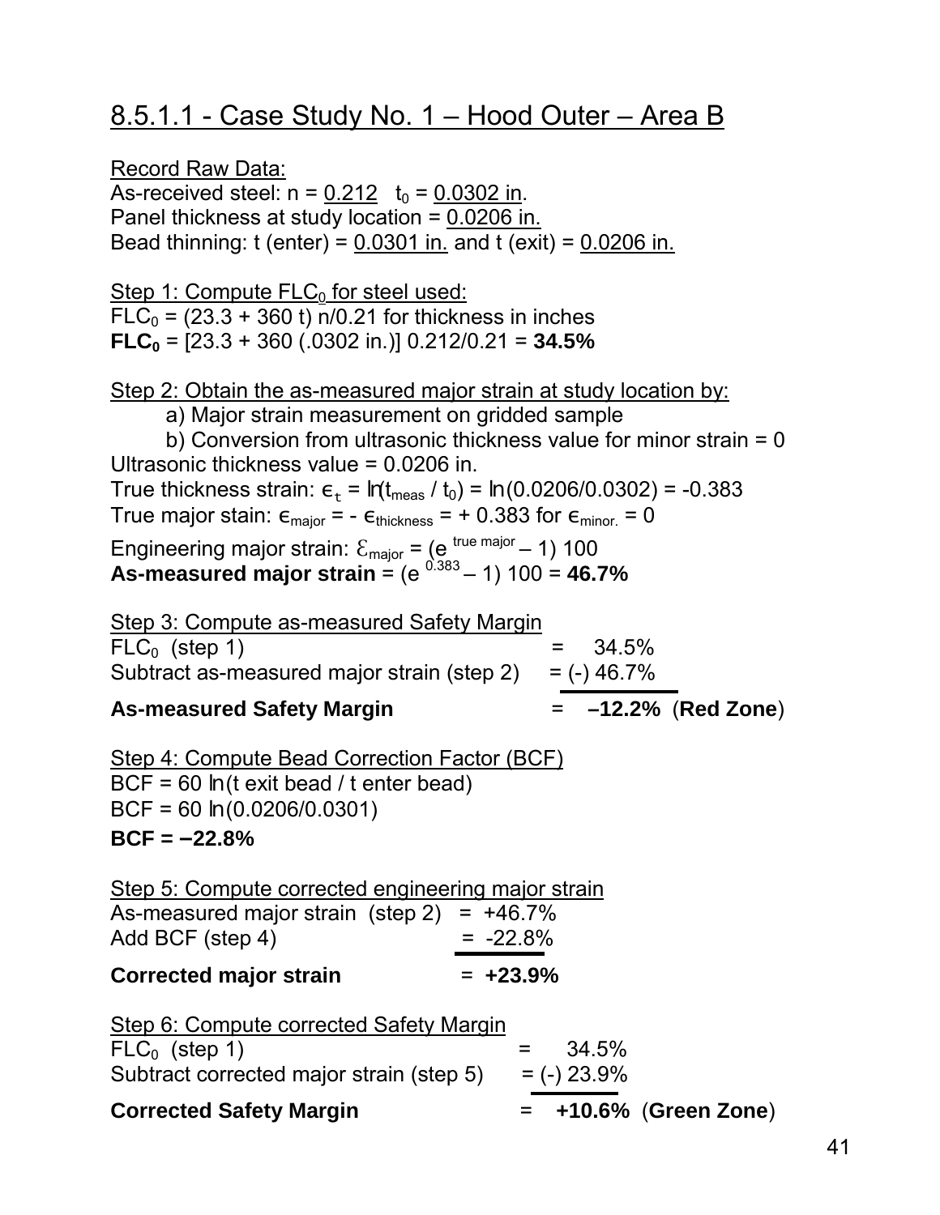## 8.5.1.1 - Case Study No. 1 – Hood Outer – Area B

Record Raw Data:
As-received steel: $n$ = 0.212 $t_0$ = 0.0302 in.
Panel thickness at study location = 0.0206 in.
Bead thinning: t (enter) = 0.0301 in. and t (exit) = 0.0206 in.

Step 1: Compute $FLC_0$ for steel used:
$FLC_0 = (23.3 + 360\ t)\ n/0.21$ for thickness in inches
**$FLC_0$** = [23.3 + 360 (.0302 in.)] 0.212/0.21 = **34.5%**

Step 2: Obtain the as-measured major strain at study location by:

a) Major strain measurement on gridded sample

b) Conversion from ultrasonic thickness value for minor strain = 0

Ultrasonic thickness value = 0.0206 in.
True thickness strain: $\epsilon_t = \ln(t_{meas} / t_0) = \ln(0.0206/0.0302) = -0.383$
True major stain: $\epsilon_{major} = -\epsilon_{thickness} = +0.383$ for $\epsilon_{minor.} = 0$
Engineering major strain: $\mathcal{E}_{major} = (e^{\text{true major}} - 1)\ 100$
**As-measured major strain** = $(e^{0.383} - 1)\ 100$ = **46.7%**

Step 3: Compute as-measured Safety Margin

| | | |
|---|---|---|
| $FLC_0$ (step 1) | = | 34.5% |
| Subtract as-measured major strain (step 2) | = | (-) 46.7% |
| **As-measured Safety Margin** | = | **–12.2%** (**Red Zone**) |

Step 4: Compute Bead Correction Factor (BCF)
BCF = 60 ln(t exit bead / t enter bead)
BCF = 60 ln(0.0206/0.0301)
**BCF = –22.8%**

Step 5: Compute corrected engineering major strain

| | | |
|---|---|---|
| As-measured major strain (step 2) | = | +46.7% |
| Add BCF (step 4) | = | -22.8% |
| **Corrected major strain** | = | **+23.9%** |

Step 6: Compute corrected Safety Margin

| | | |
|---|---|---|
| $FLC_0$ (step 1) | = | 34.5% |
| Subtract corrected major strain (step 5) | = | (-) 23.9% |
| **Corrected Safety Margin** | = | **+10.6%** (**Green Zone**) |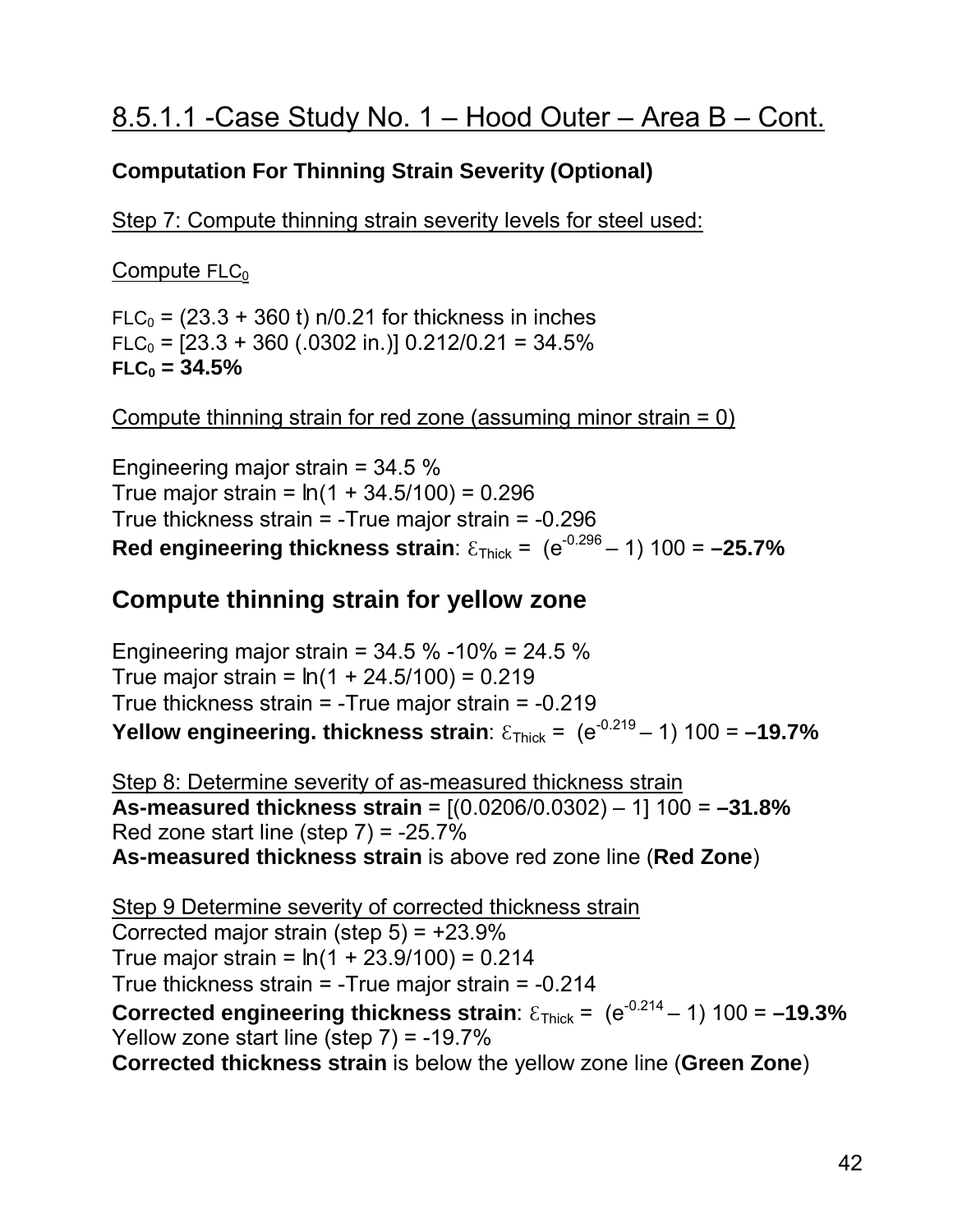# 8.5.1.1 -Case Study No. 1 – Hood Outer – Area B – Cont.

**Computation For Thinning Strain Severity (Optional)**

Step 7: Compute thinning strain severity levels for steel used:

Compute $FLC_0$

$FLC_0$ = (23.3 + 360 t) n/0.21 for thickness in inches
$FLC_0$ = [23.3 + 360 (.0302 in.)] 0.212/0.21 = 34.5%
**$FLC_0$ = 34.5%**

Compute thinning strain for red zone (assuming minor strain = 0)

Engineering major strain = 34.5 %
True major strain = ln(1 + 34.5/100) = 0.296
True thickness strain = -True major strain = -0.296
**Red engineering thickness strain**: $\varepsilon_{Thick}$ = $(e^{-0.296} – 1)$ 100 = **–25.7%**

## Compute thinning strain for yellow zone

Engineering major strain = 34.5 % -10% = 24.5 %
True major strain = ln(1 + 24.5/100) = 0.219
True thickness strain = -True major strain = -0.219
**Yellow engineering. thickness strain**: $\varepsilon_{Thick}$ = $(e^{-0.219} – 1)$ 100 = **–19.7%**

Step 8: Determine severity of as-measured thickness strain
**As-measured thickness strain** = [(0.0206/0.0302) – 1] 100 = **–31.8%**
Red zone start line (step 7) = -25.7%
**As-measured thickness strain** is above red zone line (**Red Zone**)

Step 9 Determine severity of corrected thickness strain
Corrected major strain (step 5) = +23.9%
True major strain = ln(1 + 23.9/100) = 0.214
True thickness strain = -True major strain = -0.214
**Corrected engineering thickness strain**: $\varepsilon_{Thick}$ = $(e^{-0.214} – 1)$ 100 = **–19.3%**
Yellow zone start line (step 7) = -19.7%
**Corrected thickness strain** is below the yellow zone line (**Green Zone**)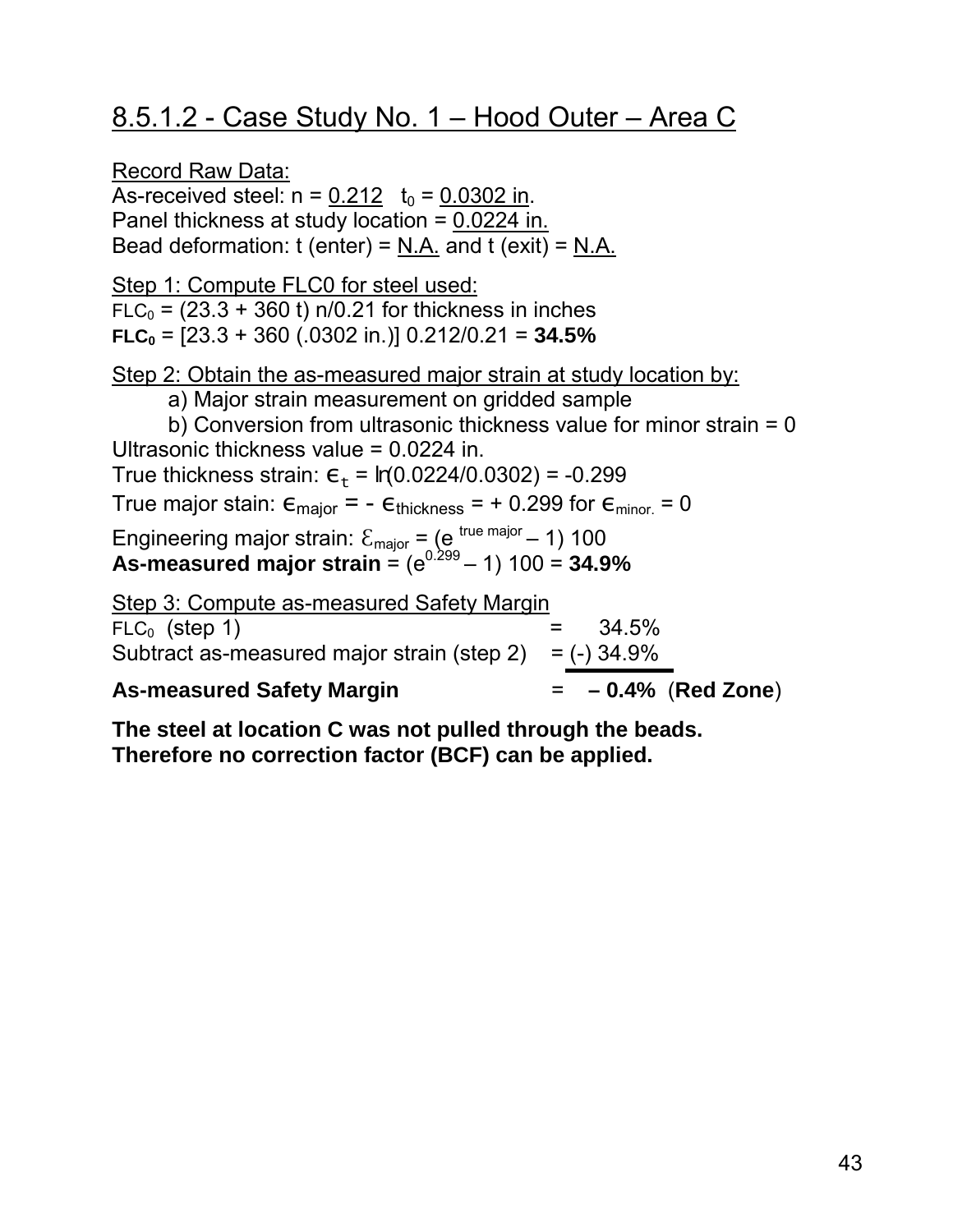## 8.5.1.2 - Case Study No. 1 – Hood Outer – Area C

Record Raw Data:
As-received steel: $n$ = 0.212  $t_0$ = 0.0302 in.
Panel thickness at study location = 0.0224 in.
Bead deformation: t (enter) = N.A. and t (exit) = N.A.

Step 1: Compute FLC0 for steel used:
$FLC_0 = (23.3 + 360\ t)\ n/0.21$ for thickness in inches
**$FLC_0$** = [23.3 + 360 (.0302 in.)] 0.212/0.21 = **34.5%**

Step 2: Obtain the as-measured major strain at study location by:

a) Major strain measurement on gridded sample

b) Conversion from ultrasonic thickness value for minor strain = 0

Ultrasonic thickness value = 0.0224 in.
True thickness strain: $\epsilon_t = \ln(0.0224/0.0302) = -0.299$
True major stain: $\epsilon_{major} = -\ \epsilon_{thickness} = +\ 0.299$ for $\epsilon_{minor.} = 0$

Engineering major strain: $\mathcal{E}_{major} = (e^{\text{true major}} - 1)\ 100$
**As-measured major strain** = $(e^{0.299} - 1)\ 100$ = **34.9%**

Step 3: Compute as-measured Safety Margin

| | | |
|---|---|---|
| $FLC_0$ (step 1) | = | 34.5% |
| Subtract as-measured major strain (step 2) | = | (-) 34.9% |
| **As-measured Safety Margin** | = | **– 0.4%** (**Red Zone**) |

**The steel at location C was not pulled through the beads. Therefore no correction factor (BCF) can be applied.**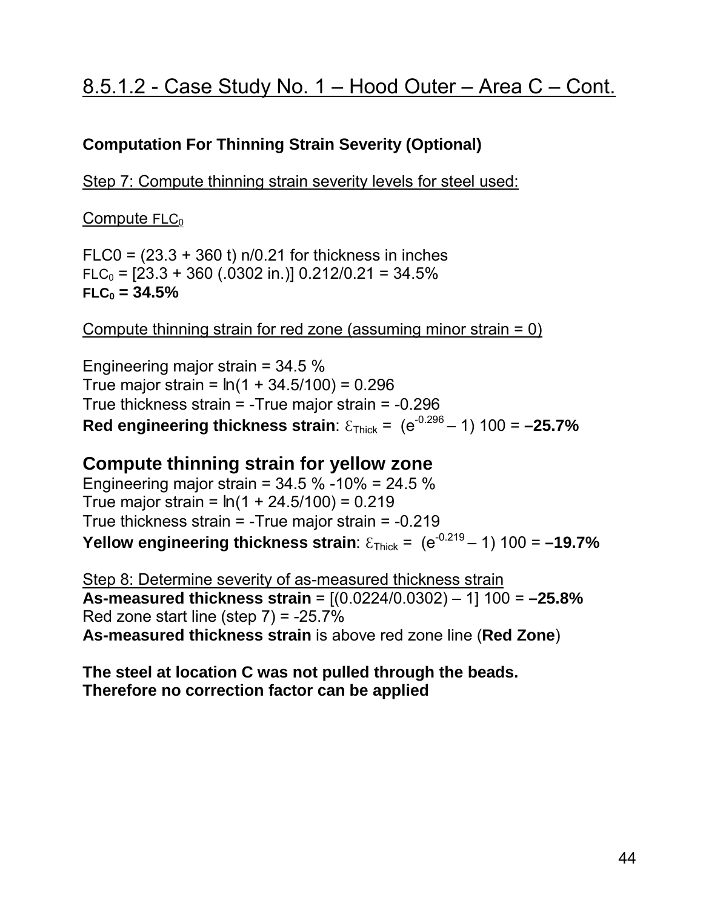# 8.5.1.2 - Case Study No. 1 – Hood Outer – Area C – Cont.

**Computation For Thinning Strain Severity (Optional)**

Step 7: Compute thinning strain severity levels for steel used:

Compute $FLC_0$

FLC0 = (23.3 + 360 t) n/0.21 for thickness in inches
$FLC_0$ = [23.3 + 360 (.0302 in.)] 0.212/0.21 = 34.5%
**$FLC_0$ = 34.5%**

Compute thinning strain for red zone (assuming minor strain = 0)

Engineering major strain = 34.5 %
True major strain = ln(1 + 34.5/100) = 0.296
True thickness strain = -True major strain = -0.296
**Red engineering thickness strain**: $\varepsilon_{Thick}$ = $(e^{-0.296} – 1)$ 100 = **–25.7%**

## Compute thinning strain for yellow zone

Engineering major strain = 34.5 % -10% = 24.5 %
True major strain = ln(1 + 24.5/100) = 0.219
True thickness strain = -True major strain = -0.219
**Yellow engineering thickness strain**: $\varepsilon_{Thick}$ = $(e^{-0.219} – 1)$ 100 = **–19.7%**

Step 8: Determine severity of as-measured thickness strain
**As-measured thickness strain** = [(0.0224/0.0302) – 1] 100 = **–25.8%**
Red zone start line (step 7) = -25.7%
**As-measured thickness strain** is above red zone line (**Red Zone**)

**The steel at location C was not pulled through the beads.
Therefore no correction factor can be applied**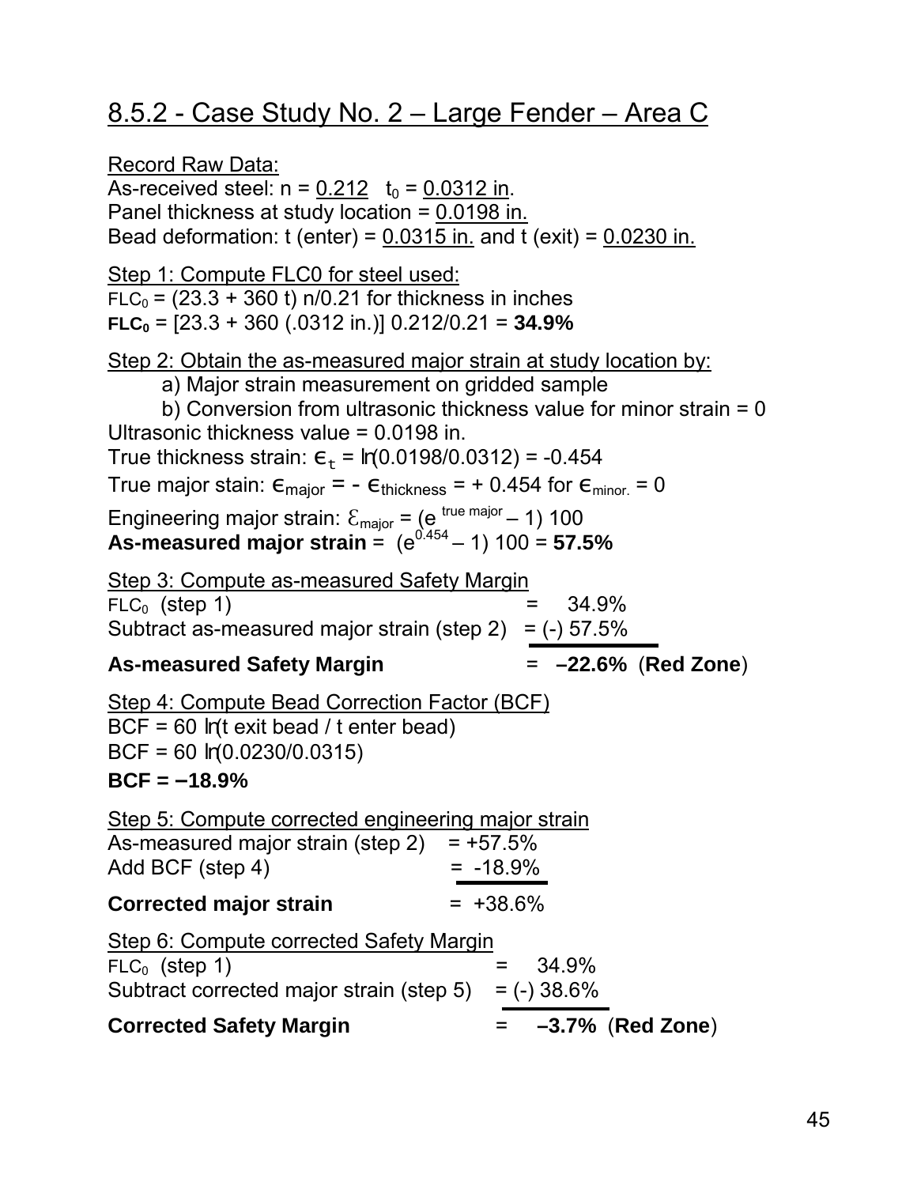## 8.5.2 - Case Study No. 2 – Large Fender – Area C

Record Raw Data:
As-received steel: $n$ = 0.212 $t_0$ = 0.0312 in.
Panel thickness at study location = 0.0198 in.
Bead deformation: t (enter) = 0.0315 in. and t (exit) = 0.0230 in.

Step 1: Compute FLC0 for steel used:
$FLC_0 = (23.3 + 360\ t)\ n/0.21$ for thickness in inches
**$FLC_0$** = [23.3 + 360 (.0312 in.)] 0.212/0.21 = **34.9%**

Step 2: Obtain the as-measured major strain at study location by:

a) Major strain measurement on gridded sample
b) Conversion from ultrasonic thickness value for minor strain = 0

Ultrasonic thickness value = 0.0198 in.
True thickness strain: $\epsilon_t = \ln(0.0198/0.0312) = -0.454$
True major stain: $\epsilon_{major} = -\epsilon_{thickness} = +0.454$ for $\epsilon_{minor.} = 0$
Engineering major strain: $\mathcal{E}_{major} = (e^{\text{true major}} - 1)\ 100$
**As-measured major strain** = $(e^{0.454} - 1)\ 100$ = **57.5%**

Step 3: Compute as-measured Safety Margin

| | | |
|---|---|---|
| $FLC_0$ (step 1) | = | 34.9% |
| Subtract as-measured major strain (step 2) | = | (-) 57.5% |
| **As-measured Safety Margin** | = | **–22.6%** (**Red Zone**) |

Step 4: Compute Bead Correction Factor (BCF)
BCF = 60 ln(t exit bead / t enter bead)
BCF = 60 ln(0.0230/0.0315)
**BCF = –18.9%**

Step 5: Compute corrected engineering major strain

| | | |
|---|---|---|
| As-measured major strain (step 2) | = | +57.5% |
| Add BCF (step 4) | = | -18.9% |
| **Corrected major strain** | = | +38.6% |

Step 6: Compute corrected Safety Margin

| | | |
|---|---|---|
| $FLC_0$ (step 1) | = | 34.9% |
| Subtract corrected major strain (step 5) | = | (-) 38.6% |
| **Corrected Safety Margin** | = | **–3.7%** (**Red Zone**) |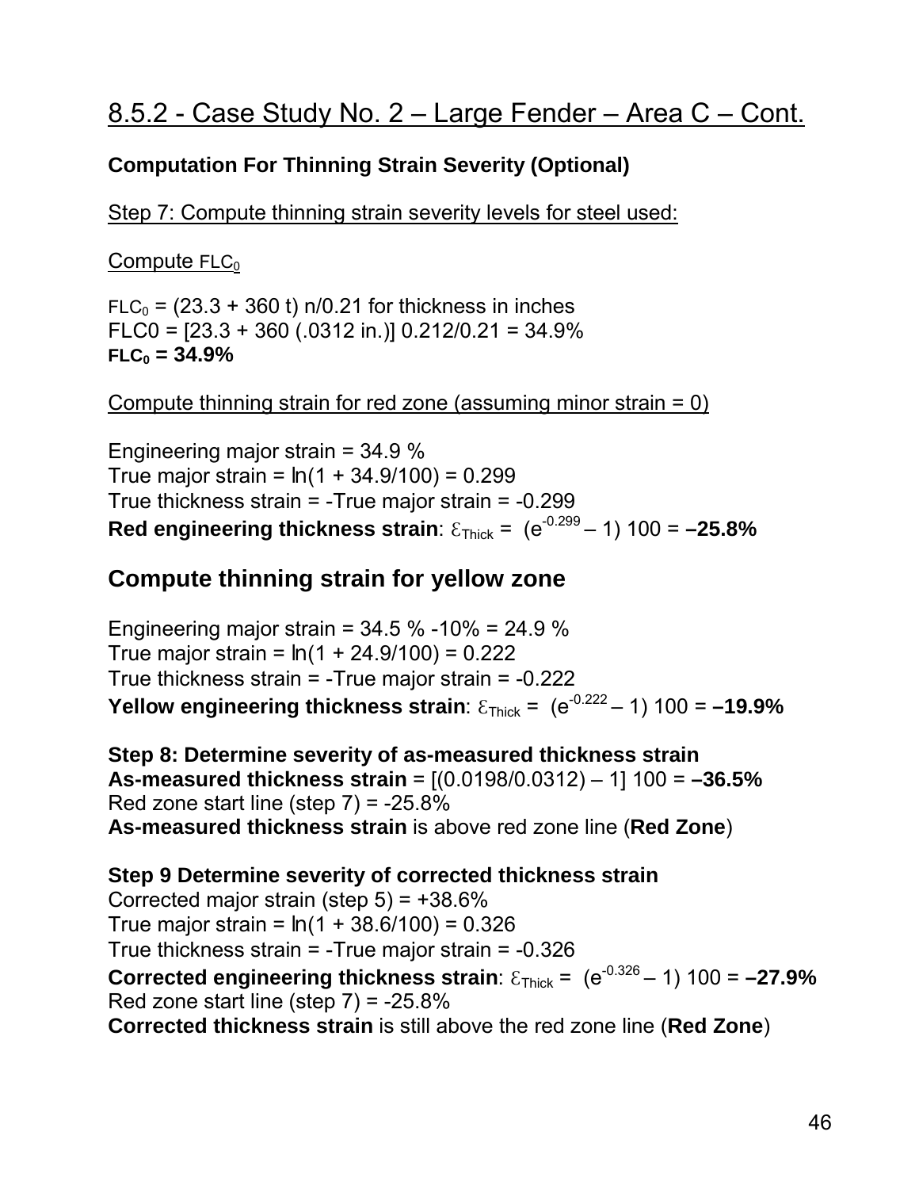# 8.5.2 - Case Study No. 2 – Large Fender – Area C – Cont.

**Computation For Thinning Strain Severity (Optional)**

Step 7: Compute thinning strain severity levels for steel used:

Compute $FLC_0$

$FLC_0$ = (23.3 + 360 t) n/0.21 for thickness in inches
FLC0 = [23.3 + 360 (.0312 in.)] 0.212/0.21 = 34.9%
**$FLC_0$ = 34.9%**

Compute thinning strain for red zone (assuming minor strain = 0)

Engineering major strain = 34.9 %
True major strain = ln(1 + 34.9/100) = 0.299
True thickness strain = -True major strain = -0.299
**Red engineering thickness strain**: $\varepsilon_{Thick}$ = $(e^{-0.299} – 1)$ 100 = **–25.8%**

## Compute thinning strain for yellow zone

Engineering major strain = 34.5 % -10% = 24.9 %
True major strain = ln(1 + 24.9/100) = 0.222
True thickness strain = -True major strain = -0.222
**Yellow engineering thickness strain**: $\varepsilon_{Thick}$ = $(e^{-0.222} – 1)$ 100 = **–19.9%**

**Step 8: Determine severity of as-measured thickness strain**
**As-measured thickness strain** = [(0.0198/0.0312) – 1] 100 = **–36.5%**
Red zone start line (step 7) = -25.8%
**As-measured thickness strain** is above red zone line (**Red Zone**)

**Step 9 Determine severity of corrected thickness strain**
Corrected major strain (step 5) = +38.6%
True major strain = ln(1 + 38.6/100) = 0.326
True thickness strain = -True major strain = -0.326
**Corrected engineering thickness strain**: $\varepsilon_{Thick}$ = $(e^{-0.326} – 1)$ 100 = **–27.9%**
Red zone start line (step 7) = -25.8%
**Corrected thickness strain** is still above the red zone line (**Red Zone**)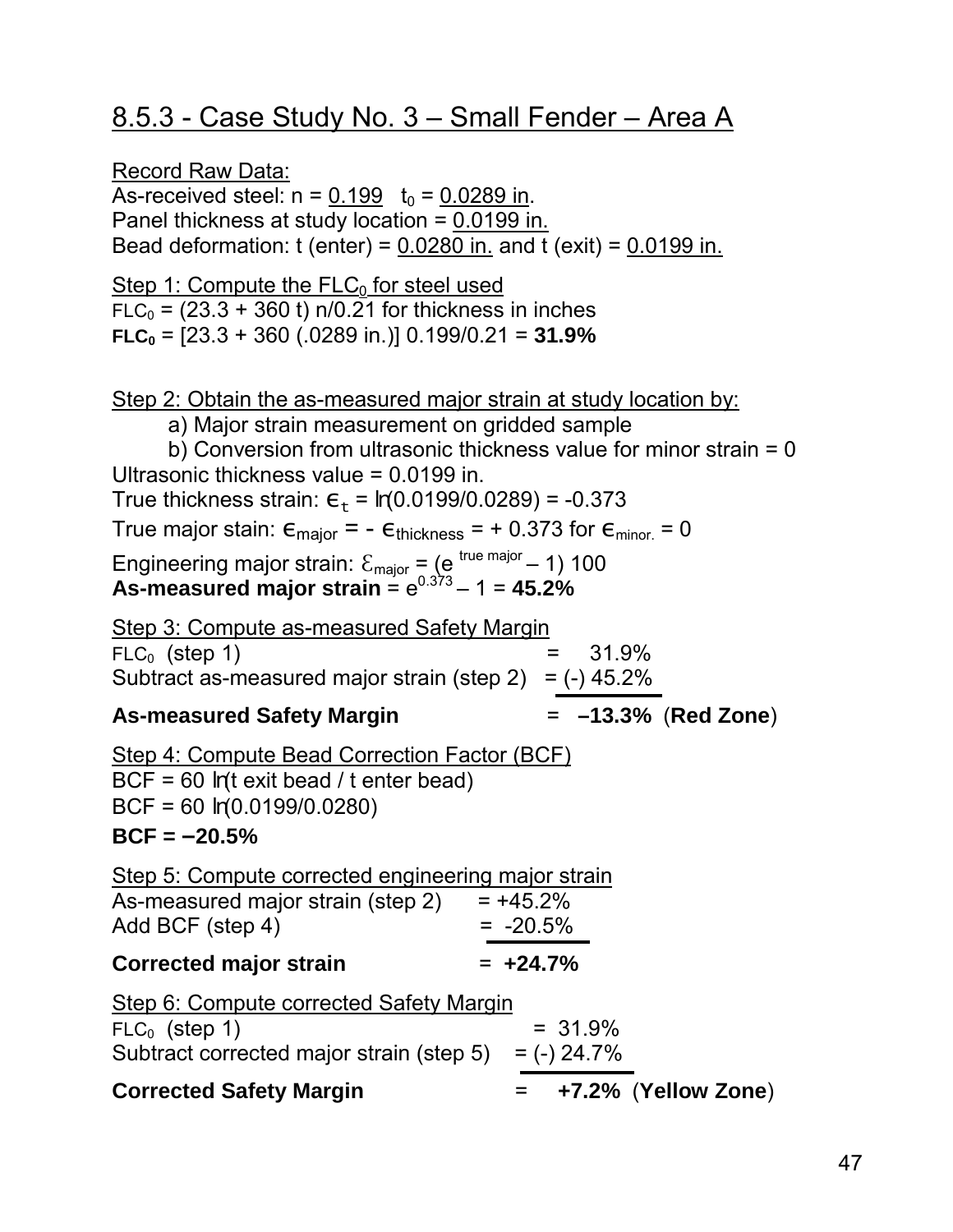## 8.5.3 - Case Study No. 3 – Small Fender – Area A

Record Raw Data:
As-received steel: $n$ = 0.199   $t_0$ = 0.0289 in.
Panel thickness at study location = 0.0199 in.
Bead deformation: t (enter) = 0.0280 in. and t (exit) = 0.0199 in.

Step 1: Compute the $FLC_0$ for steel used
$FLC_0 = (23.3 + 360\ t)\ n/0.21$ for thickness in inches
$\mathbf{FLC_0} = [23.3 + 360\ (.0289\ in.)]\ 0.199/0.21 = \mathbf{31.9\%}$

Step 2: Obtain the as-measured major strain at study location by:
   a) Major strain measurement on gridded sample
   b) Conversion from ultrasonic thickness value for minor strain = 0

Ultrasonic thickness value = 0.0199 in.
True thickness strain: $\epsilon_t = \ln(0.0199/0.0289) = -0.373$
True major stain: $\epsilon_{major} = -\epsilon_{thickness} = +0.373$ for $\epsilon_{minor.} = 0$
Engineering major strain: $\mathcal{E}_{major} = (e^{\text{true major}} - 1)\ 100$
**As-measured major strain** = $e^{0.373} - 1$ = **45.2%**

Step 3: Compute as-measured Safety Margin

| | | |
|---|---|---|
| $FLC_0$ (step 1) | = | 31.9% |
| Subtract as-measured major strain (step 2) | = | (-) 45.2% |
| **As-measured Safety Margin** | = | **–13.3%** (**Red Zone**) |

Step 4: Compute Bead Correction Factor (BCF)
BCF = 60 ln(t exit bead / t enter bead)
BCF = 60 ln(0.0199/0.0280)
**BCF = –20.5%**

Step 5: Compute corrected engineering major strain

| | | |
|---|---|---|
| As-measured major strain (step 2) | = | +45.2% |
| Add BCF (step 4) | = | -20.5% |
| **Corrected major strain** | = | **+24.7%** |

Step 6: Compute corrected Safety Margin

| | | |
|---|---|---|
| $FLC_0$ (step 1) | = | 31.9% |
| Subtract corrected major strain (step 5) | = | (-) 24.7% |
| **Corrected Safety Margin** | = | **+7.2%** (**Yellow Zone**) |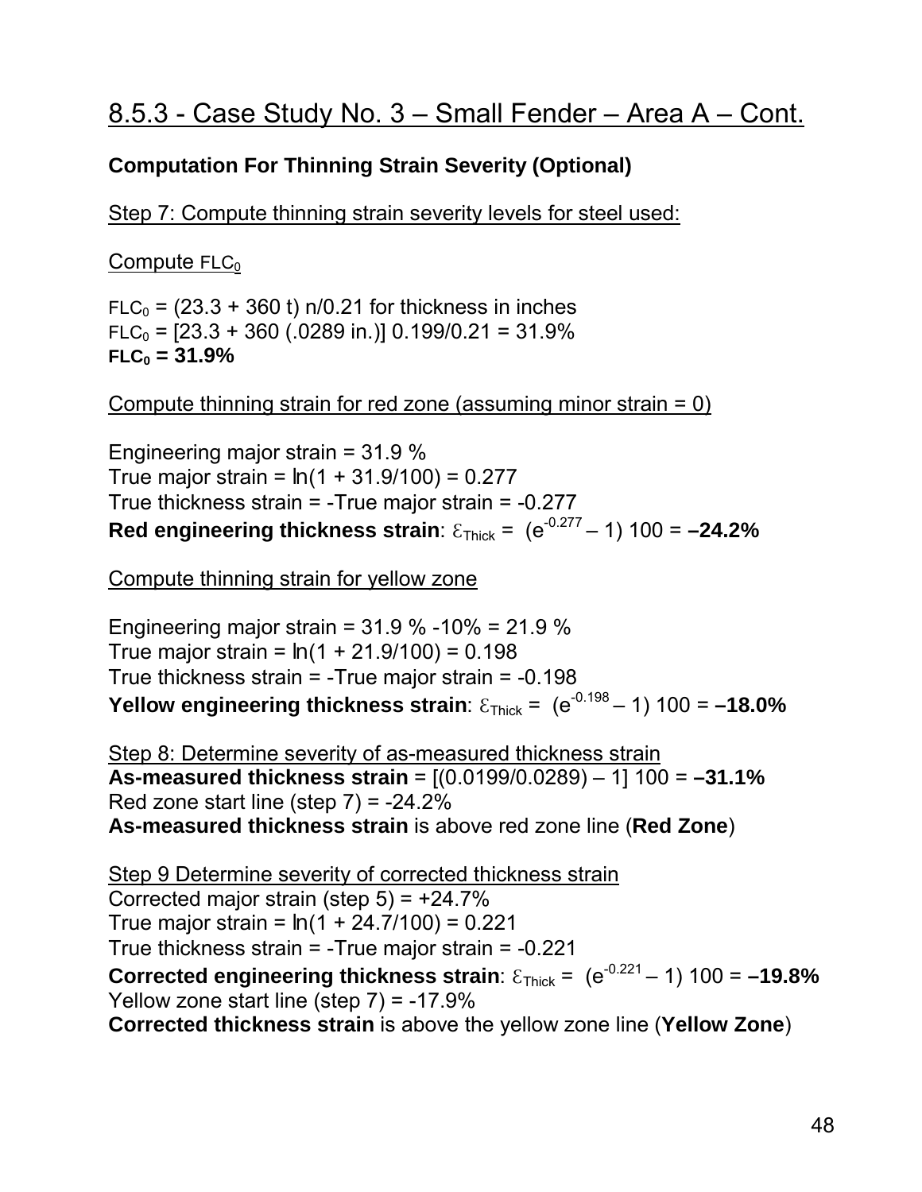## 8.5.3 - Case Study No. 3 – Small Fender – Area A – Cont.

**Computation For Thinning Strain Severity (Optional)**

Step 7: Compute thinning strain severity levels for steel used:

Compute $FLC_0$

$FLC_0$ = (23.3 + 360 t) n/0.21 for thickness in inches
$FLC_0$ = [23.3 + 360 (.0289 in.)] 0.199/0.21 = 31.9%
**$FLC_0$ = 31.9%**

Compute thinning strain for red zone (assuming minor strain = 0)

Engineering major strain = 31.9 %
True major strain = ln(1 + 31.9/100) = 0.277
True thickness strain = -True major strain = -0.277
**Red engineering thickness strain**: $\varepsilon_{Thick}$ = $(e^{-0.277} - 1)$ 100 = **–24.2%**

Compute thinning strain for yellow zone

Engineering major strain = 31.9 % -10% = 21.9 %
True major strain = ln(1 + 21.9/100) = 0.198
True thickness strain = -True major strain = -0.198
**Yellow engineering thickness strain**: $\varepsilon_{Thick}$ = $(e^{-0.198} - 1)$ 100 = **–18.0%**

Step 8: Determine severity of as-measured thickness strain
**As-measured thickness strain** = [(0.0199/0.0289) – 1] 100 = **–31.1%**
Red zone start line (step 7) = -24.2%
**As-measured thickness strain** is above red zone line (**Red Zone**)

Step 9 Determine severity of corrected thickness strain
Corrected major strain (step 5) = +24.7%
True major strain = ln(1 + 24.7/100) = 0.221
True thickness strain = -True major strain = -0.221
**Corrected engineering thickness strain**: $\varepsilon_{Thick}$ = $(e^{-0.221} - 1)$ 100 = **–19.8%**
Yellow zone start line (step 7) = -17.9%
**Corrected thickness strain** is above the yellow zone line (**Yellow Zone**)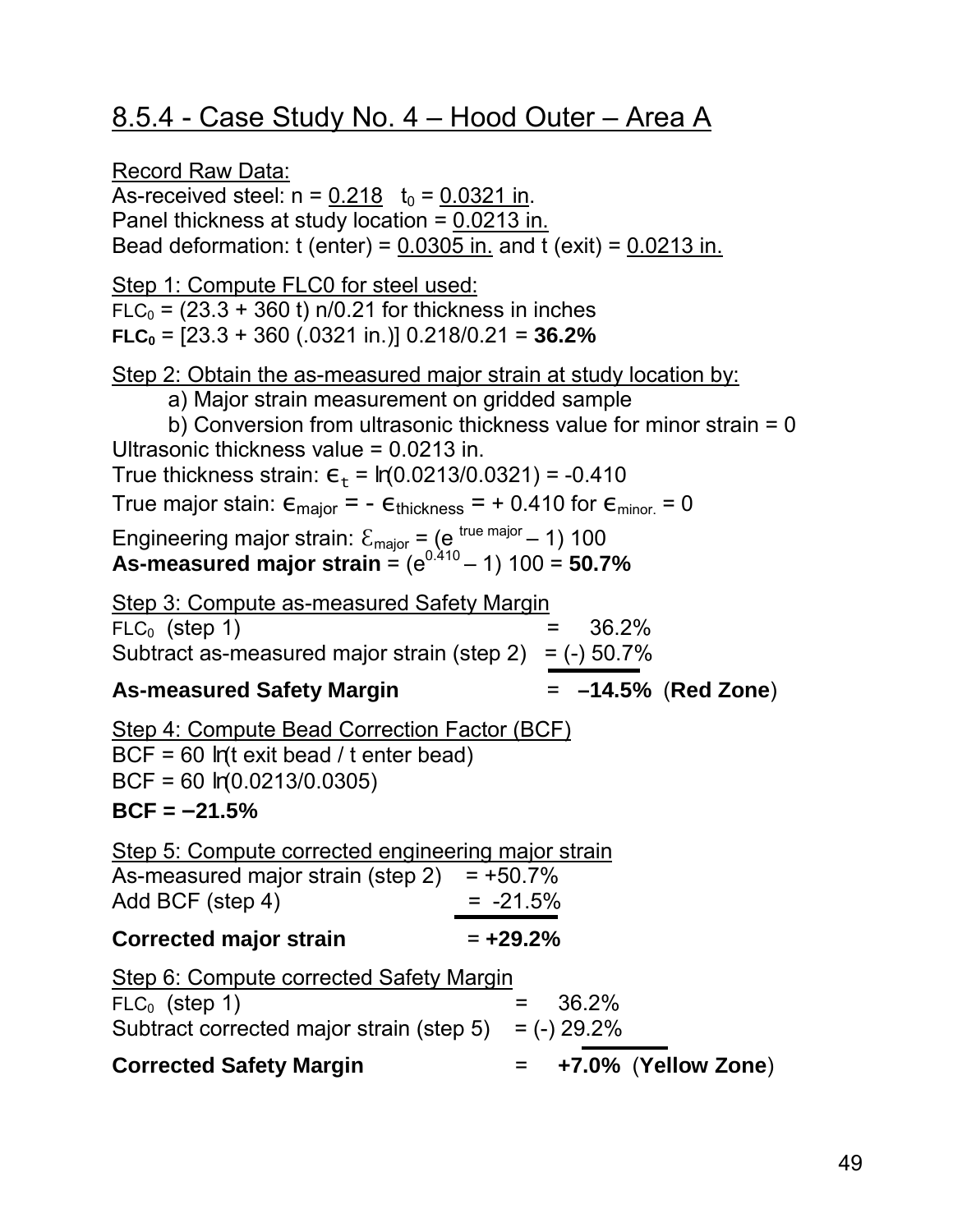## 8.5.4 - Case Study No. 4 – Hood Outer – Area A

Record Raw Data:
As-received steel: n = 0.218 $t_0$ = 0.0321 in.
Panel thickness at study location = 0.0213 in.
Bead deformation: t (enter) = 0.0305 in. and t (exit) = 0.0213 in.

Step 1: Compute FLC0 for steel used:
$FLC_0$ = (23.3 + 360 t) n/0.21 for thickness in inches
**$FLC_0$** = [23.3 + 360 (.0321 in.)] 0.218/0.21 = **36.2%**

Step 2: Obtain the as-measured major strain at study location by:

a) Major strain measurement on gridded sample
b) Conversion from ultrasonic thickness value for minor strain = 0

Ultrasonic thickness value = 0.0213 in.
True thickness strain: $\epsilon_t = \ln(0.0213/0.0321) = -0.410$
True major stain: $\epsilon_{major} = -\epsilon_{thickness} = +0.410$ for $\epsilon_{minor.} = 0$
Engineering major strain: $\mathcal{E}_{major} = (e^{\text{true major}} - 1)\ 100$
**As-measured major strain** = $(e^{0.410} - 1)\ 100$ = **50.7%**

Step 3: Compute as-measured Safety Margin

| | | |
|---|---|---|
| $FLC_0$ (step 1) | = 36.2% | |
| Subtract as-measured major strain (step 2) | = (-) 50.7% | |
| **As-measured Safety Margin** | = **–14.5%** | (**Red Zone**) |

Step 4: Compute Bead Correction Factor (BCF)
BCF = 60 ln(t exit bead / t enter bead)
BCF = 60 ln(0.0213/0.0305)
**BCF = –21.5%**

Step 5: Compute corrected engineering major strain

| | |
|---|---|
| As-measured major strain (step 2) | = +50.7% |
| Add BCF (step 4) | = -21.5% |
| **Corrected major strain** | = **+29.2%** |

Step 6: Compute corrected Safety Margin

| | | |
|---|---|---|
| $FLC_0$ (step 1) | = 36.2% | |
| Subtract corrected major strain (step 5) | = (-) 29.2% | |
| **Corrected Safety Margin** | = **+7.0%** | (**Yellow Zone**) |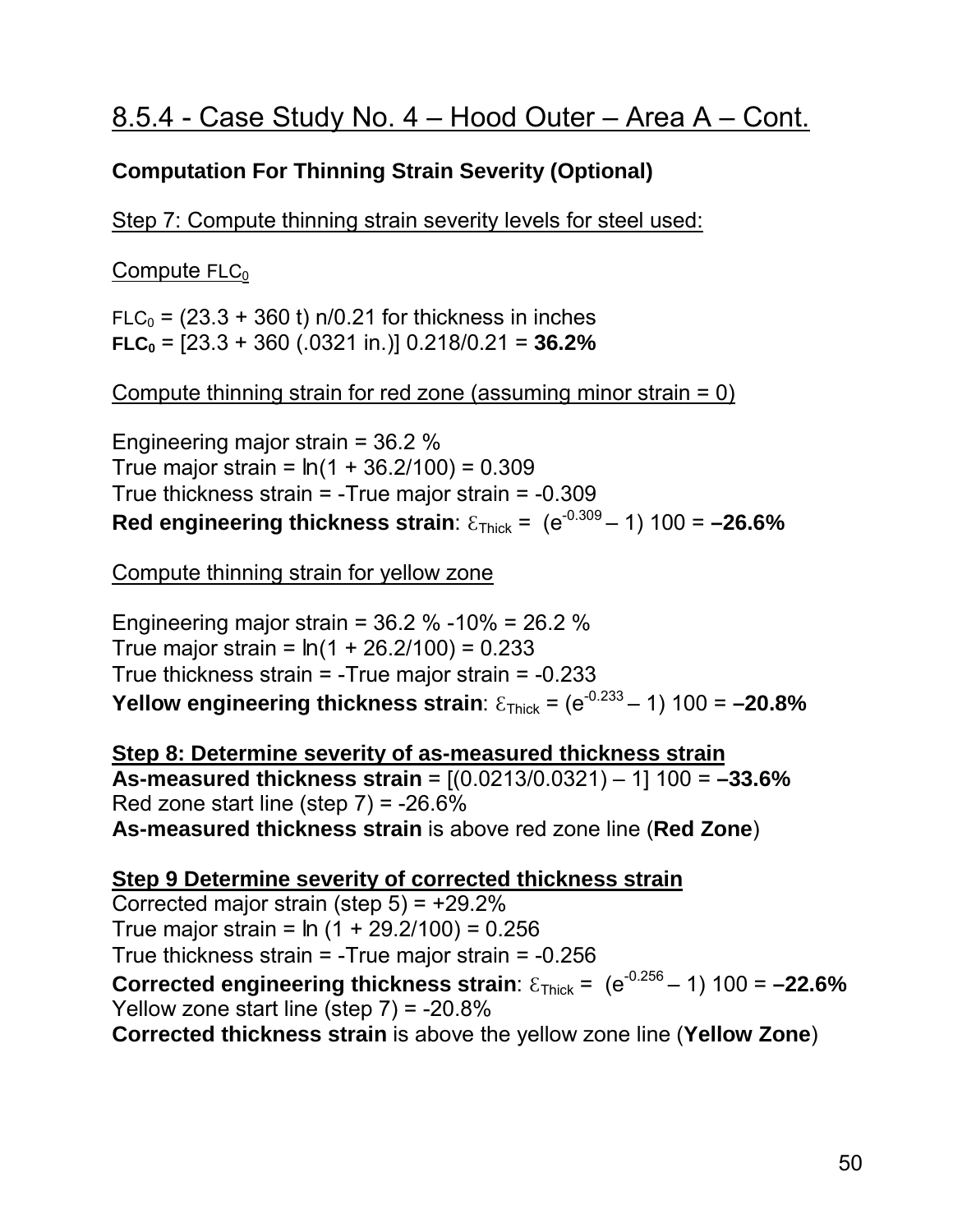## 8.5.4 - Case Study No. 4 – Hood Outer – Area A – Cont.

**Computation For Thinning Strain Severity (Optional)**

Step 7: Compute thinning strain severity levels for steel used:

Compute $FLC_0$

$FLC_0$ = (23.3 + 360 t) n/0.21 for thickness in inches
**$FLC_0$** = [23.3 + 360 (.0321 in.)] 0.218/0.21 = **36.2%**

Compute thinning strain for red zone (assuming minor strain = 0)

Engineering major strain = 36.2 %
True major strain = ln(1 + 36.2/100) = 0.309
True thickness strain = -True major strain = -0.309
**Red engineering thickness strain**: $\varepsilon_{Thick} = (e^{-0.309} - 1)\ 100$ = **–26.6%**

Compute thinning strain for yellow zone

Engineering major strain = 36.2 % -10% = 26.2 %
True major strain = ln(1 + 26.2/100) = 0.233
True thickness strain = -True major strain = -0.233
**Yellow engineering thickness strain**: $\varepsilon_{Thick} = (e^{-0.233} - 1)\ 100$ = **–20.8%**

**Step 8: Determine severity of as-measured thickness strain**
**As-measured thickness strain** = [(0.0213/0.0321) – 1] 100 = **–33.6%**
Red zone start line (step 7) = -26.6%
**As-measured thickness strain** is above red zone line (**Red Zone**)

**Step 9 Determine severity of corrected thickness strain**
Corrected major strain (step 5) = +29.2%
True major strain = ln (1 + 29.2/100) = 0.256
True thickness strain = -True major strain = -0.256
**Corrected engineering thickness strain**: $\varepsilon_{Thick} = (e^{-0.256} - 1)\ 100$ = **–22.6%**
Yellow zone start line (step 7) = -20.8%
**Corrected thickness strain** is above the yellow zone line (**Yellow Zone**)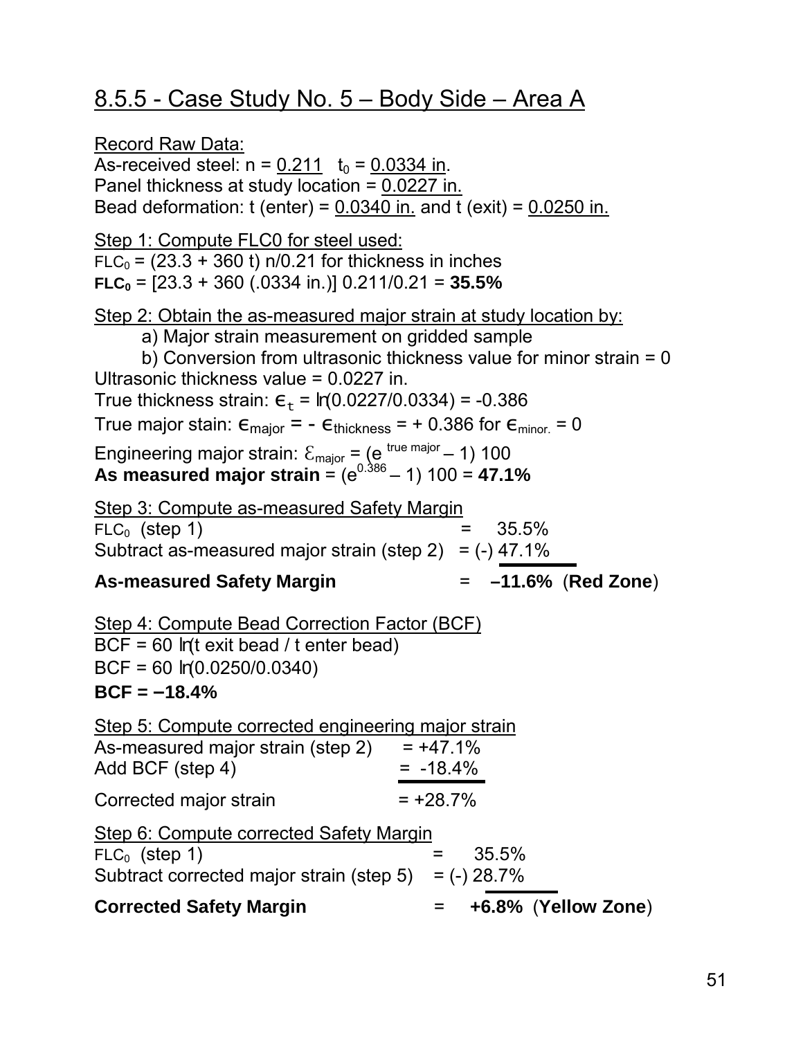## 8.5.5 - Case Study No. 5 – Body Side – Area A

Record Raw Data:
As-received steel: $n$ = 0.211 $t_0$ = 0.0334 in.
Panel thickness at study location = 0.0227 in.
Bead deformation: t (enter) = 0.0340 in. and t (exit) = 0.0250 in.

Step 1: Compute FLC0 for steel used:
$FLC_0 = (23.3 + 360\ t)\ n/0.21$ for thickness in inches
$FLC_0 = [23.3 + 360\ (.0334\ \text{in.})]\ 0.211/0.21 =$ **35.5%**

Step 2: Obtain the as-measured major strain at study location by:

a) Major strain measurement on gridded sample

b) Conversion from ultrasonic thickness value for minor strain = 0

Ultrasonic thickness value = 0.0227 in.
True thickness strain: $\epsilon_t = \ln(0.0227/0.0334) = -0.386$
True major stain: $\epsilon_{major} = -\ \epsilon_{thickness} = +\ 0.386$ for $\epsilon_{minor.} = 0$
Engineering major strain: $\mathcal{E}_{major} = (e^{\text{true major}} - 1)\ 100$
**As measured major strain** $= (e^{0.386} - 1)\ 100 =$ **47.1%**

Step 3: Compute as-measured Safety Margin

| | | |
|---|---|---|
| $FLC_0$ (step 1) | = | 35.5% |
| Subtract as-measured major strain (step 2) | = | (-) 47.1% |
| **As-measured Safety Margin** | = | **–11.6%** (**Red Zone**) |

Step 4: Compute Bead Correction Factor (BCF)
BCF = 60 ln(t exit bead / t enter bead)
BCF = 60 ln(0.0250/0.0340)
**BCF = –18.4%**

Step 5: Compute corrected engineering major strain

| | | |
|---|---|---|
| As-measured major strain (step 2) | = | +47.1% |
| Add BCF (step 4) | = | -18.4% |
| Corrected major strain | = | +28.7% |

Step 6: Compute corrected Safety Margin

| | | |
|---|---|---|
| $FLC_0$ (step 1) | = | 35.5% |
| Subtract corrected major strain (step 5) | = | (-) 28.7% |
| **Corrected Safety Margin** | = | **+6.8%** (**Yellow Zone**) |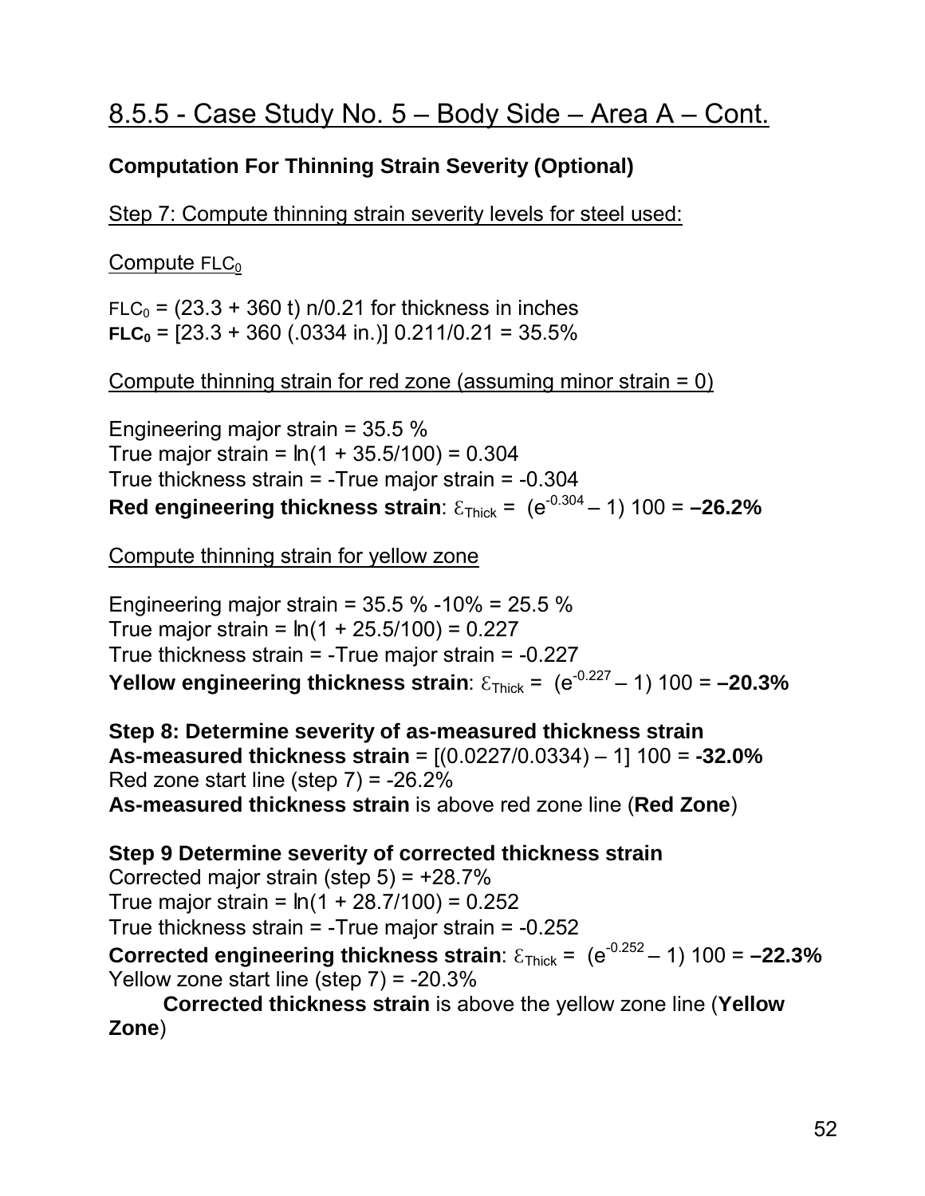## 8.5.5 - Case Study No. 5 – Body Side – Area A – Cont.

**Computation For Thinning Strain Severity (Optional)**

Step 7: Compute thinning strain severity levels for steel used:

Compute $FLC_0$

$FLC_0$ = (23.3 + 360 t) n/0.21 for thickness in inches
**$FLC_0$** = [23.3 + 360 (.0334 in.)] 0.211/0.21 = 35.5%

Compute thinning strain for red zone (assuming minor strain = 0)

Engineering major strain = 35.5 %
True major strain = ln(1 + 35.5/100) = 0.304
True thickness strain = -True major strain = -0.304
**Red engineering thickness strain**: $\varepsilon_{Thick}$ = $(e^{-0.304} – 1)$ 100 = **–26.2%**

Compute thinning strain for yellow zone

Engineering major strain = 35.5 % -10% = 25.5 %
True major strain = ln(1 + 25.5/100) = 0.227
True thickness strain = -True major strain = -0.227
**Yellow engineering thickness strain**: $\varepsilon_{Thick}$ = $(e^{-0.227} – 1)$ 100 = **–20.3%**

**Step 8: Determine severity of as-measured thickness strain**
**As-measured thickness strain** = [(0.0227/0.0334) – 1] 100 = **-32.0%**
Red zone start line (step 7) = -26.2%
**As-measured thickness strain** is above red zone line (**Red Zone**)

**Step 9 Determine severity of corrected thickness strain**
Corrected major strain (step 5) = +28.7%
True major strain = ln(1 + 28.7/100) = 0.252
True thickness strain = -True major strain = -0.252
**Corrected engineering thickness strain**: $\varepsilon_{Thick}$ = $(e^{-0.252} – 1)$ 100 = **–22.3%**
Yellow zone start line (step 7) = -20.3%
**Corrected thickness strain** is above the yellow zone line (**Yellow Zone**)